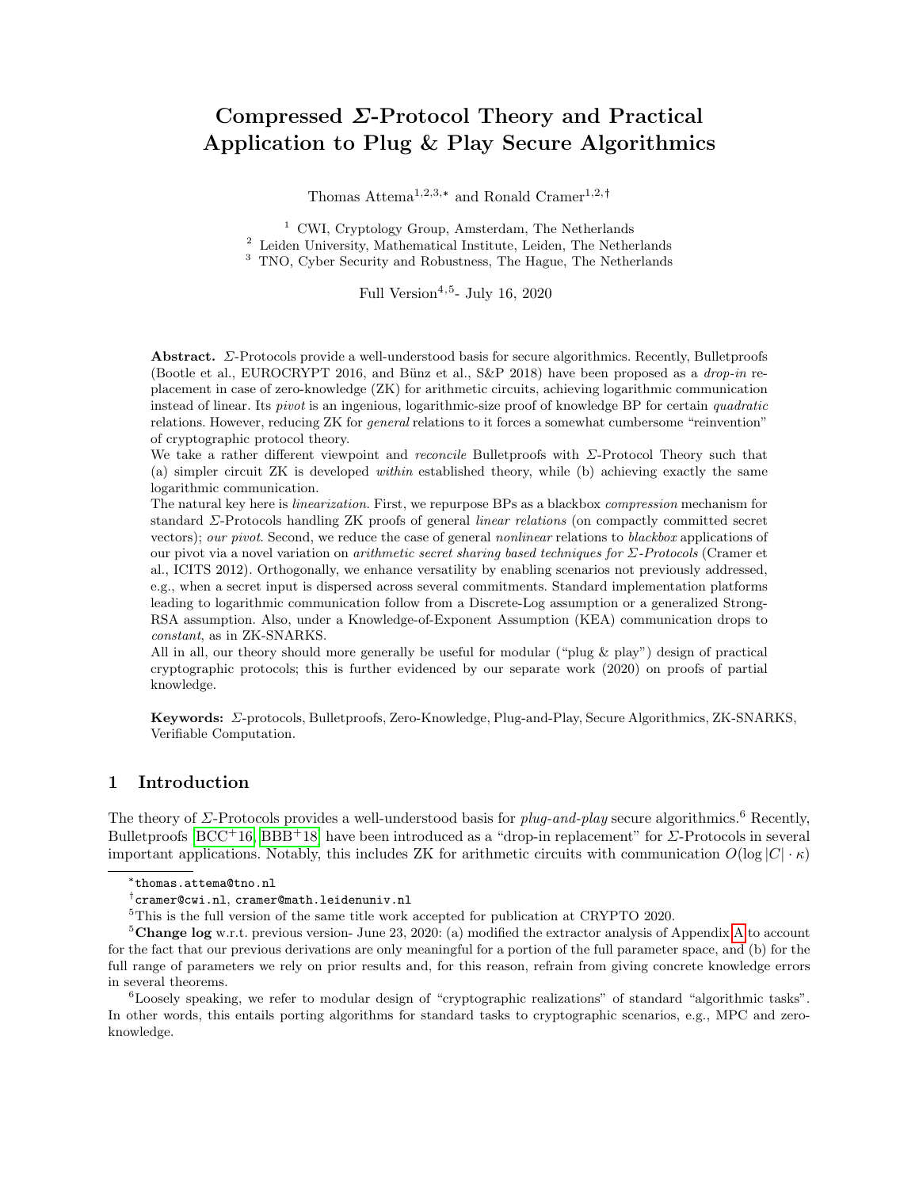# Compressed $\Sigma$-Protocol Theory and Practical Application to Plug & Play Secure Algorithmics

Thomas Attema[1,2,3,*] and Ronald Cramer[1,2,†]

[1] CWI, Cryptology Group, Amsterdam, The Netherlands
[2] Leiden University, Mathematical Institute, Leiden, The Netherlands
[3] TNO, Cyber Security and Robustness, The Hague, The Netherlands

Full Version[4,5]- July 16, 2020

**Abstract.** $\Sigma$-Protocols provide a well-understood basis for secure algorithmics. Recently, Bulletproofs (Bootle et al., EUROCRYPT 2016, and Bünz et al., S&P 2018) have been proposed as a *drop-in* replacement in case of zero-knowledge (ZK) for arithmetic circuits, achieving logarithmic communication instead of linear. Its *pivot* is an ingenious, logarithmic-size proof of knowledge BP for certain *quadratic* relations. However, reducing ZK for *general* relations to it forces a somewhat cumbersome "reinvention" of cryptographic protocol theory.

We take a rather different viewpoint and *reconcile* Bulletproofs with $\Sigma$-Protocol Theory such that (a) simpler circuit ZK is developed *within* established theory, while (b) achieving exactly the same logarithmic communication.

The natural key here is *linearization*. First, we repurpose BPs as a blackbox *compression* mechanism for standard $\Sigma$-Protocols handling ZK proofs of general *linear relations* (on compactly committed secret vectors); *our pivot*. Second, we reduce the case of general *nonlinear* relations to *blackbox* applications of our pivot via a novel variation on *arithmetic secret sharing based techniques for $\Sigma$-Protocols* (Cramer et al., ICITS 2012). Orthogonally, we enhance versatility by enabling scenarios not previously addressed, e.g., when a secret input is dispersed across several commitments. Standard implementation platforms leading to logarithmic communication follow from a Discrete-Log assumption or a generalized Strong-RSA assumption. Also, under a Knowledge-of-Exponent Assumption (KEA) communication drops to *constant*, as in ZK-SNARKS.

All in all, our theory should more generally be useful for modular ("plug & play") design of practical cryptographic protocols; this is further evidenced by our separate work (2020) on proofs of partial knowledge.

**Keywords:** $\Sigma$-protocols, Bulletproofs, Zero-Knowledge, Plug-and-Play, Secure Algorithmics, ZK-SNARKS, Verifiable Computation.

## 1 Introduction

The theory of $\Sigma$-Protocols provides a well-understood basis for *plug-and-play* secure algorithmics.[6] Recently, Bulletproofs [BCC+16, BBB+18] have been introduced as a "drop-in replacement" for $\Sigma$-Protocols in several important applications. Notably, this includes ZK for arithmetic circuits with communication $O(\log |C| \cdot \kappa)$

---

*thomas.attema@tno.nl

†cramer@cwi.nl, cramer@math.leidenuniv.nl

[5]This is the full version of the same title work accepted for publication at CRYPTO 2020.

[5]**Change log** w.r.t. previous version- June 23, 2020: (a) modified the extractor analysis of Appendix A to account for the fact that our previous derivations are only meaningful for a portion of the full parameter space, and (b) for the full range of parameters we rely on prior results and, for this reason, refrain from giving concrete knowledge errors in several theorems.

[6]Loosely speaking, we refer to modular design of "cryptographic realizations" of standard "algorithmic tasks". In other words, this entails porting algorithms for standard tasks to cryptographic scenarios, e.g., MPC and zero-knowledge.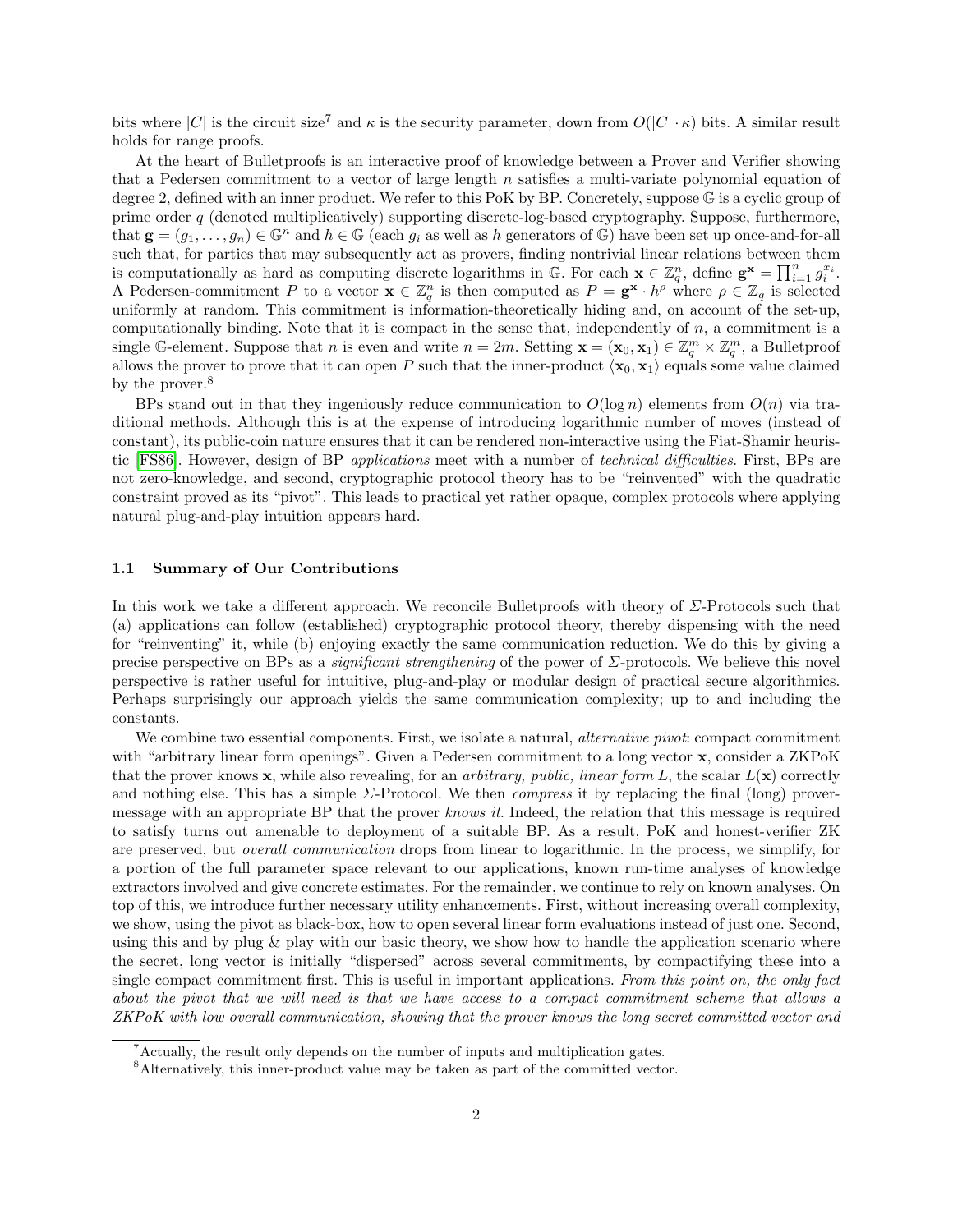bits where $|C|$ is the circuit size[7] and $\kappa$ is the security parameter, down from $O(|C| \cdot \kappa)$ bits. A similar result holds for range proofs.

At the heart of Bulletproofs is an interactive proof of knowledge between a Prover and Verifier showing that a Pedersen commitment to a vector of large length $n$ satisfies a multi-variate polynomial equation of degree 2, defined with an inner product. We refer to this PoK by BP. Concretely, suppose $\mathbb{G}$ is a cyclic group of prime order $q$ (denoted multiplicatively) supporting discrete-log-based cryptography. Suppose, furthermore, that $\mathbf{g} = (g_1, \dots, g_n) \in \mathbb{G}^n$ and $h \in \mathbb{G}$ (each $g_i$ as well as $h$ generators of $\mathbb{G}$) have been set up once-and-for-all such that, for parties that may subsequently act as provers, finding nontrivial linear relations between them is computationally as hard as computing discrete logarithms in $\mathbb{G}$. For each $\mathbf{x} \in \mathbb{Z}_q^n$, define $\mathbf{g}^{\mathbf{x}} = \prod_{i=1}^n g_i^{x_i}$. A Pedersen-commitment $P$ to a vector $\mathbf{x} \in \mathbb{Z}_q^n$ is then computed as $P = \mathbf{g}^{\mathbf{x}} \cdot h^{\rho}$ where $\rho \in \mathbb{Z}_q$ is selected uniformly at random. This commitment is information-theoretically hiding and, on account of the set-up, computationally binding. Note that it is compact in the sense that, independently of $n$, a commitment is a single $\mathbb{G}$-element. Suppose that $n$ is even and write $n = 2m$. Setting $\mathbf{x} = (\mathbf{x}_0, \mathbf{x}_1) \in \mathbb{Z}_q^m \times \mathbb{Z}_q^m$, a Bulletproof allows the prover to prove that it can open $P$ such that the inner-product $\langle \mathbf{x}_0, \mathbf{x}_1 \rangle$ equals some value claimed by the prover.[8]

BPs stand out in that they ingeniously reduce communication to $O(\log n)$ elements from $O(n)$ via traditional methods. Although this is at the expense of introducing logarithmic number of moves (instead of constant), its public-coin nature ensures that it can be rendered non-interactive using the Fiat-Shamir heuristic [FS86]. However, design of BP *applications* meet with a number of *technical difficulties*. First, BPs are not zero-knowledge, and second, cryptographic protocol theory has to be "reinvented" with the quadratic constraint proved as its "pivot". This leads to practical yet rather opaque, complex protocols where applying natural plug-and-play intuition appears hard.

### 1.1 Summary of Our Contributions

In this work we take a different approach. We reconcile Bulletproofs with theory of $\Sigma$-Protocols such that (a) applications can follow (established) cryptographic protocol theory, thereby dispensing with the need for "reinventing" it, while (b) enjoying exactly the same communication reduction. We do this by giving a precise perspective on BPs as a *significant strengthening* of the power of $\Sigma$-protocols. We believe this novel perspective is rather useful for intuitive, plug-and-play or modular design of practical secure algorithmics. Perhaps surprisingly our approach yields the same communication complexity; up to and including the constants.

We combine two essential components. First, we isolate a natural, *alternative pivot*: compact commitment with "arbitrary linear form openings". Given a Pedersen commitment to a long vector $\mathbf{x}$, consider a ZKPoK that the prover knows $\mathbf{x}$, while also revealing, for an *arbitrary, public, linear form* $L$, the scalar $L(\mathbf{x})$ correctly and nothing else. This has a simple $\Sigma$-Protocol. We then *compress* it by replacing the final (long) prover-message with an appropriate BP that the prover *knows it*. Indeed, the relation that this message is required to satisfy turns out amenable to deployment of a suitable BP. As a result, PoK and honest-verifier ZK are preserved, but *overall communication* drops from linear to logarithmic. In the process, we simplify, for a portion of the full parameter space relevant to our applications, known run-time analyses of knowledge extractors involved and give concrete estimates. For the remainder, we continue to rely on known analyses. On top of this, we introduce further necessary utility enhancements. First, without increasing overall complexity, we show, using the pivot as black-box, how to open several linear form evaluations instead of just one. Second, using this and by plug & play with our basic theory, we show how to handle the application scenario where the secret, long vector is initially "dispersed" across several commitments, by compactifying these into a single compact commitment first. This is useful in important applications. *From this point on, the only fact about the pivot that we will need is that we have access to a compact commitment scheme that allows a ZKPoK with low overall communication, showing that the prover knows the long secret committed vector and*

[7] Actually, the result only depends on the number of inputs and multiplication gates.

[8] Alternatively, this inner-product value may be taken as part of the committed vector.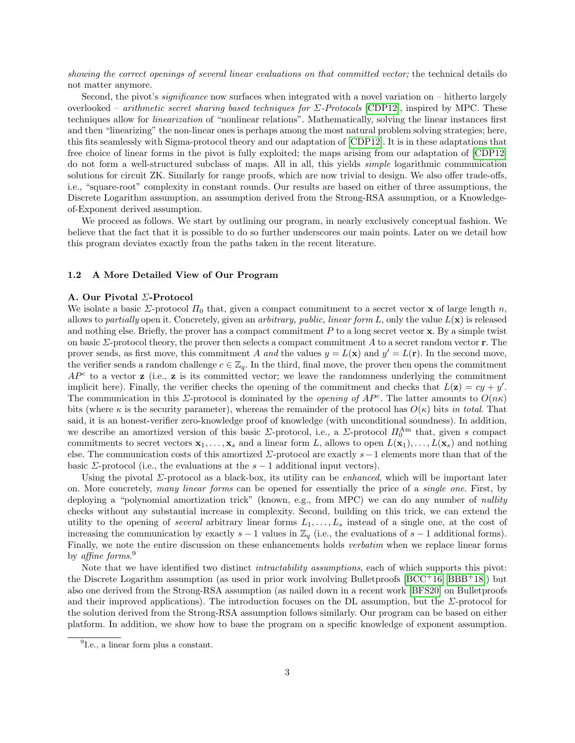*showing the correct openings of several linear evaluations on that committed vector;* the technical details do not matter anymore.

Second, the pivot's *significance* now surfaces when integrated with a novel variation on – hitherto largely overlooked – *arithmetic secret sharing based techniques for Σ-Protocols* [CDP12], inspired by MPC. These techniques allow for *linearization* of "nonlinear relations". Mathematically, solving the linear instances first and then "linearizing" the non-linear ones is perhaps among the most natural problem solving strategies; here, this fits seamlessly with Sigma-protocol theory and our adaptation of [CDP12]. It is in these adaptations that free choice of linear forms in the pivot is fully exploited; the maps arising from our adaptation of [CDP12] do not form a well-structured subclass of maps. All in all, this yields *simple* logarithmic communication solutions for circuit ZK. Similarly for range proofs, which are now trivial to design. We also offer trade-offs, i.e., "square-root" complexity in constant rounds. Our results are based on either of three assumptions, the Discrete Logarithm assumption, an assumption derived from the Strong-RSA assumption, or a Knowledge-of-Exponent derived assumption.

We proceed as follows. We start by outlining our program, in nearly exclusively conceptual fashion. We believe that the fact that it is possible to do so further underscores our main points. Later on we detail how this program deviates exactly from the paths taken in the recent literature.

### 1.2 A More Detailed View of Our Program

**A. Our Pivotal Σ-Protocol**

We isolate a basic Σ-protocol $\Pi_0$ that, given a compact commitment to a secret vector $\mathbf{x}$ of large length $n$, allows to *partially* open it. Concretely, given an *arbitrary, public, linear form* $L$, only the value $L(\mathbf{x})$ is released and nothing else. Briefly, the prover has a compact commitment $P$ to a long secret vector $\mathbf{x}$. By a simple twist on basic Σ-protocol theory, the prover then selects a compact commitment $A$ to a secret random vector $\mathbf{r}$. The prover sends, as first move, this commitment $A$ *and* the values $y = L(\mathbf{x})$ and $y' = L(\mathbf{r})$. In the second move, the verifier sends a random challenge $c \in \mathbb{Z}_q$. In the third, final move, the prover then opens the commitment $AP^c$ to a vector $\mathbf{z}$ (i.e., $\mathbf{z}$ is its committed vector; we leave the randomness underlying the commitment implicit here). Finally, the verifier checks the opening of the commitment and checks that $L(\mathbf{z}) = cy + y'$. The communication in this Σ-protocol is dominated by the *opening of* $AP^c$. The latter amounts to $O(n\kappa)$ bits (where $\kappa$ is the security parameter), whereas the remainder of the protocol has $O(\kappa)$ bits *in total*. That said, it is an honest-verifier zero-knowledge proof of knowledge (with unconditional soundness). In addition, we describe an amortized version of this basic Σ-protocol, i.e., a Σ-protocol $\Pi_0^{\text{Am}}$ that, given $s$ compact commitments to secret vectors $\mathbf{x}_1, \ldots, \mathbf{x}_s$ and a linear form $L$, allows to open $L(\mathbf{x}_1), \ldots, L(\mathbf{x}_s)$ and nothing else. The communication costs of this amortized Σ-protocol are exactly $s-1$ elements more than that of the basic Σ-protocol (i.e., the evaluations at the $s-1$ additional input vectors).

Using the pivotal Σ-protocol as a black-box, its utility can be *enhanced*, which will be important later on. More concretely, *many linear forms* can be opened for essentially the price of a *single one*. First, by deploying a "polynomial amortization trick" (known, e.g., from MPC) we can do any number of *nullity* checks without any substantial increase in complexity. Second, building on this trick, we can extend the utility to the opening of *several* arbitrary linear forms $L_1, \ldots, L_s$ instead of a single one, at the cost of increasing the communication by exactly $s-1$ values in $\mathbb{Z}_q$ (i.e., the evaluations of $s-1$ additional forms). Finally, we note the entire discussion on these enhancements holds *verbatim* when we replace linear forms by *affine forms*.[9]

Note that we have identified two distinct *intractability assumptions*, each of which supports this pivot: the Discrete Logarithm assumption (as used in prior work involving Bulletproofs [BCC+16, BBB+18]) but also one derived from the Strong-RSA assumption (as nailed down in a recent work [BFS20] on Bulletproofs and their improved applications). The introduction focuses on the DL assumption, but the Σ-protocol for the solution derived from the Strong-RSA assumption follows similarly. Our program can be based on either platform. In addition, we show how to base the program on a specific knowledge of exponent assumption.

[9] I.e., a linear form plus a constant.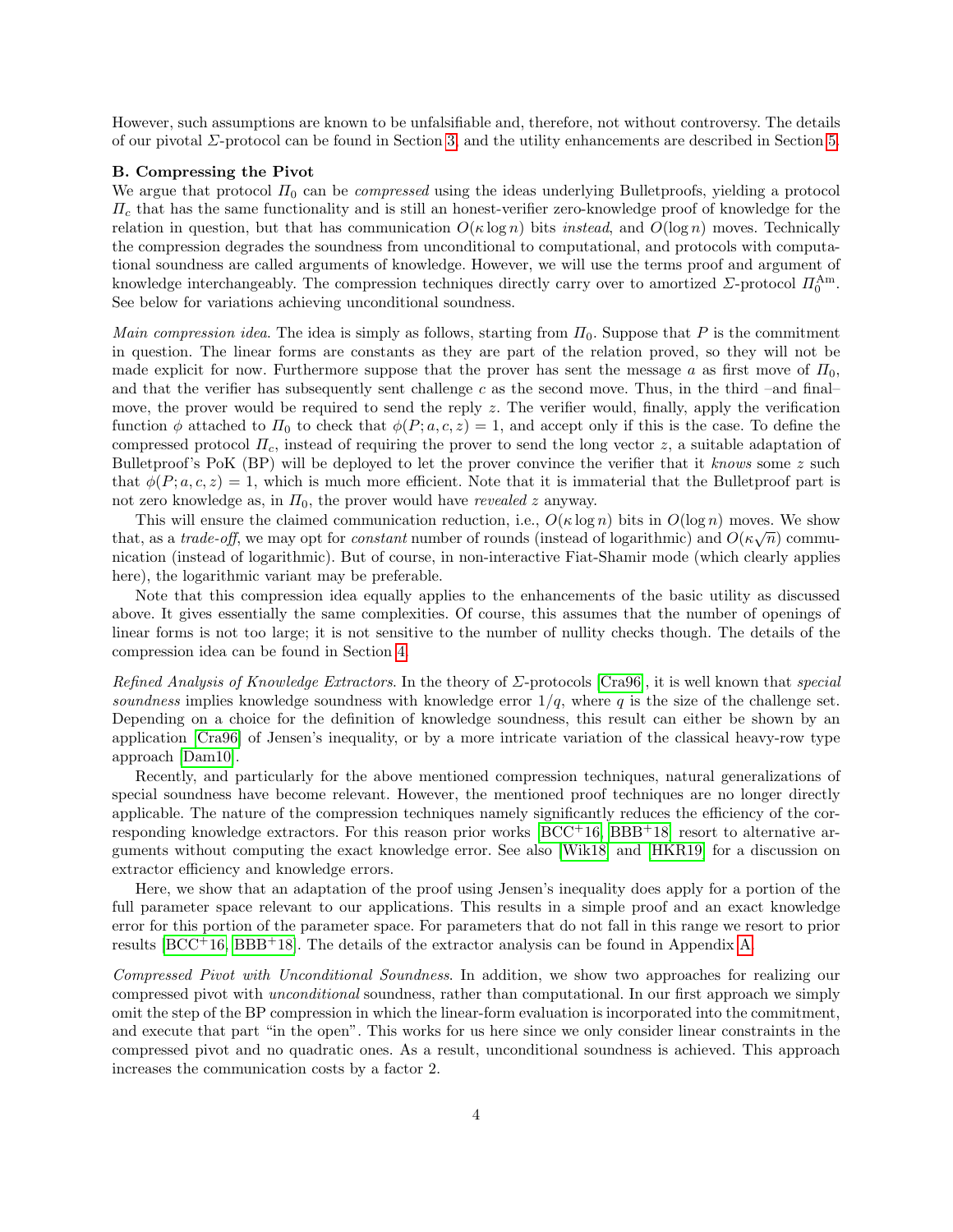However, such assumptions are known to be unfalsifiable and, therefore, not without controversy. The details of our pivotal $\Sigma$-protocol can be found in Section 3, and the utility enhancements are described in Section 5.

**B. Compressing the Pivot**

We argue that protocol $\Pi_0$ can be *compressed* using the ideas underlying Bulletproofs, yielding a protocol $\Pi_c$ that has the same functionality and is still an honest-verifier zero-knowledge proof of knowledge for the relation in question, but that has communication $O(\kappa \log n)$ bits *instead*, and $O(\log n)$ moves. Technically the compression degrades the soundness from unconditional to computational, and protocols with computational soundness are called arguments of knowledge. However, we will use the terms proof and argument of knowledge interchangeably. The compression techniques directly carry over to amortized $\Sigma$-protocol $\Pi_0^{\mathrm{Am}}$. See below for variations achieving unconditional soundness.

*Main compression idea*. The idea is simply as follows, starting from $\Pi_0$. Suppose that $P$ is the commitment in question. The linear forms are constants as they are part of the relation proved, so they will not be made explicit for now. Furthermore suppose that the prover has sent the message $a$ as first move of $\Pi_0$, and that the verifier has subsequently sent challenge $c$ as the second move. Thus, in the third –and final– move, the prover would be required to send the reply $z$. The verifier would, finally, apply the verification function $\phi$ attached to $\Pi_0$ to check that $\phi(P; a, c, z) = 1$, and accept only if this is the case. To define the compressed protocol $\Pi_c$, instead of requiring the prover to send the long vector $z$, a suitable adaptation of Bulletproof's PoK (BP) will be deployed to let the prover convince the verifier that it *knows* some $z$ such that $\phi(P; a, c, z) = 1$, which is much more efficient. Note that it is immaterial that the Bulletproof part is not zero knowledge as, in $\Pi_0$, the prover would have *revealed* $z$ anyway.

This will ensure the claimed communication reduction, i.e., $O(\kappa \log n)$ bits in $O(\log n)$ moves. We show that, as a *trade-off*, we may opt for *constant* number of rounds (instead of logarithmic) and $O(\kappa\sqrt{n})$ communication (instead of logarithmic). But of course, in non-interactive Fiat-Shamir mode (which clearly applies here), the logarithmic variant may be preferable.

Note that this compression idea equally applies to the enhancements of the basic utility as discussed above. It gives essentially the same complexities. Of course, this assumes that the number of openings of linear forms is not too large; it is not sensitive to the number of nullity checks though. The details of the compression idea can be found in Section 4.

*Refined Analysis of Knowledge Extractors*. In the theory of $\Sigma$-protocols [Cra96], it is well known that *special soundness* implies knowledge soundness with knowledge error $1/q$, where $q$ is the size of the challenge set. Depending on a choice for the definition of knowledge soundness, this result can either be shown by an application [Cra96] of Jensen's inequality, or by a more intricate variation of the classical heavy-row type approach [Dam10].

Recently, and particularly for the above mentioned compression techniques, natural generalizations of special soundness have become relevant. However, the mentioned proof techniques are no longer directly applicable. The nature of the compression techniques namely significantly reduces the efficiency of the corresponding knowledge extractors. For this reason prior works [BCC+16, BBB+18] resort to alternative arguments without computing the exact knowledge error. See also [Wik18] and [HKR19] for a discussion on extractor efficiency and knowledge errors.

Here, we show that an adaptation of the proof using Jensen's inequality does apply for a portion of the full parameter space relevant to our applications. This results in a simple proof and an exact knowledge error for this portion of the parameter space. For parameters that do not fall in this range we resort to prior results [BCC+16, BBB+18]. The details of the extractor analysis can be found in Appendix A.

*Compressed Pivot with Unconditional Soundness*. In addition, we show two approaches for realizing our compressed pivot with *unconditional* soundness, rather than computational. In our first approach we simply omit the step of the BP compression in which the linear-form evaluation is incorporated into the commitment, and execute that part "in the open". This works for us here since we only consider linear constraints in the compressed pivot and no quadratic ones. As a result, unconditional soundness is achieved. This approach increases the communication costs by a factor 2.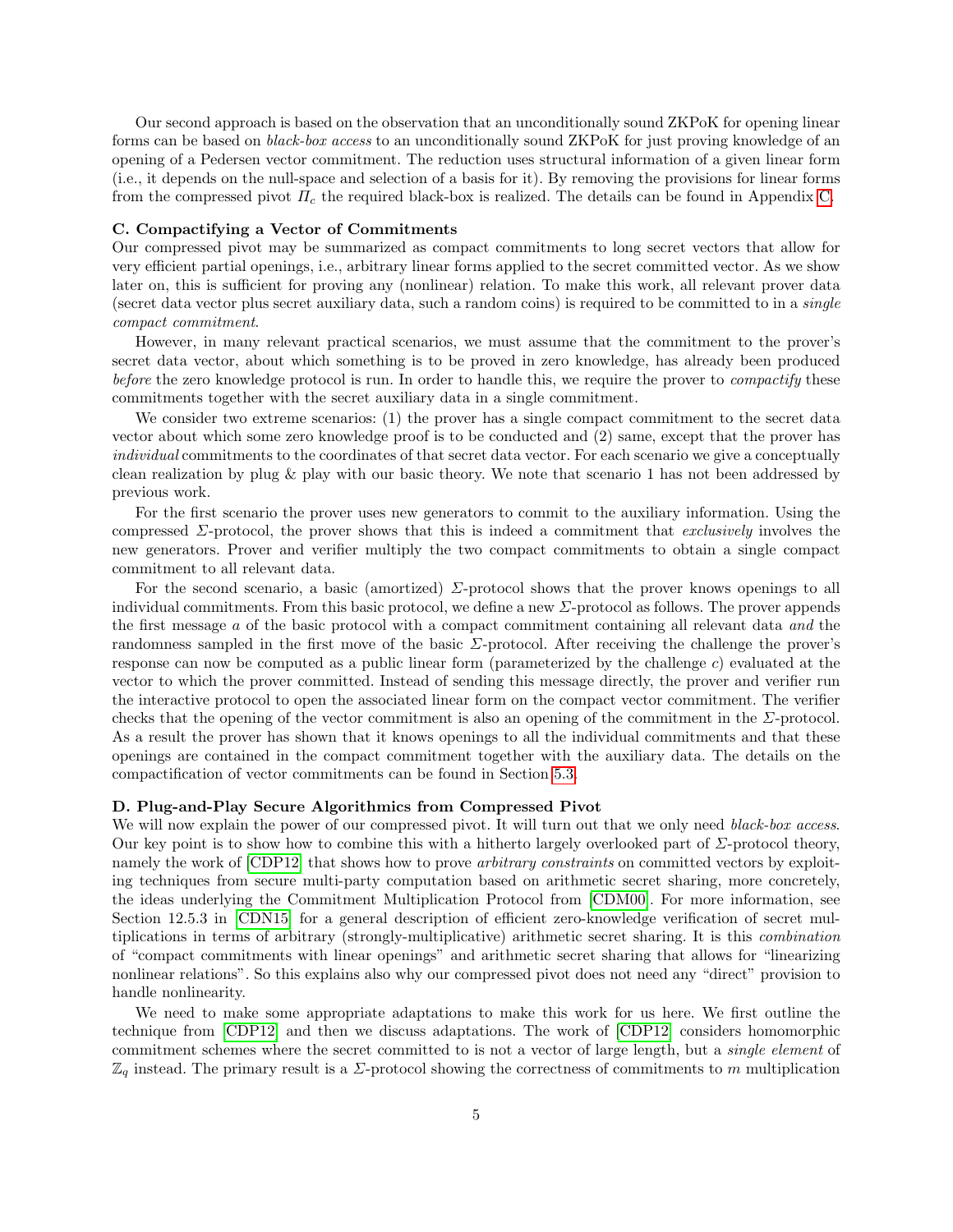Our second approach is based on the observation that an unconditionally sound ZKPoK for opening linear forms can be based on *black-box access* to an unconditionally sound ZKPoK for just proving knowledge of an opening of a Pedersen vector commitment. The reduction uses structural information of a given linear form (i.e., it depends on the null-space and selection of a basis for it). By removing the provisions for linear forms from the compressed pivot $\Pi_c$ the required black-box is realized. The details can be found in Appendix C.

**C. Compactifying a Vector of Commitments**

Our compressed pivot may be summarized as compact commitments to long secret vectors that allow for very efficient partial openings, i.e., arbitrary linear forms applied to the secret committed vector. As we show later on, this is sufficient for proving any (nonlinear) relation. To make this work, all relevant prover data (secret data vector plus secret auxiliary data, such a random coins) is required to be committed to in a *single compact commitment*.

However, in many relevant practical scenarios, we must assume that the commitment to the prover's secret data vector, about which something is to be proved in zero knowledge, has already been produced *before* the zero knowledge protocol is run. In order to handle this, we require the prover to *compactify* these commitments together with the secret auxiliary data in a single commitment.

We consider two extreme scenarios: (1) the prover has a single compact commitment to the secret data vector about which some zero knowledge proof is to be conducted and (2) same, except that the prover has *individual* commitments to the coordinates of that secret data vector. For each scenario we give a conceptually clean realization by plug & play with our basic theory. We note that scenario 1 has not been addressed by previous work.

For the first scenario the prover uses new generators to commit to the auxiliary information. Using the compressed $\Sigma$-protocol, the prover shows that this is indeed a commitment that *exclusively* involves the new generators. Prover and verifier multiply the two compact commitments to obtain a single compact commitment to all relevant data.

For the second scenario, a basic (amortized) $\Sigma$-protocol shows that the prover knows openings to all individual commitments. From this basic protocol, we define a new $\Sigma$-protocol as follows. The prover appends the first message $a$ of the basic protocol with a compact commitment containing all relevant data *and* the randomness sampled in the first move of the basic $\Sigma$-protocol. After receiving the challenge the prover's response can now be computed as a public linear form (parameterized by the challenge $c$) evaluated at the vector to which the prover committed. Instead of sending this message directly, the prover and verifier run the interactive protocol to open the associated linear form on the compact vector commitment. The verifier checks that the opening of the vector commitment is also an opening of the commitment in the $\Sigma$-protocol. As a result the prover has shown that it knows openings to all the individual commitments and that these openings are contained in the compact commitment together with the auxiliary data. The details on the compactification of vector commitments can be found in Section 5.3.

**D. Plug-and-Play Secure Algorithmics from Compressed Pivot**

We will now explain the power of our compressed pivot. It will turn out that we only need *black-box access*. Our key point is to show how to combine this with a hitherto largely overlooked part of $\Sigma$-protocol theory, namely the work of [CDP12] that shows how to prove *arbitrary constraints* on committed vectors by exploiting techniques from secure multi-party computation based on arithmetic secret sharing, more concretely, the ideas underlying the Commitment Multiplication Protocol from [CDM00]. For more information, see Section 12.5.3 in [CDN15] for a general description of efficient zero-knowledge verification of secret multiplications in terms of arbitrary (strongly-multiplicative) arithmetic secret sharing. It is this *combination* of "compact commitments with linear openings" and arithmetic secret sharing that allows for "linearizing nonlinear relations". So this explains also why our compressed pivot does not need any "direct" provision to handle nonlinearity.

We need to make some appropriate adaptations to make this work for us here. We first outline the technique from [CDP12] and then we discuss adaptations. The work of [CDP12] considers homomorphic commitment schemes where the secret committed to is not a vector of large length, but a *single element* of $\mathbb{Z}_q$ instead. The primary result is a $\Sigma$-protocol showing the correctness of commitments to $m$ multiplication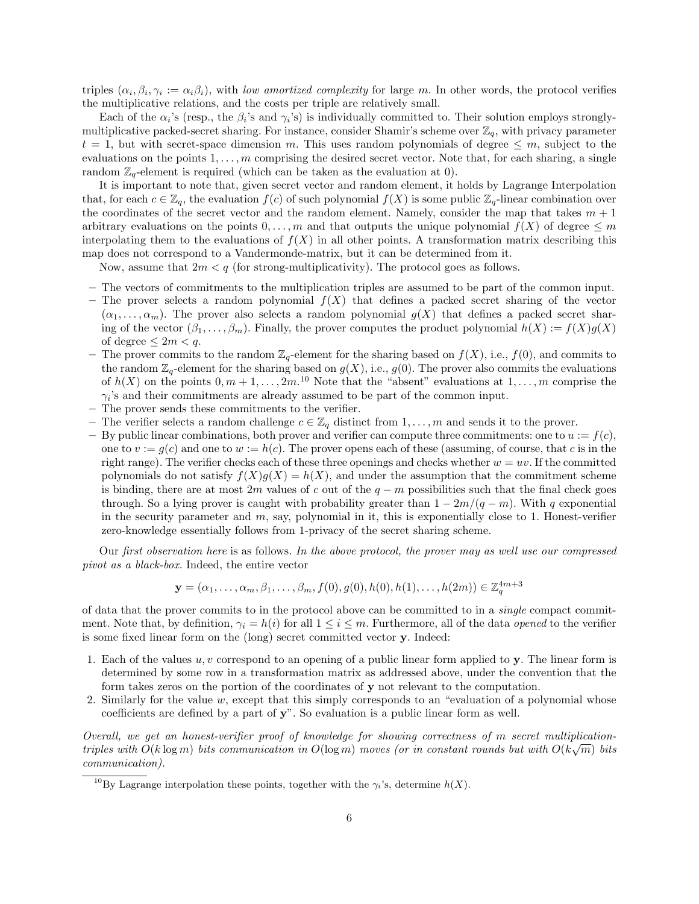triples $(\alpha_i, \beta_i, \gamma_i := \alpha_i\beta_i)$, with *low amortized complexity* for large $m$. In other words, the protocol verifies the multiplicative relations, and the costs per triple are relatively small.

Each of the $\alpha_i$'s (resp., the $\beta_i$'s and $\gamma_i$'s) is individually committed to. Their solution employs strongly-multiplicative packed-secret sharing. For instance, consider Shamir's scheme over $\mathbb{Z}_q$, with privacy parameter $t = 1$, but with secret-space dimension $m$. This uses random polynomials of degree $\leq m$, subject to the evaluations on the points $1, \ldots, m$ comprising the desired secret vector. Note that, for each sharing, a single random $\mathbb{Z}_q$-element is required (which can be taken as the evaluation at 0).

It is important to note that, given secret vector and random element, it holds by Lagrange Interpolation that, for each $c \in \mathbb{Z}_q$, the evaluation $f(c)$ of such polynomial $f(X)$ is some public $\mathbb{Z}_q$-linear combination over the coordinates of the secret vector and the random element. Namely, consider the map that takes $m+1$ arbitrary evaluations on the points $0, \ldots, m$ and that outputs the unique polynomial $f(X)$ of degree $\leq m$ interpolating them to the evaluations of $f(X)$ in all other points. A transformation matrix describing this map does not correspond to a Vandermonde-matrix, but it can be determined from it.

Now, assume that $2m < q$ (for strong-multiplicativity). The protocol goes as follows.

- The vectors of commitments to the multiplication triples are assumed to be part of the common input.
- The prover selects a random polynomial $f(X)$ that defines a packed secret sharing of the vector $(\alpha_1, \ldots, \alpha_m)$. The prover also selects a random polynomial $g(X)$ that defines a packed secret sharing of the vector $(\beta_1, \ldots, \beta_m)$. Finally, the prover computes the product polynomial $h(X) := f(X)g(X)$ of degree $\leq 2m < q$.
- The prover commits to the random $\mathbb{Z}_q$-element for the sharing based on $f(X)$, i.e., $f(0)$, and commits to the random $\mathbb{Z}_q$-element for the sharing based on $g(X)$, i.e., $g(0)$. The prover also commits the evaluations of $h(X)$ on the points $0, m+1, \ldots, 2m$.[10] Note that the "absent" evaluations at $1, \ldots, m$ comprise the $\gamma_i$'s and their commitments are already assumed to be part of the common input.
- The prover sends these commitments to the verifier.
- The verifier selects a random challenge $c \in \mathbb{Z}_q$ distinct from $1, \ldots, m$ and sends it to the prover.
- By public linear combinations, both prover and verifier can compute three commitments: one to $u := f(c)$, one to $v := g(c)$ and one to $w := h(c)$. The prover opens each of these (assuming, of course, that $c$ is in the right range). The verifier checks each of these three openings and checks whether $w = uv$. If the committed polynomials do not satisfy $f(X)g(X) = h(X)$, and under the assumption that the commitment scheme is binding, there are at most $2m$ values of $c$ out of the $q - m$ possibilities such that the final check goes through. So a lying prover is caught with probability greater than $1 - 2m/(q - m)$. With $q$ exponential in the security parameter and $m$, say, polynomial in it, this is exponentially close to 1. Honest-verifier zero-knowledge essentially follows from 1-privacy of the secret sharing scheme.

Our *first observation here* is as follows. *In the above protocol, the prover may as well use our compressed pivot as a black-box.* Indeed, the entire vector

$$\mathbf{y} = (\alpha_1, \ldots, \alpha_m, \beta_1, \ldots, \beta_m, f(0), g(0), h(0), h(1), \ldots, h(2m)) \in \mathbb{Z}_q^{4m+3}$$

of data that the prover commits to in the protocol above can be committed to in a *single* compact commitment. Note that, by definition, $\gamma_i = h(i)$ for all $1 \leq i \leq m$. Furthermore, all of the data *opened* to the verifier is some fixed linear form on the (long) secret committed vector $\mathbf{y}$. Indeed:

1. Each of the values $u, v$ correspond to an opening of a public linear form applied to $\mathbf{y}$. The linear form is determined by some row in a transformation matrix as addressed above, under the convention that the form takes zeros on the portion of the coordinates of $\mathbf{y}$ not relevant to the computation.
2. Similarly for the value $w$, except that this simply corresponds to an "evaluation of a polynomial whose coefficients are defined by a part of $\mathbf{y}$". So evaluation is a public linear form as well.

*Overall, we get an honest-verifier proof of knowledge for showing correctness of $m$ secret multiplication-triples with $O(k \log m)$ bits communication in $O(\log m)$ moves (or in constant rounds but with $O(k\sqrt{m})$ bits communication).*

[10] By Lagrange interpolation these points, together with the $\gamma_i$'s, determine $h(X)$.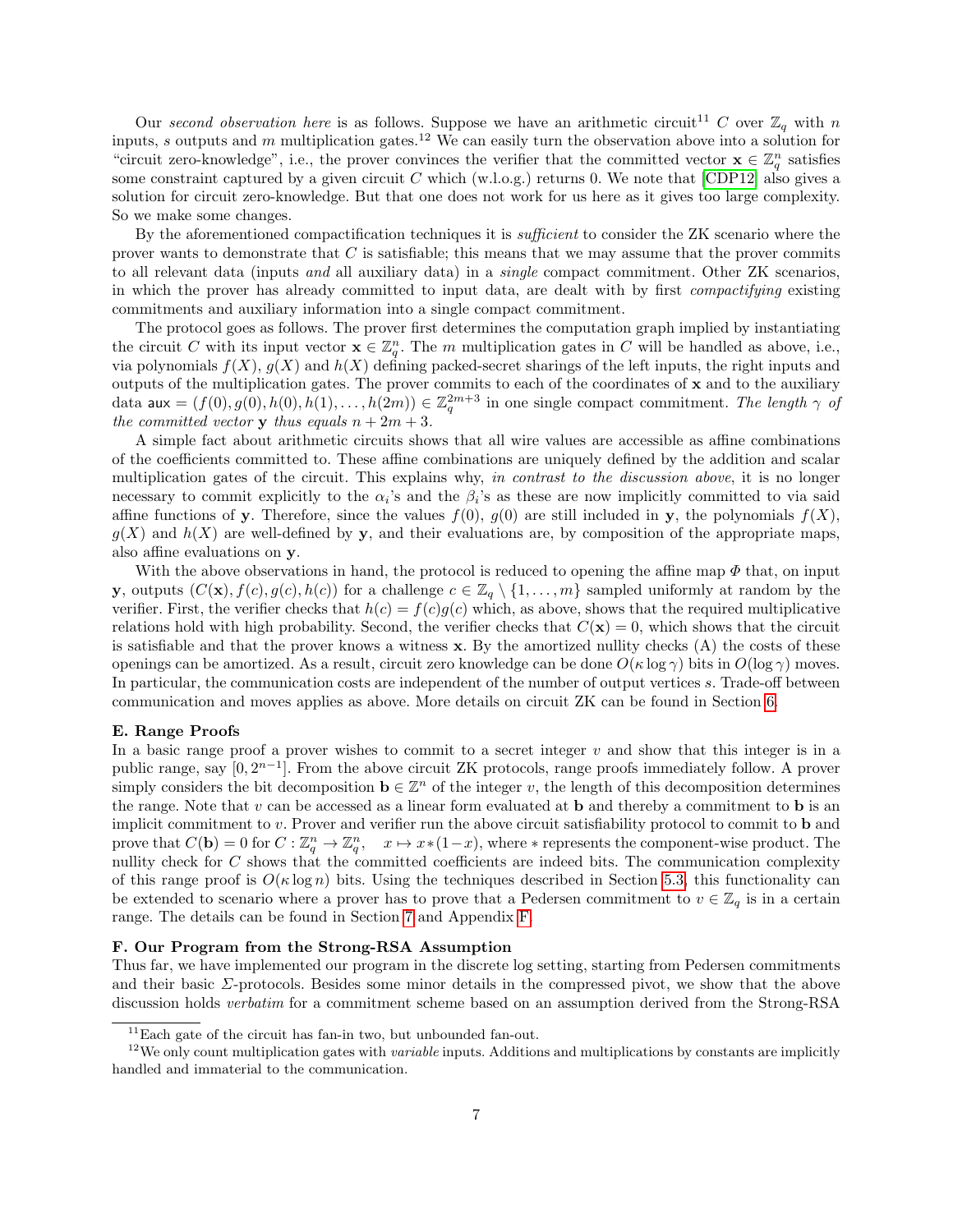Our *second observation here* is as follows. Suppose we have an arithmetic circuit[11] $C$ over $\mathbb{Z}_q$ with $n$ inputs, $s$ outputs and $m$ multiplication gates.[12] We can easily turn the observation above into a solution for "circuit zero-knowledge", i.e., the prover convinces the verifier that the committed vector $\mathbf{x} \in \mathbb{Z}_q^n$ satisfies some constraint captured by a given circuit $C$ which (w.l.o.g.) returns 0. We note that [CDP12] also gives a solution for circuit zero-knowledge. But that one does not work for us here as it gives too large complexity. So we make some changes.

By the aforementioned compactification techniques it is *sufficient* to consider the ZK scenario where the prover wants to demonstrate that $C$ is satisfiable; this means that we may assume that the prover commits to all relevant data (inputs *and* all auxiliary data) in a *single* compact commitment. Other ZK scenarios, in which the prover has already committed to input data, are dealt with by first *compactifying* existing commitments and auxiliary information into a single compact commitment.

The protocol goes as follows. The prover first determines the computation graph implied by instantiating the circuit $C$ with its input vector $\mathbf{x} \in \mathbb{Z}_q^n$. The $m$ multiplication gates in $C$ will be handled as above, i.e., via polynomials $f(X)$, $g(X)$ and $h(X)$ defining packed-secret sharings of the left inputs, the right inputs and outputs of the multiplication gates. The prover commits to each of the coordinates of $\mathbf{x}$ and to the auxiliary data $\mathsf{aux} = (f(0), g(0), h(0), h(1), \dots, h(2m)) \in \mathbb{Z}_q^{2m+3}$ in one single compact commitment. *The length $\gamma$ of the committed vector $\mathbf{y}$ thus equals $n + 2m + 3$.*

A simple fact about arithmetic circuits shows that all wire values are accessible as affine combinations of the coefficients committed to. These affine combinations are uniquely defined by the addition and scalar multiplication gates of the circuit. This explains why, *in contrast to the discussion above*, it is no longer necessary to commit explicitly to the $\alpha_i$'s and the $\beta_i$'s as these are now implicitly committed to via said affine functions of $\mathbf{y}$. Therefore, since the values $f(0)$, $g(0)$ are still included in $\mathbf{y}$, the polynomials $f(X)$, $g(X)$ and $h(X)$ are well-defined by $\mathbf{y}$, and their evaluations are, by composition of the appropriate maps, also affine evaluations on $\mathbf{y}$.

With the above observations in hand, the protocol is reduced to opening the affine map $\Phi$ that, on input $\mathbf{y}$, outputs $(C(\mathbf{x}), f(c), g(c), h(c))$ for a challenge $c \in \mathbb{Z}_q \setminus \{1, \dots, m\}$ sampled uniformly at random by the verifier. First, the verifier checks that $h(c) = f(c)g(c)$ which, as above, shows that the required multiplicative relations hold with high probability. Second, the verifier checks that $C(\mathbf{x}) = 0$, which shows that the circuit is satisfiable and that the prover knows a witness $\mathbf{x}$. By the amortized nullity checks (A) the costs of these openings can be amortized. As a result, circuit zero knowledge can be done $O(\kappa \log \gamma)$ bits in $O(\log \gamma)$ moves. In particular, the communication costs are independent of the number of output vertices $s$. Trade-off between communication and moves applies as above. More details on circuit ZK can be found in Section 6.

**E. Range Proofs**

In a basic range proof a prover wishes to commit to a secret integer $v$ and show that this integer is in a public range, say $[0, 2^{n-1}]$. From the above circuit ZK protocols, range proofs immediately follow. A prover simply considers the bit decomposition $\mathbf{b} \in \mathbb{Z}^n$ of the integer $v$, the length of this decomposition determines the range. Note that $v$ can be accessed as a linear form evaluated at $\mathbf{b}$ and thereby a commitment to $\mathbf{b}$ is an implicit commitment to $v$. Prover and verifier run the above circuit satisfiability protocol to commit to $\mathbf{b}$ and prove that $C(\mathbf{b}) = 0$ for $C : \mathbb{Z}_q^n \to \mathbb{Z}_q^n, \quad x \mapsto x * (1 - x)$, where $*$ represents the component-wise product. The nullity check for $C$ shows that the committed coefficients are indeed bits. The communication complexity of this range proof is $O(\kappa \log n)$ bits. Using the techniques described in Section 5.3, this functionality can be extended to scenario where a prover has to prove that a Pedersen commitment to $v \in \mathbb{Z}_q$ is in a certain range. The details can be found in Section 7 and Appendix F.

**F. Our Program from the Strong-RSA Assumption**

Thus far, we have implemented our program in the discrete log setting, starting from Pedersen commitments and their basic $\Sigma$-protocols. Besides some minor details in the compressed pivot, we show that the above discussion holds *verbatim* for a commitment scheme based on an assumption derived from the Strong-RSA

[11] Each gate of the circuit has fan-in two, but unbounded fan-out.

[12] We only count multiplication gates with *variable* inputs. Additions and multiplications by constants are implicitly handled and immaterial to the communication.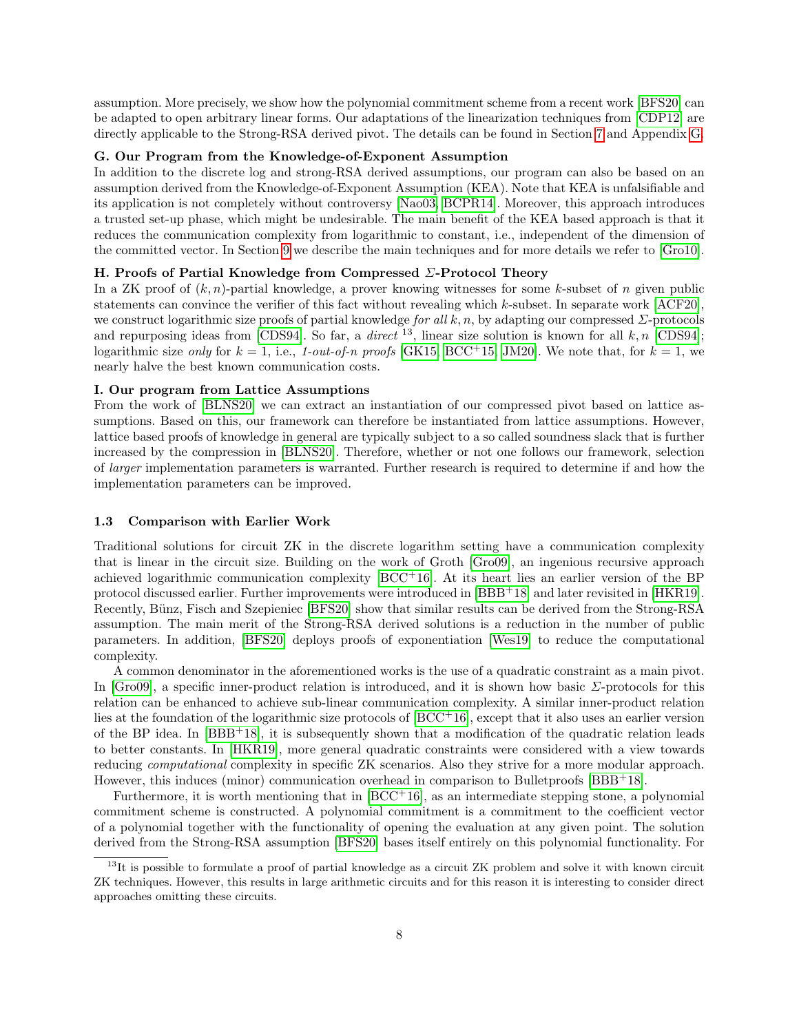assumption. More precisely, we show how the polynomial commitment scheme from a recent work [BFS20] can be adapted to open arbitrary linear forms. Our adaptations of the linearization techniques from [CDP12] are directly applicable to the Strong-RSA derived pivot. The details can be found in Section 7 and Appendix G.

**G. Our Program from the Knowledge-of-Exponent Assumption**

In addition to the discrete log and strong-RSA derived assumptions, our program can also be based on an assumption derived from the Knowledge-of-Exponent Assumption (KEA). Note that KEA is unfalsifiable and its application is not completely without controversy [Nao03, BCPR14]. Moreover, this approach introduces a trusted set-up phase, which might be undesirable. The main benefit of the KEA based approach is that it reduces the communication complexity from logarithmic to constant, i.e., independent of the dimension of the committed vector. In Section 9 we describe the main techniques and for more details we refer to [Gro10].

**H. Proofs of Partial Knowledge from Compressed $\Sigma$-Protocol Theory**

In a ZK proof of $(k, n)$-partial knowledge, a prover knowing witnesses for some $k$-subset of $n$ given public statements can convince the verifier of this fact without revealing which $k$-subset. In separate work [ACF20], we construct logarithmic size proofs of partial knowledge *for all* $k, n$, by adapting our compressed $\Sigma$-protocols and repurposing ideas from [CDS94]. So far, a *direct* [13], linear size solution is known for all $k, n$ [CDS94]; logarithmic size *only* for $k = 1$, i.e., *1-out-of-n proofs* [GK15, BCC+15, JM20]. We note that, for $k = 1$, we nearly halve the best known communication costs.

**I. Our program from Lattice Assumptions**

From the work of [BLNS20] we can extract an instantiation of our compressed pivot based on lattice assumptions. Based on this, our framework can therefore be instantiated from lattice assumptions. However, lattice based proofs of knowledge in general are typically subject to a so called soundness slack that is further increased by the compression in [BLNS20]. Therefore, whether or not one follows our framework, selection of *larger* implementation parameters is warranted. Further research is required to determine if and how the implementation parameters can be improved.

### 1.3 Comparison with Earlier Work

Traditional solutions for circuit ZK in the discrete logarithm setting have a communication complexity that is linear in the circuit size. Building on the work of Groth [Gro09], an ingenious recursive approach achieved logarithmic communication complexity [BCC+16]. At its heart lies an earlier version of the BP protocol discussed earlier. Further improvements were introduced in [BBB+18] and later revisited in [HKR19]. Recently, Bünz, Fisch and Szepieniec [BFS20] show that similar results can be derived from the Strong-RSA assumption. The main merit of the Strong-RSA derived solutions is a reduction in the number of public parameters. In addition, [BFS20] deploys proofs of exponentiation [Wes19] to reduce the computational complexity.

A common denominator in the aforementioned works is the use of a quadratic constraint as a main pivot. In [Gro09], a specific inner-product relation is introduced, and it is shown how basic $\Sigma$-protocols for this relation can be enhanced to achieve sub-linear communication complexity. A similar inner-product relation lies at the foundation of the logarithmic size protocols of [BCC+16], except that it also uses an earlier version of the BP idea. In [BBB+18], it is subsequently shown that a modification of the quadratic relation leads to better constants. In [HKR19], more general quadratic constraints were considered with a view towards reducing *computational* complexity in specific ZK scenarios. Also they strive for a more modular approach. However, this induces (minor) communication overhead in comparison to Bulletproofs [BBB+18].

Furthermore, it is worth mentioning that in [BCC+16], as an intermediate stepping stone, a polynomial commitment scheme is constructed. A polynomial commitment is a commitment to the coefficient vector of a polynomial together with the functionality of opening the evaluation at any given point. The solution derived from the Strong-RSA assumption [BFS20] bases itself entirely on this polynomial functionality. For

[13] It is possible to formulate a proof of partial knowledge as a circuit ZK problem and solve it with known circuit ZK techniques. However, this results in large arithmetic circuits and for this reason it is interesting to consider direct approaches omitting these circuits.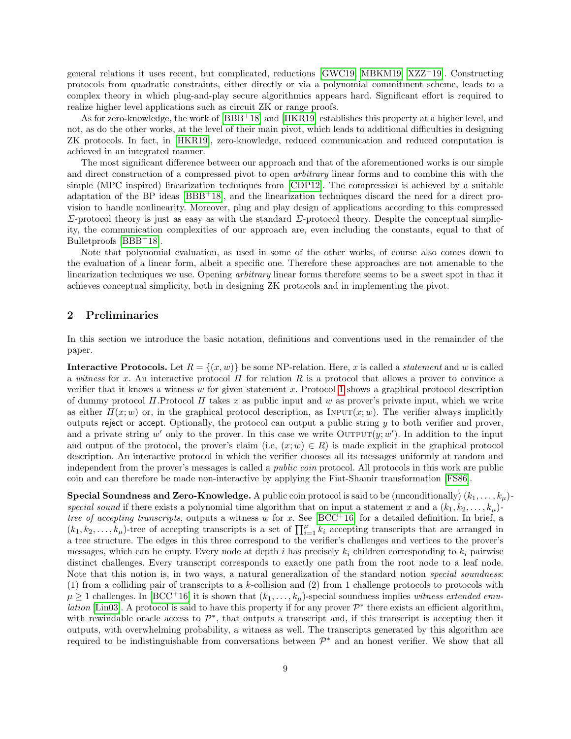general relations it uses recent, but complicated, reductions [GWC19, MBKM19, XZZ+19]. Constructing protocols from quadratic constraints, either directly or via a polynomial commitment scheme, leads to a complex theory in which plug-and-play secure algorithmics appears hard. Significant effort is required to realize higher level applications such as circuit ZK or range proofs.

As for zero-knowledge, the work of [BBB+18] and [HKR19] establishes this property at a higher level, and not, as do the other works, at the level of their main pivot, which leads to additional difficulties in designing ZK protocols. In fact, in [HKR19], zero-knowledge, reduced communication and reduced computation is achieved in an integrated manner.

The most significant difference between our approach and that of the aforementioned works is our simple and direct construction of a compressed pivot to open *arbitrary* linear forms and to combine this with the simple (MPC inspired) linearization techniques from [CDP12]. The compression is achieved by a suitable adaptation of the BP ideas [BBB+18], and the linearization techniques discard the need for a direct provision to handle nonlinearity. Moreover, plug and play design of applications according to this compressed $\Sigma$-protocol theory is just as easy as with the standard $\Sigma$-protocol theory. Despite the conceptual simplicity, the communication complexities of our approach are, even including the constants, equal to that of Bulletproofs [BBB+18].

Note that polynomial evaluation, as used in some of the other works, of course also comes down to the evaluation of a linear form, albeit a specific one. Therefore these approaches are not amenable to the linearization techniques we use. Opening *arbitrary* linear forms therefore seems to be a sweet spot in that it achieves conceptual simplicity, both in designing ZK protocols and in implementing the pivot.

## 2 Preliminaries

In this section we introduce the basic notation, definitions and conventions used in the remainder of the paper.

**Interactive Protocols.** Let $R = \{(x, w)\}$ be some NP-relation. Here, $x$ is called a *statement* and $w$ is called a *witness* for $x$. An interactive protocol $\Pi$ for relation $R$ is a protocol that allows a prover to convince a verifier that it knows a witness $w$ for given statement $x$. Protocol 1 shows a graphical protocol description of dummy protocol $\Pi$.Protocol $\Pi$ takes $x$ as public input and $w$ as prover's private input, which we write as either $\Pi(x; w)$ or, in the graphical protocol description, as $\textsc{Input}(x; w)$. The verifier always implicitly outputs reject or accept. Optionally, the protocol can output a public string $y$ to both verifier and prover, and a private string $w'$ only to the prover. In this case we write $\textsc{Output}(y; w')$. In addition to the input and output of the protocol, the prover's claim (i.e, $(x; w) \in R$) is made explicit in the graphical protocol description. An interactive protocol in which the verifier chooses all its messages uniformly at random and independent from the prover's messages is called a *public coin* protocol. All protocols in this work are public coin and can therefore be made non-interactive by applying the Fiat-Shamir transformation [FS86].

**Special Soundness and Zero-Knowledge.** A public coin protocol is said to be (unconditionally) $(k_1, \dots, k_\mu)$-*special sound* if there exists a polynomial time algorithm that on input a statement $x$ and a $(k_1, k_2, \dots, k_\mu)$-*tree of accepting transcripts*, outputs a witness $w$ for $x$. See [BCC+16] for a detailed definition. In brief, a $(k_1, k_2, \dots, k_\mu)$-tree of accepting transcripts is a set of $\prod_{i=1}^{\mu} k_i$ accepting transcripts that are arranged in a tree structure. The edges in this three correspond to the verifier's challenges and vertices to the prover's messages, which can be empty. Every node at depth $i$ has precisely $k_i$ children corresponding to $k_i$ pairwise distinct challenges. Every transcript corresponds to exactly one path from the root node to a leaf node. Note that this notion is, in two ways, a natural generalization of the standard notion *special soundness*: (1) from a colliding pair of transcripts to a $k$-collision and (2) from 1 challenge protocols to protocols with $\mu \geq 1$ challenges. In [BCC+16] it is shown that $(k_1, \dots, k_\mu)$-special soundness implies *witness extended emulation* [Lin03]. A protocol is said to have this property if for any prover $\mathcal{P}^*$ there exists an efficient algorithm, with rewindable oracle access to $\mathcal{P}^*$, that outputs a transcript and, if this transcript is accepting then it outputs, with overwhelming probability, a witness as well. The transcripts generated by this algorithm are required to be indistinguishable from conversations between $\mathcal{P}^*$ and an honest verifier. We show that all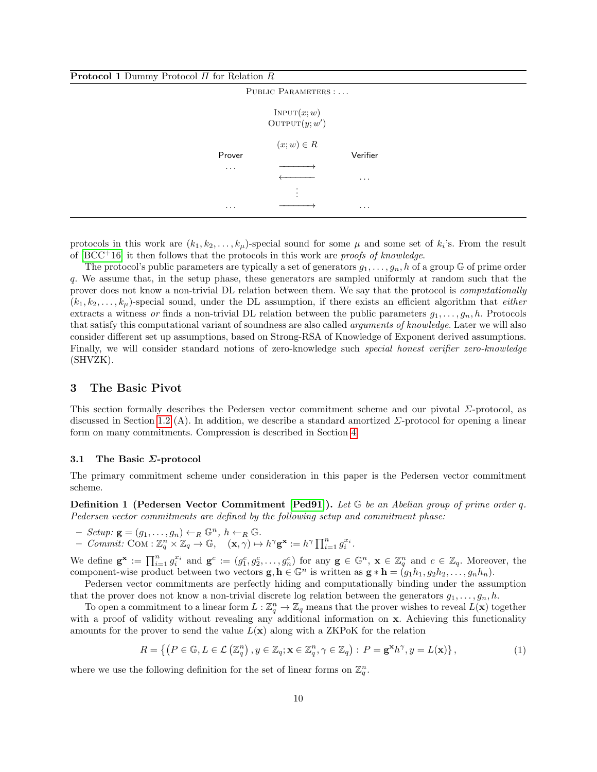**Protocol 1** Dummy Protocol $\Pi$ for Relation $R$

PUBLIC PARAMETERS : ...

INPUT$(x; w)$
OUTPUT$(y; w')$

$(x; w) \in R$

| Prover | | Verifier |
|---|---|---|
| ... | $\longrightarrow$ | |
| | $\longleftarrow$ | ... |
| | $\vdots$ | |
| ... | $\longrightarrow$ | ... |

protocols in this work are $(k_1, k_2, \ldots, k_\mu)$-special sound for some $\mu$ and some set of $k_i$'s. From the result of [BCC+16] it then follows that the protocols in this work are *proofs of knowledge*.

The protocol's public parameters are typically a set of generators $g_1, \ldots, g_n, h$ of a group $\mathbb{G}$ of prime order $q$. We assume that, in the setup phase, these generators are sampled uniformly at random such that the prover does not know a non-trivial DL relation between them. We say that the protocol is *computationally* $(k_1, k_2, \ldots, k_\mu)$-special sound, under the DL assumption, if there exists an efficient algorithm that *either* extracts a witness *or* finds a non-trivial DL relation between the public parameters $g_1, \ldots, g_n, h$. Protocols that satisfy this computational variant of soundness are also called *arguments of knowledge*. Later we will also consider different set up assumptions, based on Strong-RSA of Knowledge of Exponent derived assumptions. Finally, we will consider standard notions of zero-knowledge such *special honest verifier zero-knowledge* (SHVZK).

## 3 The Basic Pivot

This section formally describes the Pedersen vector commitment scheme and our pivotal $\Sigma$-protocol, as discussed in Section 1.2 (A). In addition, we describe a standard amortized $\Sigma$-protocol for opening a linear form on many commitments. Compression is described in Section 4.

### 3.1 The Basic $\Sigma$-protocol

The primary commitment scheme under consideration in this paper is the Pedersen vector commitment scheme.

**Definition 1 (Pedersen Vector Commitment [Ped91]).** *Let $\mathbb{G}$ be an Abelian group of prime order $q$. Pedersen vector commitments are defined by the following setup and commitment phase:*

- *Setup:* $\mathbf{g} = (g_1, \ldots, g_n) \leftarrow_R \mathbb{G}^n$, $h \leftarrow_R \mathbb{G}$.
- *Commit:* $\mathrm{COM} : \mathbb{Z}_q^n \times \mathbb{Z}_q \to \mathbb{G}, \quad (\mathbf{x}, \gamma) \mapsto h^\gamma \mathbf{g}^\mathbf{x} := h^\gamma \prod_{i=1}^n g_i^{x_i}$.

We define $\mathbf{g}^\mathbf{x} := \prod_{i=1}^n g_i^{x_i}$ and $\mathbf{g}^c := (g_1^c, g_2^c, \ldots, g_n^c)$ for any $\mathbf{g} \in \mathbb{G}^n$, $\mathbf{x} \in \mathbb{Z}_q^n$ and $c \in \mathbb{Z}_q$. Moreover, the component-wise product between two vectors $\mathbf{g}, \mathbf{h} \in \mathbb{G}^n$ is written as $\mathbf{g} * \mathbf{h} = (g_1 h_1, g_2 h_2, \ldots, g_n h_n)$.

Pedersen vector commitments are perfectly hiding and computationally binding under the assumption that the prover does not know a non-trivial discrete log relation between the generators $g_1, \ldots, g_n, h$.

To open a commitment to a linear form $L : \mathbb{Z}_q^n \to \mathbb{Z}_q$ means that the prover wishes to reveal $L(\mathbf{x})$ together with a proof of validity without revealing any additional information on $\mathbf{x}$. Achieving this functionality amounts for the prover to send the value $L(\mathbf{x})$ along with a ZKPoK for the relation

$$R = \left\{ \left( P \in \mathbb{G}, L \in \mathcal{L}\left(\mathbb{Z}_q^n\right), y \in \mathbb{Z}_q; \mathbf{x} \in \mathbb{Z}_q^n, \gamma \in \mathbb{Z}_q \right) : P = \mathbf{g}^\mathbf{x} h^\gamma, y = L(\mathbf{x}) \right\}, \tag{1}$$

where we use the following definition for the set of linear forms on $\mathbb{Z}_q^n$.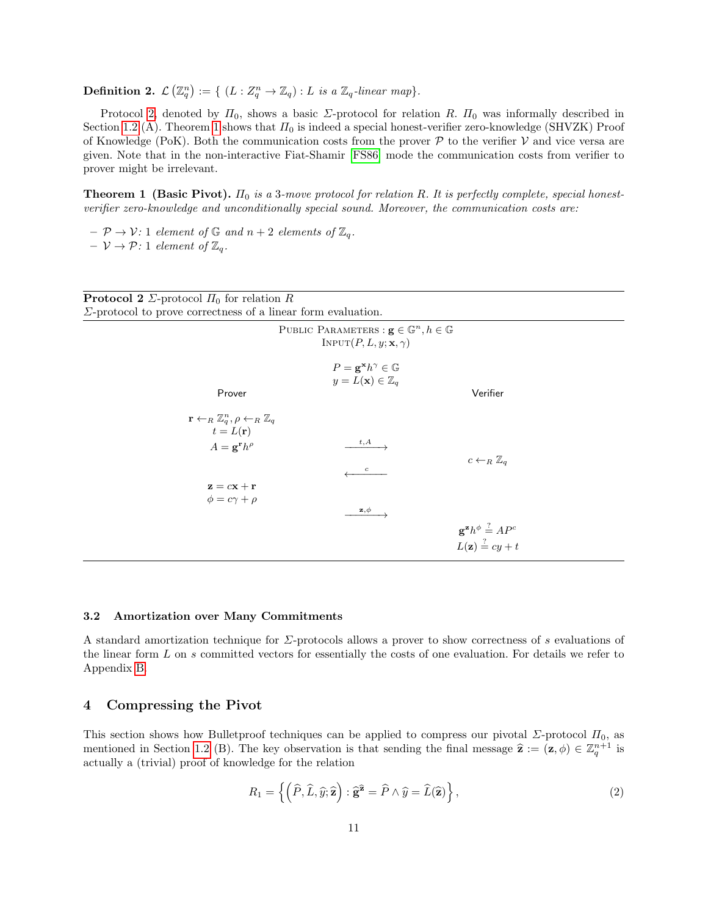**Definition 2.** $\mathcal{L}\left(\mathbb{Z}_q^n\right) := \{\ (L : Z_q^n \to \mathbb{Z}_q) : L$ *is a* $\mathbb{Z}_q$*-linear map*$\}$.

Protocol 2, denoted by $\Pi_0$, shows a basic $\Sigma$-protocol for relation $R$. $\Pi_0$ was informally described in Section 1.2 (A). Theorem 1 shows that $\Pi_0$ is indeed a special honest-verifier zero-knowledge (SHVZK) Proof of Knowledge (PoK). Both the communication costs from the prover $\mathcal{P}$ to the verifier $\mathcal{V}$ and vice versa are given. Note that in the non-interactive Fiat-Shamir [FS86] mode the communication costs from verifier to prover might be irrelevant.

**Theorem 1 (Basic Pivot).** *$\Pi_0$ is a 3-move protocol for relation $R$. It is perfectly complete, special honest-verifier zero-knowledge and unconditionally special sound. Moreover, the communication costs are:*

- *$\mathcal{P} \to \mathcal{V}$: 1 element of $\mathbb{G}$ and $n+2$ elements of $\mathbb{Z}_q$.*
- *$\mathcal{V} \to \mathcal{P}$: 1 element of $\mathbb{Z}_q$.*

---

**Protocol 2** $\Sigma$-protocol $\Pi_0$ for relation $R$
$\Sigma$-protocol to prove correctness of a linear form evaluation.

Public Parameters : $\mathbf{g} \in \mathbb{G}^n, h \in \mathbb{G}$
Input$(P, L, y; \mathbf{x}, \gamma)$

$$P = \mathbf{g}^{\mathbf{x}} h^{\gamma} \in \mathbb{G}$$
$$y = L(\mathbf{x}) \in \mathbb{Z}_q$$

| Prover | | Verifier |
|---|---|---|
| $\mathbf{r} \leftarrow_R \mathbb{Z}_q^n, \rho \leftarrow_R \mathbb{Z}_q$ <br> $t = L(\mathbf{r})$ <br> $A = \mathbf{g}^{\mathbf{r}} h^{\rho}$ | $\xrightarrow{t, A}$ | |
| | $\xleftarrow{c}$ | $c \leftarrow_R \mathbb{Z}_q$ |
| $\mathbf{z} = c\mathbf{x} + \mathbf{r}$ <br> $\phi = c\gamma + \rho$ | $\xrightarrow{\mathbf{z}, \phi}$ | |
| | | $\mathbf{g}^{\mathbf{z}} h^{\phi} \stackrel{?}{=} AP^c$ <br> $L(\mathbf{z}) \stackrel{?}{=} cy + t$ |

---

### 3.2 Amortization over Many Commitments

A standard amortization technique for $\Sigma$-protocols allows a prover to show correctness of $s$ evaluations of the linear form $L$ on $s$ committed vectors for essentially the costs of one evaluation. For details we refer to Appendix B.

## 4 Compressing the Pivot

This section shows how Bulletproof techniques can be applied to compress our pivotal $\Sigma$-protocol $\Pi_0$, as mentioned in Section 1.2 (B). The key observation is that sending the final message $\widehat{\mathbf{z}} := (\mathbf{z}, \phi) \in \mathbb{Z}_q^{n+1}$ is actually a (trivial) proof of knowledge for the relation

$$R_1 = \left\{ \left( \widehat{P}, \widehat{L}, \widehat{y}; \widehat{\mathbf{z}} \right) : \widehat{\mathbf{g}}^{\widehat{\mathbf{z}}} = \widehat{P} \wedge \widehat{y} = \widehat{L}(\widehat{\mathbf{z}}) \right\}, \tag{2}$$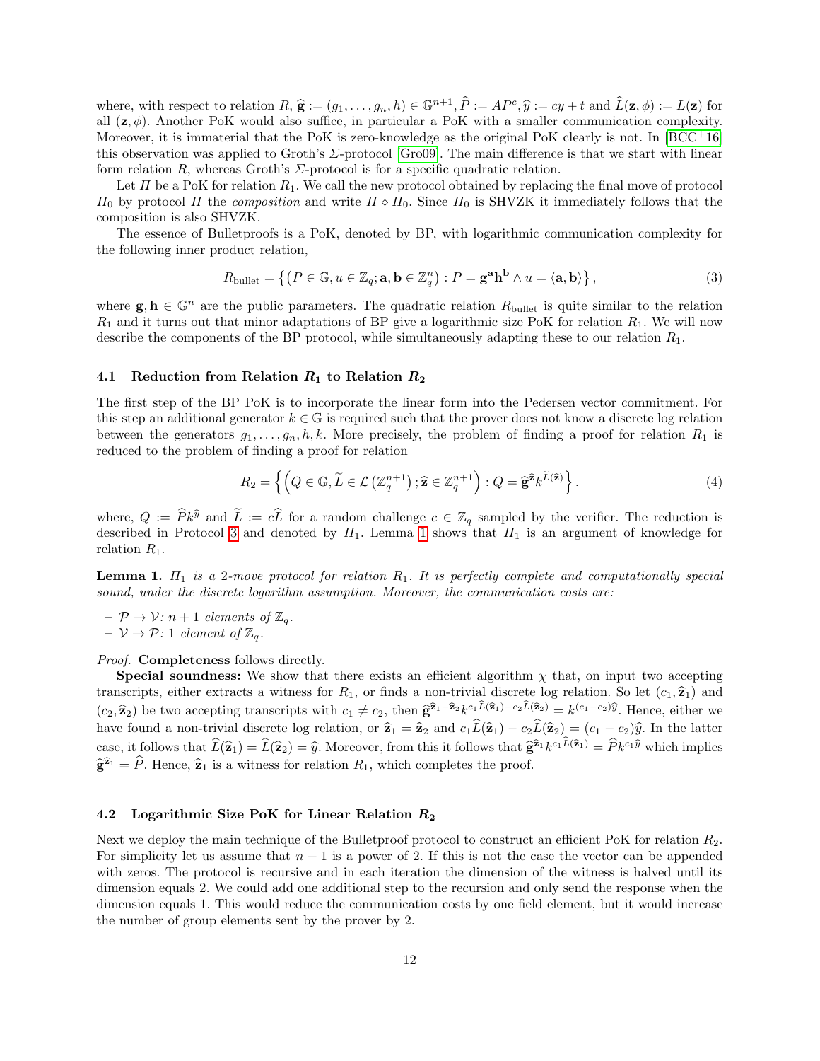where, with respect to relation $R$, $\widehat{\mathbf{g}} := (g_1, \ldots, g_n, h) \in \mathbb{G}^{n+1}$, $\widehat{P} := AP^c$, $\widehat{y} := cy + t$ and $\widehat{L}(\mathbf{z}, \phi) := L(\mathbf{z})$ for all $(\mathbf{z}, \phi)$. Another PoK would also suffice, in particular a PoK with a smaller communication complexity. Moreover, it is immaterial that the PoK is zero-knowledge as the original PoK clearly is not. In [BCC+16] this observation was applied to Groth's $\Sigma$-protocol [Gro09]. The main difference is that we start with linear form relation $R$, whereas Groth's $\Sigma$-protocol is for a specific quadratic relation.

Let $\Pi$ be a PoK for relation $R_1$. We call the new protocol obtained by replacing the final move of protocol $\Pi_0$ by protocol $\Pi$ the *composition* and write $\Pi \diamond \Pi_0$. Since $\Pi_0$ is SHVZK it immediately follows that the composition is also SHVZK.

The essence of Bulletproofs is a PoK, denoted by BP, with logarithmic communication complexity for the following inner product relation,

$$R_{\text{bullet}} = \left\{ \left( P \in \mathbb{G}, u \in \mathbb{Z}_q; \mathbf{a}, \mathbf{b} \in \mathbb{Z}_q^n \right) : P = \mathbf{g}^{\mathbf{a}} \mathbf{h}^{\mathbf{b}} \wedge u = \langle \mathbf{a}, \mathbf{b} \rangle \right\}, \tag{3}$$

where $\mathbf{g}, \mathbf{h} \in \mathbb{G}^n$ are the public parameters. The quadratic relation $R_{\text{bullet}}$ is quite similar to the relation $R_1$ and it turns out that minor adaptations of BP give a logarithmic size PoK for relation $R_1$. We will now describe the components of the BP protocol, while simultaneously adapting these to our relation $R_1$.

### 4.1 Reduction from Relation $R_1$ to Relation $R_2$

The first step of the BP PoK is to incorporate the linear form into the Pedersen vector commitment. For this step an additional generator $k \in \mathbb{G}$ is required such that the prover does not know a discrete log relation between the generators $g_1, \ldots, g_n, h, k$. More precisely, the problem of finding a proof for relation $R_1$ is reduced to the problem of finding a proof for relation

$$R_2 = \left\{ \left( Q \in \mathbb{G}, \widetilde{L} \in \mathcal{L}\left(\mathbb{Z}_q^{n+1}\right); \widehat{\mathbf{z}} \in \mathbb{Z}_q^{n+1} \right) : Q = \widehat{\mathbf{g}}^{\widehat{\mathbf{z}}} k^{\widetilde{L}(\widehat{\mathbf{z}})} \right\}. \tag{4}$$

where, $Q := \widehat{P} k^{\widehat{y}}$ and $\widetilde{L} := c\widehat{L}$ for a random challenge $c \in \mathbb{Z}_q$ sampled by the verifier. The reduction is described in Protocol 3 and denoted by $\Pi_1$. Lemma 1 shows that $\Pi_1$ is an argument of knowledge for relation $R_1$.

**Lemma 1.** *$\Pi_1$ is a 2-move protocol for relation $R_1$. It is perfectly complete and computationally special sound, under the discrete logarithm assumption. Moreover, the communication costs are:*

- *$\mathcal{P} \rightarrow \mathcal{V}$: $n+1$ elements of $\mathbb{Z}_q$.*
- *$\mathcal{V} \rightarrow \mathcal{P}$: $1$ element of $\mathbb{Z}_q$.*

*Proof.* **Completeness** follows directly.

**Special soundness:** We show that there exists an efficient algorithm $\chi$ that, on input two accepting transcripts, either extracts a witness for $R_1$, or finds a non-trivial discrete log relation. So let $(c_1, \widehat{\mathbf{z}}_1)$ and $(c_2, \widehat{\mathbf{z}}_2)$ be two accepting transcripts with $c_1 \neq c_2$, then $\widehat{\mathbf{g}}^{\widehat{\mathbf{z}}_1 - \widehat{\mathbf{z}}_2} k^{c_1 \widehat{L}(\widehat{\mathbf{z}}_1) - c_2 \widehat{L}(\widehat{\mathbf{z}}_2)} = k^{(c_1 - c_2)\widehat{y}}$. Hence, either we have found a non-trivial discrete log relation, or $\widehat{\mathbf{z}}_1 = \widehat{\mathbf{z}}_2$ and $c_1 \widehat{L}(\widehat{\mathbf{z}}_1) - c_2 \widehat{L}(\widehat{\mathbf{z}}_2) = (c_1 - c_2)\widehat{y}$. In the latter case, it follows that $\widehat{L}(\widehat{\mathbf{z}}_1) = \widehat{L}(\widehat{\mathbf{z}}_2) = \widehat{y}$. Moreover, from this it follows that $\widehat{\mathbf{g}}^{\widehat{\mathbf{z}}_1} k^{c_1 \widehat{L}(\widehat{\mathbf{z}}_1)} = \widehat{P} k^{c_1 \widehat{y}}$ which implies $\widehat{\mathbf{g}}^{\widehat{\mathbf{z}}_1} = \widehat{P}$. Hence, $\widehat{\mathbf{z}}_1$ is a witness for relation $R_1$, which completes the proof.

### 4.2 Logarithmic Size PoK for Linear Relation $R_2$

Next we deploy the main technique of the Bulletproof protocol to construct an efficient PoK for relation $R_2$. For simplicity let us assume that $n+1$ is a power of 2. If this is not the case the vector can be appended with zeros. The protocol is recursive and in each iteration the dimension of the witness is halved until its dimension equals 2. We could add one additional step to the recursion and only send the response when the dimension equals 1. This would reduce the communication costs by one field element, but it would increase the number of group elements sent by the prover by 2.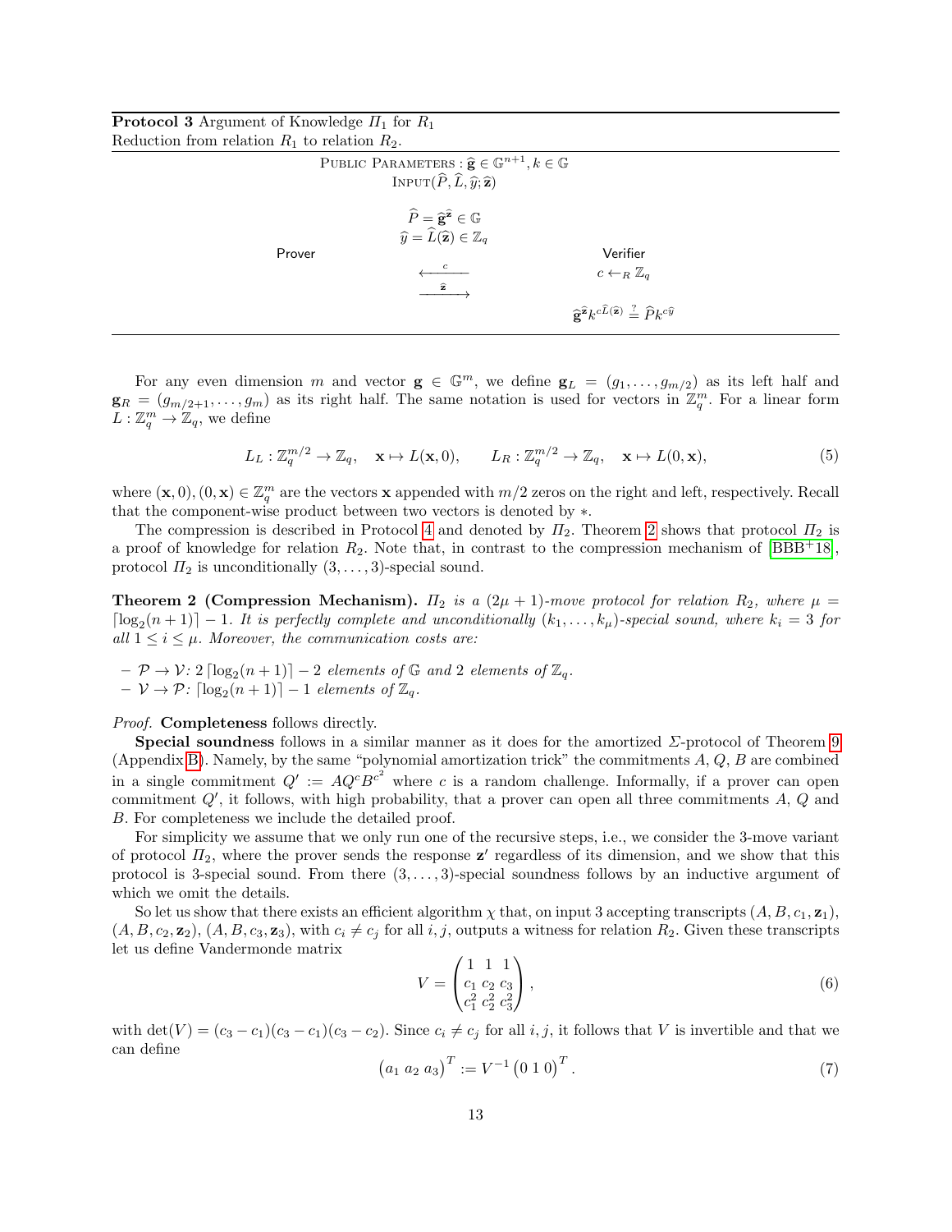**Protocol 3** Argument of Knowledge $\Pi_1$ for $R_1$
Reduction from relation $R_1$ to relation $R_2$.

PUBLIC PARAMETERS : $\widehat{\mathbf{g}} \in \mathbb{G}^{n+1}, k \in \mathbb{G}$
INPUT$(\widehat{P}, \widehat{L}, \widehat{y}; \widehat{\mathbf{z}})$

$$\widehat{P} = \widehat{\mathbf{g}}^{\widehat{\mathbf{z}}} \in \mathbb{G}$$
$$\widehat{y} = \widehat{L}(\widehat{\mathbf{z}}) \in \mathbb{Z}_q$$

| Prover | | Verifier |
|---|---|---|
| | $\xleftarrow{\quad c \quad}$ | $c \leftarrow_R \mathbb{Z}_q$ |
| | $\xrightarrow{\quad \widehat{\mathbf{z}} \quad}$ | |
| | | $\widehat{\mathbf{g}}^{\widehat{\mathbf{z}}} k^{c\widehat{L}(\widehat{\mathbf{z}})} \stackrel{?}{=} \widehat{P} k^{c\widehat{y}}$ |

For any even dimension $m$ and vector $\mathbf{g} \in \mathbb{G}^m$, we define $\mathbf{g}_L = (g_1, \ldots, g_{m/2})$ as its left half and $\mathbf{g}_R = (g_{m/2+1}, \ldots, g_m)$ as its right half. The same notation is used for vectors in $\mathbb{Z}_q^m$. For a linear form $L : \mathbb{Z}_q^m \to \mathbb{Z}_q$, we define

$$L_L : \mathbb{Z}_q^{m/2} \to \mathbb{Z}_q, \quad \mathbf{x} \mapsto L(\mathbf{x}, 0), \qquad L_R : \mathbb{Z}_q^{m/2} \to \mathbb{Z}_q, \quad \mathbf{x} \mapsto L(0, \mathbf{x}), \tag{5}$$

where $(\mathbf{x}, 0), (0, \mathbf{x}) \in \mathbb{Z}_q^m$ are the vectors $\mathbf{x}$ appended with $m/2$ zeros on the right and left, respectively. Recall that the component-wise product between two vectors is denoted by $*$.

The compression is described in Protocol 4 and denoted by $\Pi_2$. Theorem 2 shows that protocol $\Pi_2$ is a proof of knowledge for relation $R_2$. Note that, in contrast to the compression mechanism of [BBB+18], protocol $\Pi_2$ is unconditionally $(3, \ldots, 3)$-special sound.

**Theorem 2 (Compression Mechanism).** *$\Pi_2$ is a $(2\mu + 1)$-move protocol for relation $R_2$, where $\mu = \lceil \log_2(n + 1) \rceil - 1$. It is perfectly complete and unconditionally $(k_1, \ldots, k_\mu)$-special sound, where $k_i = 3$ for all $1 \le i \le \mu$. Moreover, the communication costs are:*

- *$\mathcal{P} \to \mathcal{V}$: $2 \lceil \log_2(n + 1) \rceil - 2$ elements of $\mathbb{G}$ and 2 elements of $\mathbb{Z}_q$.*
- *$\mathcal{V} \to \mathcal{P}$: $\lceil \log_2(n + 1) \rceil - 1$ elements of $\mathbb{Z}_q$.*

*Proof.* **Completeness** follows directly.

**Special soundness** follows in a similar manner as it does for the amortized $\Sigma$-protocol of Theorem 9 (Appendix B). Namely, by the same "polynomial amortization trick" the commitments $A, Q, B$ are combined in a single commitment $Q' := AQ^cB^{c^2}$ where $c$ is a random challenge. Informally, if a prover can open commitment $Q'$, it follows, with high probability, that a prover can open all three commitments $A$, $Q$ and $B$. For completeness we include the detailed proof.

For simplicity we assume that we only run one of the recursive steps, i.e., we consider the 3-move variant of protocol $\Pi_2$, where the prover sends the response $\mathbf{z}'$ regardless of its dimension, and we show that this protocol is 3-special sound. From there $(3, \ldots, 3)$-special soundness follows by an inductive argument of which we omit the details.

So let us show that there exists an efficient algorithm $\chi$ that, on input 3 accepting transcripts $(A, B, c_1, \mathbf{z}_1)$, $(A, B, c_2, \mathbf{z}_2)$, $(A, B, c_3, \mathbf{z}_3)$, with $c_i \neq c_j$ for all $i, j$, outputs a witness for relation $R_2$. Given these transcripts let us define Vandermonde matrix

$$V = \begin{pmatrix} 1 & 1 & 1 \\ c_1 & c_2 & c_3 \\ c_1^2 & c_2^2 & c_3^2 \end{pmatrix}, \tag{6}$$

with $\det(V) = (c_3 - c_1)(c_3 - c_1)(c_3 - c_2)$. Since $c_i \neq c_j$ for all $i, j$, it follows that $V$ is invertible and that we can define

$$\begin{pmatrix} a_1 & a_2 & a_3 \end{pmatrix}^T := V^{-1} \begin{pmatrix} 0 & 1 & 0 \end{pmatrix}^T. \tag{7}$$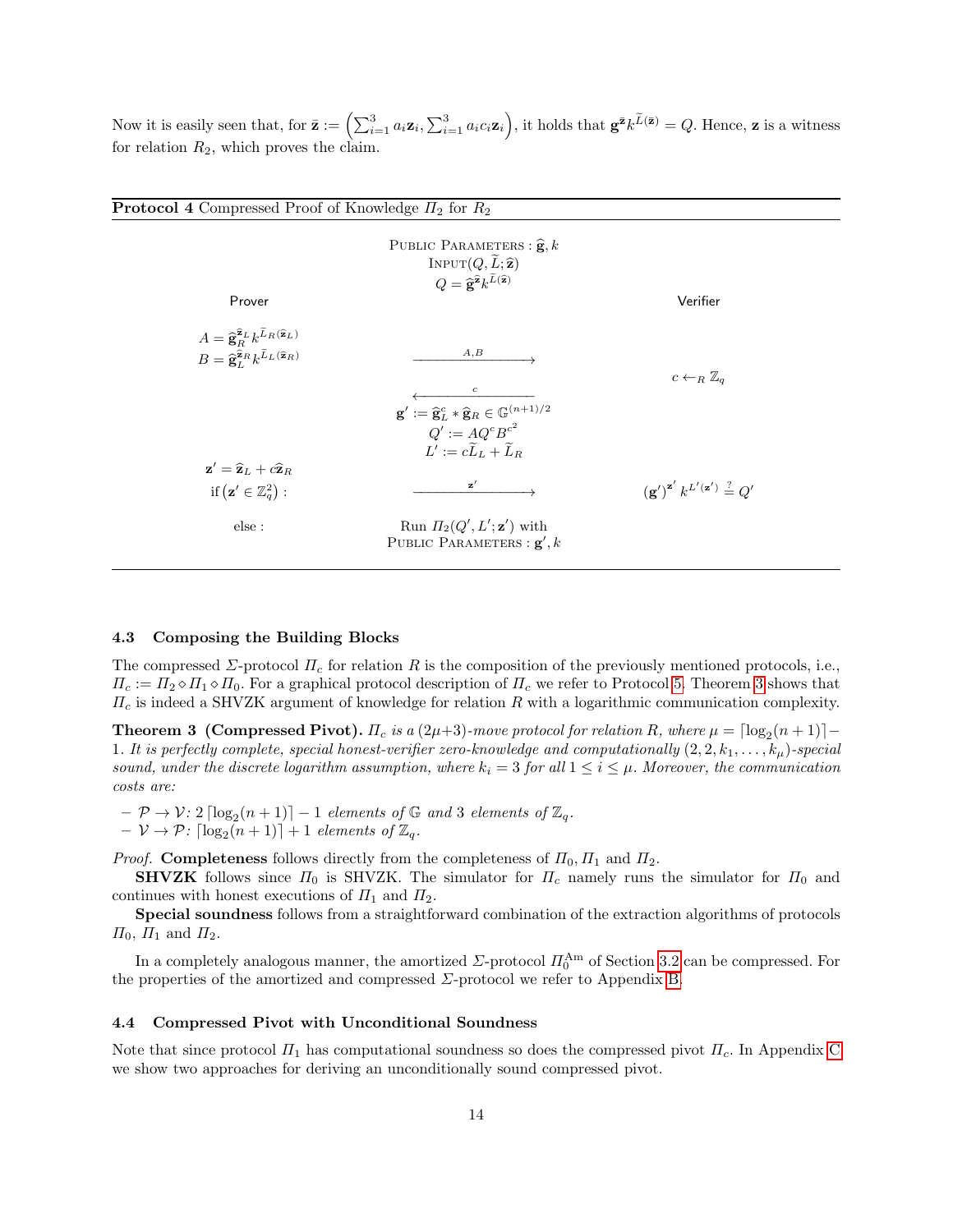Now it is easily seen that, for $\bar{\mathbf{z}} := \left(\sum_{i=1}^{3} a_i \mathbf{z}_i, \sum_{i=1}^{3} a_i c_i \mathbf{z}_i\right)$, it holds that $\mathbf{g}^{\bar{\mathbf{z}}} k^{\widetilde{L}(\bar{\mathbf{z}})} = Q$. Hence, $\mathbf{z}$ is a witness for relation $R_2$, which proves the claim.

---

**Protocol 4** Compressed Proof of Knowledge $\varPi_2$ for $R_2$

Public Parameters : $\widehat{\mathbf{g}}, k$
Input$(Q, \widetilde{L}; \widehat{\mathbf{z}})$
$Q = \widehat{\mathbf{g}}^{\widehat{\mathbf{z}}} k^{\widetilde{L}(\widehat{\mathbf{z}})}$

| Prover | | Verifier |
|---|---|---|
| $A = \widehat{\mathbf{g}}_R^{\widehat{\mathbf{z}}_L} k^{\widetilde{L}_R(\widehat{\mathbf{z}}_L)}$ <br> $B = \widehat{\mathbf{g}}_L^{\widehat{\mathbf{z}}_R} k^{\widetilde{L}_L(\widehat{\mathbf{z}}_R)}$ | $\xrightarrow{A,B}$ | |
| | | $c \leftarrow_R \mathbb{Z}_q$ |
| | $\xleftarrow{c}$ | |
| | $\mathbf{g}' := \widehat{\mathbf{g}}_L^c * \widehat{\mathbf{g}}_R \in \mathbb{G}^{(n+1)/2}$ <br> $Q' := AQ^c B^{c^2}$ <br> $L' := c\widetilde{L}_L + \widetilde{L}_R$ | |
| $\mathbf{z}' = \widehat{\mathbf{z}}_L + c\widehat{\mathbf{z}}_R$ <br> if $\left(\mathbf{z}' \in \mathbb{Z}_q^2\right)$ : | $\xrightarrow{\mathbf{z}'}$ | $(\mathbf{g}')^{\mathbf{z}'} k^{L'(\mathbf{z}')} \stackrel{?}{=} Q'$ |
| else : | Run $\varPi_2(Q', L'; \mathbf{z}')$ with <br> Public Parameters : $\mathbf{g}', k$ | |

---

### 4.3 Composing the Building Blocks

The compressed $\Sigma$-protocol $\varPi_c$ for relation $R$ is the composition of the previously mentioned protocols, i.e., $\varPi_c := \varPi_2 \diamond \varPi_1 \diamond \varPi_0$. For a graphical protocol description of $\varPi_c$ we refer to Protocol 5. Theorem 3 shows that $\varPi_c$ is indeed a SHVZK argument of knowledge for relation $R$ with a logarithmic communication complexity.

**Theorem 3 (Compressed Pivot).** *$\varPi_c$ is a $(2\mu+3)$-move protocol for relation $R$, where $\mu = \lceil \log_2(n+1) \rceil - 1$. It is perfectly complete, special honest-verifier zero-knowledge and computationally $(2, 2, k_1, \dots, k_\mu)$-special sound, under the discrete logarithm assumption, where $k_i = 3$ for all $1 \leq i \leq \mu$. Moreover, the communication costs are:*

- *$\mathcal{P} \rightarrow \mathcal{V}$: $2\lceil \log_2(n+1) \rceil - 1$ elements of $\mathbb{G}$ and 3 elements of $\mathbb{Z}_q$.*
- *$\mathcal{V} \rightarrow \mathcal{P}$: $\lceil \log_2(n+1) \rceil + 1$ elements of $\mathbb{Z}_q$.*

*Proof.* **Completeness** follows directly from the completeness of $\varPi_0, \varPi_1$ and $\varPi_2$.

**SHVZK** follows since $\varPi_0$ is SHVZK. The simulator for $\varPi_c$ namely runs the simulator for $\varPi_0$ and continues with honest executions of $\varPi_1$ and $\varPi_2$.

**Special soundness** follows from a straightforward combination of the extraction algorithms of protocols $\varPi_0$, $\varPi_1$ and $\varPi_2$.

In a completely analogous manner, the amortized $\Sigma$-protocol $\varPi_0^{\text{Am}}$ of Section 3.2 can be compressed. For the properties of the amortized and compressed $\Sigma$-protocol we refer to Appendix B.

### 4.4 Compressed Pivot with Unconditional Soundness

Note that since protocol $\varPi_1$ has computational soundness so does the compressed pivot $\varPi_c$. In Appendix C we show two approaches for deriving an unconditionally sound compressed pivot.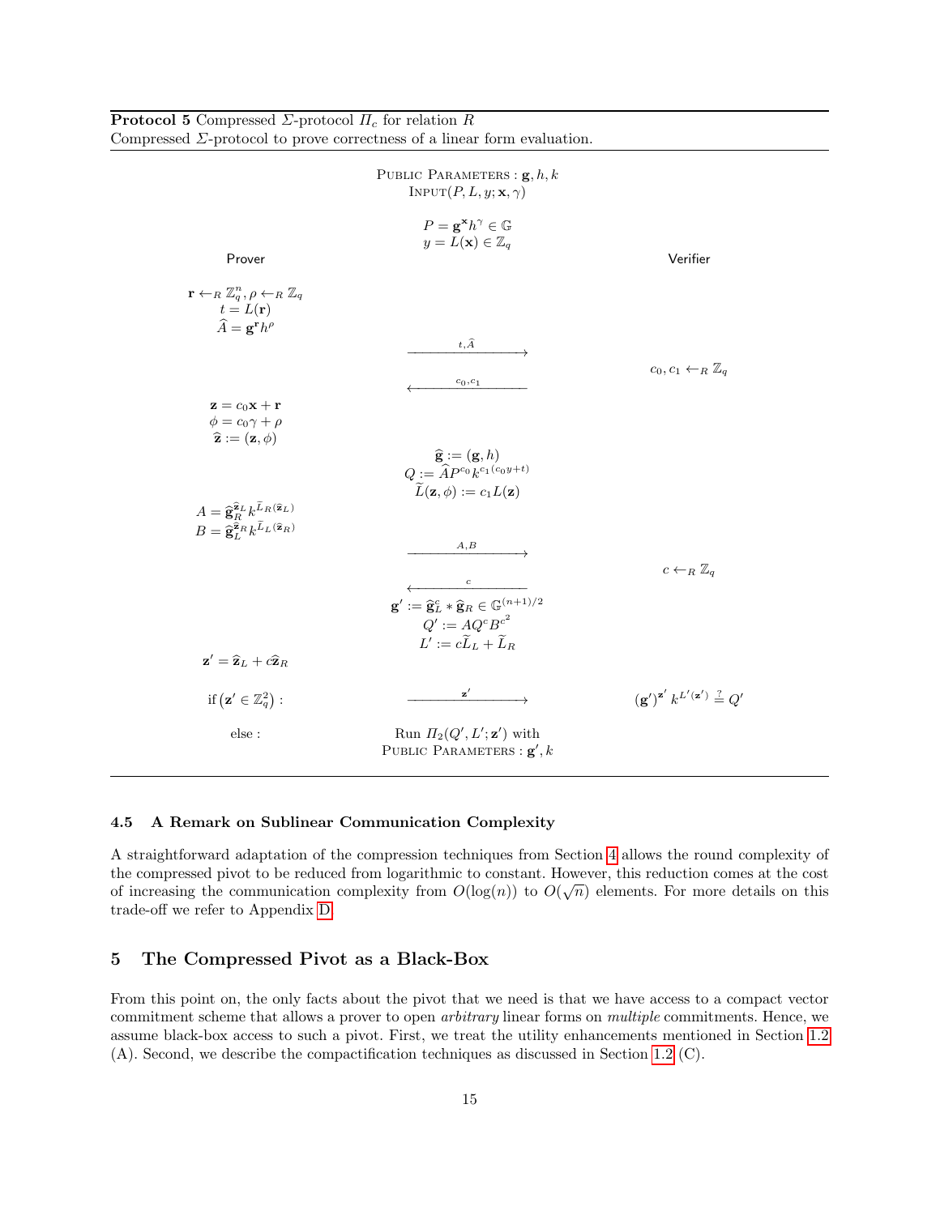**Protocol 5** Compressed $\Sigma$-protocol $\Pi_c$ for relation $R$
Compressed $\Sigma$-protocol to prove correctness of a linear form evaluation.

Public Parameters : $\mathbf{g}, h, k$
Input$(P, L, y; \mathbf{x}, \gamma)$

$$P = \mathbf{g}^{\mathbf{x}} h^{\gamma} \in \mathbb{G}$$
$$y = L(\mathbf{x}) \in \mathbb{Z}_q$$

| Prover | | Verifier |
|---|---|---|
| $\mathbf{r} \leftarrow_R \mathbb{Z}_q^n, \rho \leftarrow_R \mathbb{Z}_q$ <br> $t = L(\mathbf{r})$ <br> $\widehat{A} = \mathbf{g}^{\mathbf{r}} h^{\rho}$ | | |
| | $\xrightarrow{t, \widehat{A}}$ | |
| | | $c_0, c_1 \leftarrow_R \mathbb{Z}_q$ |
| | $\xleftarrow{c_0, c_1}$ | |
| $\mathbf{z} = c_0 \mathbf{x} + \mathbf{r}$ <br> $\phi = c_0 \gamma + \rho$ <br> $\widehat{\mathbf{z}} := (\mathbf{z}, \phi)$ | | |
| | $\widehat{\mathbf{g}} := (\mathbf{g}, h)$ <br> $Q := \widehat{A} P^{c_0} k^{c_1(c_0 y + t)}$ <br> $\widetilde{L}(\mathbf{z}, \phi) := c_1 L(\mathbf{z})$ | |
| $A = \widehat{\mathbf{g}}_R^{\widehat{\mathbf{z}}_L} k^{\widetilde{L}_R(\widehat{\mathbf{z}}_L)}$ <br> $B = \widehat{\mathbf{g}}_L^{\widehat{\mathbf{z}}_R} k^{\widetilde{L}_L(\widehat{\mathbf{z}}_R)}$ | | |
| | $\xrightarrow{A, B}$ | |
| | | $c \leftarrow_R \mathbb{Z}_q$ |
| | $\xleftarrow{c}$ | |
| | $\mathbf{g}' := \widehat{\mathbf{g}}_L^c * \widehat{\mathbf{g}}_R \in \mathbb{G}^{(n+1)/2}$ <br> $Q' := A Q^c B^{c^2}$ <br> $L' := c\widetilde{L}_L + \widetilde{L}_R$ | |
| $\mathbf{z}' = \widehat{\mathbf{z}}_L + c\widehat{\mathbf{z}}_R$ | | |
| if $(\mathbf{z}' \in \mathbb{Z}_q^2)$ : | $\xrightarrow{\mathbf{z}'}$ | $(\mathbf{g}')^{\mathbf{z}'} k^{L'(\mathbf{z}')} \stackrel{?}{=} Q'$ |
| else : | Run $\Pi_2(Q', L'; \mathbf{z}')$ with <br> Public Parameters : $\mathbf{g}', k$ | |

### 4.5 A Remark on Sublinear Communication Complexity

A straightforward adaptation of the compression techniques from Section 4 allows the round complexity of the compressed pivot to be reduced from logarithmic to constant. However, this reduction comes at the cost of increasing the communication complexity from $O(\log(n))$ to $O(\sqrt{n})$ elements. For more details on this trade-off we refer to Appendix D.

## 5 The Compressed Pivot as a Black-Box

From this point on, the only facts about the pivot that we need is that we have access to a compact vector commitment scheme that allows a prover to open *arbitrary* linear forms on *multiple* commitments. Hence, we assume black-box access to such a pivot. First, we treat the utility enhancements mentioned in Section 1.2 (A). Second, we describe the compactification techniques as discussed in Section 1.2 (C).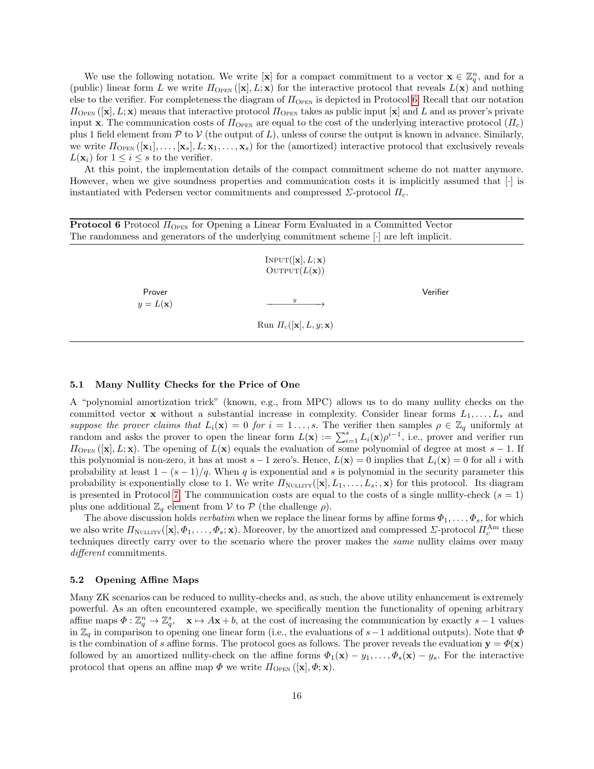We use the following notation. We write $[\mathbf{x}]$ for a compact commitment to a vector $\mathbf{x} \in \mathbb{Z}_q^n$, and for a (public) linear form $L$ we write $\Pi_{\text{OPEN}}([\mathbf{x}], L; \mathbf{x})$ for the interactive protocol that reveals $L(\mathbf{x})$ and nothing else to the verifier. For completeness the diagram of $\Pi_{\text{OPEN}}$ is depicted in Protocol 6. Recall that our notation $\Pi_{\text{OPEN}}([\mathbf{x}], L; \mathbf{x})$ means that interactive protocol $\Pi_{\text{OPEN}}$ takes as public input $[\mathbf{x}]$ and $L$ and as prover's private input $\mathbf{x}$. The communication costs of $\Pi_{\text{OPEN}}$ are equal to the cost of the underlying interactive protocol ($\Pi_c$) plus 1 field element from $\mathcal{P}$ to $\mathcal{V}$ (the output of $L$), unless of course the output is known in advance. Similarly, we write $\Pi_{\text{OPEN}}([\mathbf{x}_1], \ldots, [\mathbf{x}_s], L; \mathbf{x}_1, \ldots, \mathbf{x}_s)$ for the (amortized) interactive protocol that exclusively reveals $L(\mathbf{x}_i)$ for $1 \leq i \leq s$ to the verifier.

At this point, the implementation details of the compact commitment scheme do not matter anymore. However, when we give soundness properties and communication costs it is implicitly assumed that $[\cdot]$ is instantiated with Pedersen vector commitments and compressed $\Sigma$-protocol $\Pi_c$.

**Protocol 6** Protocol $\Pi_{\text{OPEN}}$ for Opening a Linear Form Evaluated in a Committed Vector
The randomness and generators of the underlying commitment scheme $[\cdot]$ are left implicit.

INPUT$([\mathbf{x}], L; \mathbf{x})$
OUTPUT$(L(\mathbf{x}))$

| Prover | | Verifier |
|---|---|---|
| $y = L(\mathbf{x})$ | $\xrightarrow{\quad y \quad}$ | |
| | Run $\Pi_c([\mathbf{x}], L, y; \mathbf{x})$ | |

### 5.1 Many Nullity Checks for the Price of One

A "polynomial amortization trick" (known, e.g., from MPC) allows us to do many nullity checks on the committed vector $\mathbf{x}$ without a substantial increase in complexity. Consider linear forms $L_1, \ldots, L_s$ and *suppose the prover claims that* $L_i(\mathbf{x}) = 0$ *for* $i = 1 \ldots, s$. The verifier then samples $\rho \in \mathbb{Z}_q$ uniformly at random and asks the prover to open the linear form $L(\mathbf{x}) := \sum_{i=1}^{s} L_i(\mathbf{x})\rho^{i-1}$, i.e., prover and verifier run $\Pi_{\text{OPEN}}([\mathbf{x}], L; \mathbf{x})$. The opening of $L(\mathbf{x})$ equals the evaluation of some polynomial of degree at most $s-1$. If this polynomial is non-zero, it has at most $s-1$ zero's. Hence, $L(\mathbf{x}) = 0$ implies that $L_i(\mathbf{x}) = 0$ for all $i$ with probability at least $1 - (s-1)/q$. When $q$ is exponential and $s$ is polynomial in the security parameter this probability is exponentially close to 1. We write $\Pi_{\text{NULLITY}}([\mathbf{x}], L_1, \ldots, L_s; , \mathbf{x})$ for this protocol. Its diagram is presented in Protocol 7. The communication costs are equal to the costs of a single nullity-check ($s = 1$) plus one additional $\mathbb{Z}_q$ element from $\mathcal{V}$ to $\mathcal{P}$ (the challenge $\rho$).

The above discussion holds *verbatim* when we replace the linear forms by affine forms $\Phi_1, \ldots, \Phi_s$, for which we also write $\Pi_{\text{NULLITY}}([\mathbf{x}], \Phi_1, \ldots, \Phi_s; \mathbf{x})$. Moreover, by the amortized and compressed $\Sigma$-protocol $\Pi_c^{\text{Am}}$ these techniques directly carry over to the scenario where the prover makes the *same* nullity claims over many *different* commitments.

### 5.2 Opening Affine Maps

Many ZK scenarios can be reduced to nullity-checks and, as such, the above utility enhancement is extremely powerful. As an often encountered example, we specifically mention the functionality of opening arbitrary affine maps $\Phi : \mathbb{Z}_q^n \to \mathbb{Z}_q^s, \quad \mathbf{x} \mapsto A\mathbf{x} + b$, at the cost of increasing the communication by exactly $s-1$ values in $\mathbb{Z}_q$ in comparison to opening one linear form (i.e., the evaluations of $s-1$ additional outputs). Note that $\Phi$ is the combination of $s$ affine forms. The protocol goes as follows. The prover reveals the evaluation $\mathbf{y} = \Phi(\mathbf{x})$ followed by an amortized nullity-check on the affine forms $\Phi_1(\mathbf{x}) - y_1, \ldots, \Phi_s(\mathbf{x}) - y_s$. For the interactive protocol that opens an affine map $\Phi$ we write $\Pi_{\text{OPEN}}([\mathbf{x}], \Phi; \mathbf{x})$.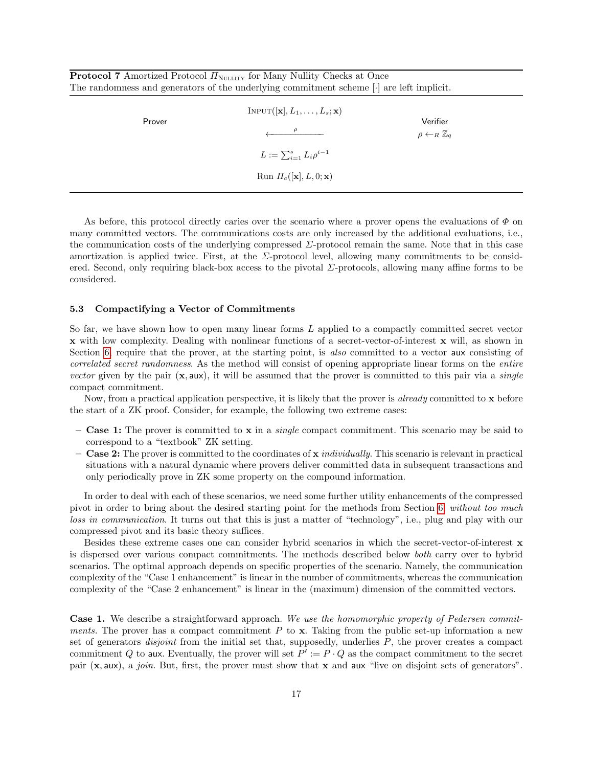**Protocol 7** Amortized Protocol $\Pi_{\text{NULLITY}}$ for Many Nullity Checks at Once
The randomness and generators of the underlying commitment scheme $[\cdot]$ are left implicit.

| Prover | | Verifier |
|---|---|---|
| | $\textsc{Input}([\mathbf{x}], L_1, \ldots, L_s; \mathbf{x})$ | |
| | $\xleftarrow{\quad \rho \quad}$ | $\rho \leftarrow_R \mathbb{Z}_q$ |
| | $L := \sum_{i=1}^{s} L_i \rho^{i-1}$ | |
| | Run $\Pi_c([\mathbf{x}], L, 0; \mathbf{x})$ | |

As before, this protocol directly caries over the scenario where a prover opens the evaluations of $\Phi$ on many committed vectors. The communications costs are only increased by the additional evaluations, i.e., the communication costs of the underlying compressed $\Sigma$-protocol remain the same. Note that in this case amortization is applied twice. First, at the $\Sigma$-protocol level, allowing many commitments to be considered. Second, only requiring black-box access to the pivotal $\Sigma$-protocols, allowing many affine forms to be considered.

### 5.3 Compactifying a Vector of Commitments

So far, we have shown how to open many linear forms $L$ applied to a compactly committed secret vector $\mathbf{x}$ with low complexity. Dealing with nonlinear functions of a secret-vector-of-interest $\mathbf{x}$ will, as shown in Section 6, require that the prover, at the starting point, is *also* committed to a vector $\mathsf{aux}$ consisting of *correlated secret randomness*. As the method will consist of opening appropriate linear forms on the *entire vector* given by the pair $(\mathbf{x}, \mathsf{aux})$, it will be assumed that the prover is committed to this pair via a *single* compact commitment.

Now, from a practical application perspective, it is likely that the prover is *already* committed to $\mathbf{x}$ before the start of a ZK proof. Consider, for example, the following two extreme cases:

- **Case 1:** The prover is committed to $\mathbf{x}$ in a *single* compact commitment. This scenario may be said to correspond to a "textbook" ZK setting.
- **Case 2:** The prover is committed to the coordinates of $\mathbf{x}$ *individually*. This scenario is relevant in practical situations with a natural dynamic where provers deliver committed data in subsequent transactions and only periodically prove in ZK some property on the compound information.

In order to deal with each of these scenarios, we need some further utility enhancements of the compressed pivot in order to bring about the desired starting point for the methods from Section 6, *without too much loss in communication*. It turns out that this is just a matter of "technology", i.e., plug and play with our compressed pivot and its basic theory suffices.

Besides these extreme cases one can consider hybrid scenarios in which the secret-vector-of-interest $\mathbf{x}$ is dispersed over various compact commitments. The methods described below *both* carry over to hybrid scenarios. The optimal approach depends on specific properties of the scenario. Namely, the communication complexity of the "Case 1 enhancement" is linear in the number of commitments, whereas the communication complexity of the "Case 2 enhancement" is linear in the (maximum) dimension of the committed vectors.

**Case 1.** We describe a straightforward approach. *We use the homomorphic property of Pedersen commitments.* The prover has a compact commitment $P$ to $\mathbf{x}$. Taking from the public set-up information a new set of generators *disjoint* from the initial set that, supposedly, underlies $P$, the prover creates a compact commitment $Q$ to $\mathsf{aux}$. Eventually, the prover will set $P' := P \cdot Q$ as the compact commitment to the secret pair $(\mathbf{x}, \mathsf{aux})$, a *join*. But, first, the prover must show that $\mathbf{x}$ and $\mathsf{aux}$ "live on disjoint sets of generators".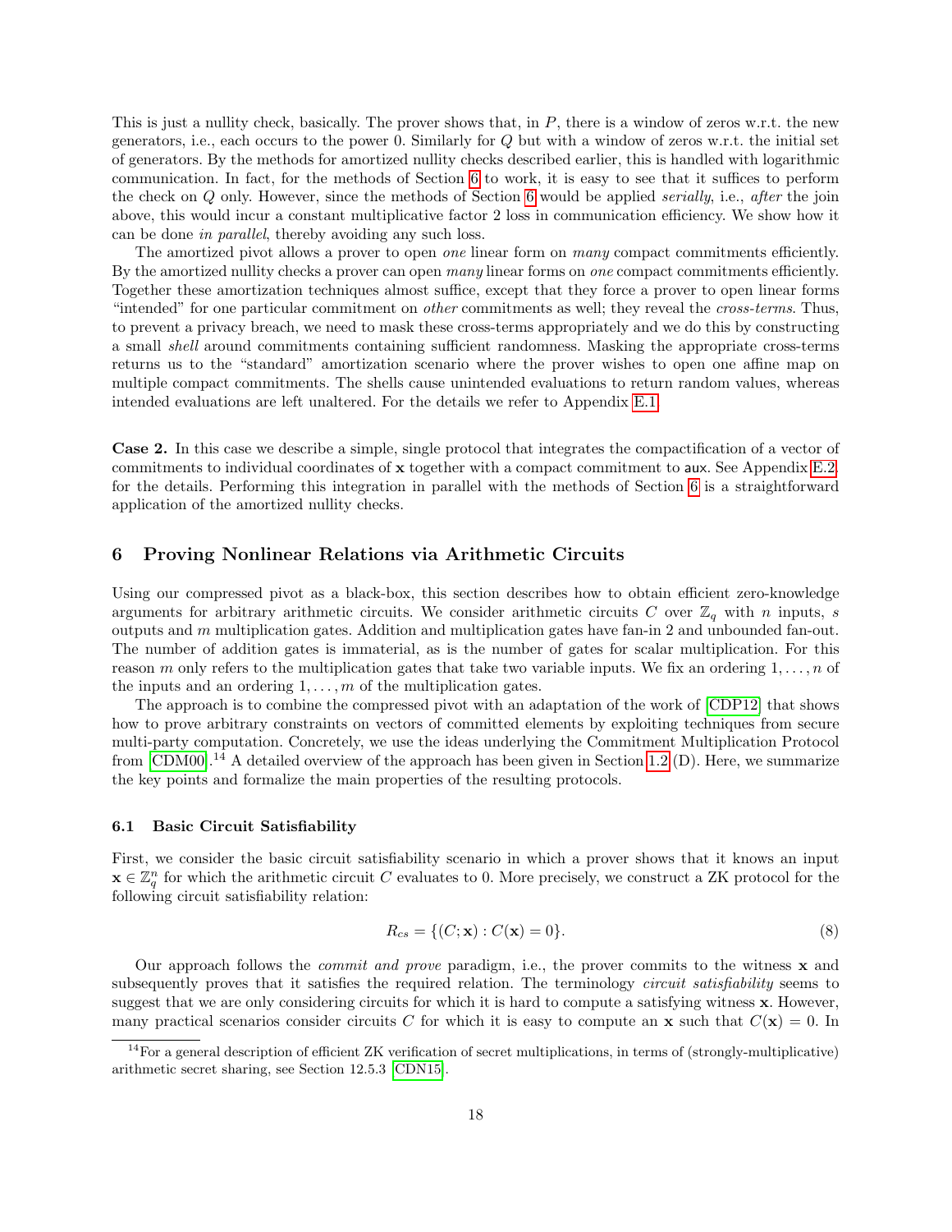This is just a nullity check, basically. The prover shows that, in $P$, there is a window of zeros w.r.t. the new generators, i.e., each occurs to the power 0. Similarly for $Q$ but with a window of zeros w.r.t. the initial set of generators. By the methods for amortized nullity checks described earlier, this is handled with logarithmic communication. In fact, for the methods of Section 6 to work, it is easy to see that it suffices to perform the check on $Q$ only. However, since the methods of Section 6 would be applied *serially*, i.e., *after* the join above, this would incur a constant multiplicative factor 2 loss in communication efficiency. We show how it can be done *in parallel*, thereby avoiding any such loss.

The amortized pivot allows a prover to open *one* linear form on *many* compact commitments efficiently. By the amortized nullity checks a prover can open *many* linear forms on *one* compact commitments efficiently. Together these amortization techniques almost suffice, except that they force a prover to open linear forms "intended" for one particular commitment on *other* commitments as well; they reveal the *cross-terms*. Thus, to prevent a privacy breach, we need to mask these cross-terms appropriately and we do this by constructing a small *shell* around commitments containing sufficient randomness. Masking the appropriate cross-terms returns us to the "standard" amortization scenario where the prover wishes to open one affine map on multiple compact commitments. The shells cause unintended evaluations to return random values, whereas intended evaluations are left unaltered. For the details we refer to Appendix E.1.

**Case 2.** In this case we describe a simple, single protocol that integrates the compactification of a vector of commitments to individual coordinates of $\mathbf{x}$ together with a compact commitment to $\mathsf{aux}$. See Appendix E.2. for the details. Performing this integration in parallel with the methods of Section 6 is a straightforward application of the amortized nullity checks.

## 6 Proving Nonlinear Relations via Arithmetic Circuits

Using our compressed pivot as a black-box, this section describes how to obtain efficient zero-knowledge arguments for arbitrary arithmetic circuits. We consider arithmetic circuits $C$ over $\mathbb{Z}_q$ with $n$ inputs, $s$ outputs and $m$ multiplication gates. Addition and multiplication gates have fan-in 2 and unbounded fan-out. The number of addition gates is immaterial, as is the number of gates for scalar multiplication. For this reason $m$ only refers to the multiplication gates that take two variable inputs. We fix an ordering $1, \ldots, n$ of the inputs and an ordering $1, \ldots, m$ of the multiplication gates.

The approach is to combine the compressed pivot with an adaptation of the work of [CDP12] that shows how to prove arbitrary constraints on vectors of committed elements by exploiting techniques from secure multi-party computation. Concretely, we use the ideas underlying the Commitment Multiplication Protocol from [CDM00].[14] A detailed overview of the approach has been given in Section 1.2 (D). Here, we summarize the key points and formalize the main properties of the resulting protocols.

### 6.1 Basic Circuit Satisfiability

First, we consider the basic circuit satisfiability scenario in which a prover shows that it knows an input $\mathbf{x} \in \mathbb{Z}_q^n$ for which the arithmetic circuit $C$ evaluates to 0. More precisely, we construct a ZK protocol for the following circuit satisfiability relation:

$$R_{cs} = \{(C; \mathbf{x}) : C(\mathbf{x}) = 0\}. \tag{8}$$

Our approach follows the *commit and prove* paradigm, i.e., the prover commits to the witness $\mathbf{x}$ and subsequently proves that it satisfies the required relation. The terminology *circuit satisfiability* seems to suggest that we are only considering circuits for which it is hard to compute a satisfying witness $\mathbf{x}$. However, many practical scenarios consider circuits $C$ for which it is easy to compute an $\mathbf{x}$ such that $C(\mathbf{x}) = 0$. In

[14] For a general description of efficient ZK verification of secret multiplications, in terms of (strongly-multiplicative) arithmetic secret sharing, see Section 12.5.3 [CDN15].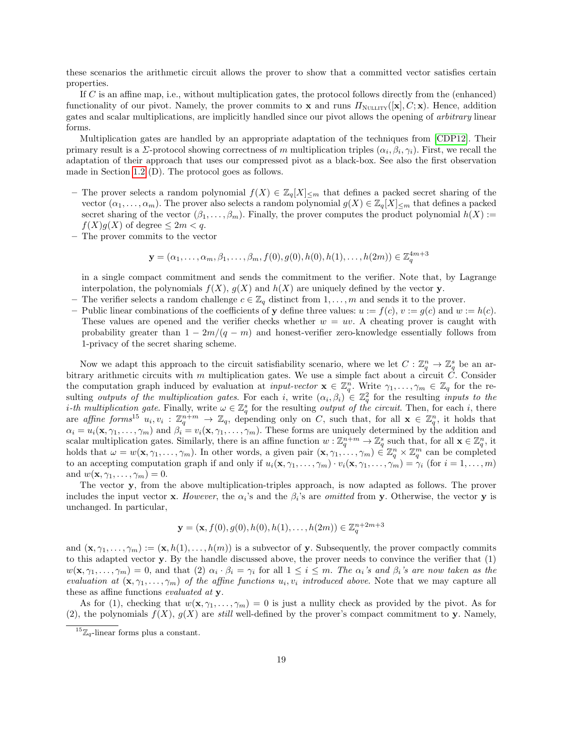these scenarios the arithmetic circuit allows the prover to show that a committed vector satisfies certain properties.

If $C$ is an affine map, i.e., without multiplication gates, the protocol follows directly from the (enhanced) functionality of our pivot. Namely, the prover commits to $\mathbf{x}$ and runs $\Pi_{\text{NULLITY}}([\mathbf{x}], C; \mathbf{x})$. Hence, addition gates and scalar multiplications, are implicitly handled since our pivot allows the opening of *arbitrary* linear forms.

Multiplication gates are handled by an appropriate adaptation of the techniques from [CDP12]. Their primary result is a $\Sigma$-protocol showing correctness of $m$ multiplication triples $(\alpha_i, \beta_i, \gamma_i)$. First, we recall the adaptation of their approach that uses our compressed pivot as a black-box. See also the first observation made in Section 1.2 (D). The protocol goes as follows.

- The prover selects a random polynomial $f(X) \in \mathbb{Z}_q[X]_{\leq m}$ that defines a packed secret sharing of the vector $(\alpha_1, \ldots, \alpha_m)$. The prover also selects a random polynomial $g(X) \in \mathbb{Z}_q[X]_{\leq m}$ that defines a packed secret sharing of the vector $(\beta_1, \ldots, \beta_m)$. Finally, the prover computes the product polynomial $h(X) := f(X)g(X)$ of degree $\leq 2m < q$.
- The prover commits to the vector

$$\mathbf{y} = (\alpha_1, \ldots, \alpha_m, \beta_1, \ldots, \beta_m, f(0), g(0), h(0), h(1), \ldots, h(2m)) \in \mathbb{Z}_q^{4m+3}$$

  in a single compact commitment and sends the commitment to the verifier. Note that, by Lagrange interpolation, the polynomials $f(X)$, $g(X)$ and $h(X)$ are uniquely defined by the vector $\mathbf{y}$.
- The verifier selects a random challenge $c \in \mathbb{Z}_q$ distinct from $1, \ldots, m$ and sends it to the prover.
- Public linear combinations of the coefficients of $\mathbf{y}$ define three values: $u := f(c)$, $v := g(c)$ and $w := h(c)$. These values are opened and the verifier checks whether $w = uv$. A cheating prover is caught with probability greater than $1 - 2m/(q - m)$ and honest-verifier zero-knowledge essentially follows from 1-privacy of the secret sharing scheme.

Now we adapt this approach to the circuit satisfiability scenario, where we let $C : \mathbb{Z}_q^n \to \mathbb{Z}_q^s$ be an arbitrary arithmetic circuits with $m$ multiplication gates. We use a simple fact about a circuit $C$. Consider the computation graph induced by evaluation at *input-vector* $\mathbf{x} \in \mathbb{Z}_q^n$. Write $\gamma_1, \ldots, \gamma_m \in \mathbb{Z}_q$ for the resulting *outputs of the multiplication gates*. For each $i$, write $(\alpha_i, \beta_i) \in \mathbb{Z}_q^2$ for the resulting *inputs to the i-th multiplication gate*. Finally, write $\omega \in \mathbb{Z}_q^s$ for the resulting *output of the circuit*. Then, for each $i$, there are *affine forms*[15] $u_i, v_i : \mathbb{Z}_q^{n+m} \to \mathbb{Z}_q$, depending only on $C$, such that, for all $\mathbf{x} \in \mathbb{Z}_q^n$, it holds that $\alpha_i = u_i(\mathbf{x}, \gamma_1, \ldots, \gamma_m)$ and $\beta_i = v_i(\mathbf{x}, \gamma_1, \ldots, \gamma_m)$. These forms are uniquely determined by the addition and scalar multiplication gates. Similarly, there is an affine function $w : \mathbb{Z}_q^{n+m} \to \mathbb{Z}_q^s$ such that, for all $\mathbf{x} \in \mathbb{Z}_q^n$, it holds that $\omega = w(\mathbf{x}, \gamma_1, \ldots, \gamma_m)$. In other words, a given pair $(\mathbf{x}, \gamma_1, \ldots, \gamma_m) \in \mathbb{Z}_q^n \times \mathbb{Z}_q^m$ can be completed to an accepting computation graph if and only if $u_i(\mathbf{x}, \gamma_1, \ldots, \gamma_m) \cdot v_i(\mathbf{x}, \gamma_1, \ldots, \gamma_m) = \gamma_i$ (for $i = 1, \ldots, m$) and $w(\mathbf{x}, \gamma_1, \ldots, \gamma_m) = 0$.

The vector $\mathbf{y}$, from the above multiplication-triples approach, is now adapted as follows. The prover includes the input vector $\mathbf{x}$. *However*, the $\alpha_i$'s and the $\beta_i$'s are *omitted* from $\mathbf{y}$. Otherwise, the vector $\mathbf{y}$ is unchanged. In particular,

$$\mathbf{y} = (\mathbf{x}, f(0), g(0), h(0), h(1), \ldots, h(2m)) \in \mathbb{Z}_q^{n+2m+3}$$

and $(\mathbf{x}, \gamma_1, \ldots, \gamma_m) := (\mathbf{x}, h(1), \ldots, h(m))$ is a subvector of $\mathbf{y}$. Subsequently, the prover compactly commits to this adapted vector $\mathbf{y}$. By the handle discussed above, the prover needs to convince the verifier that (1) $w(\mathbf{x}, \gamma_1, \ldots, \gamma_m) = 0$, and that (2) $\alpha_i \cdot \beta_i = \gamma_i$ for all $1 \leq i \leq m$. *The $\alpha_i$'s and $\beta_i$'s are now taken as the evaluation at $(\mathbf{x}, \gamma_1, \ldots, \gamma_m)$ of the affine functions $u_i, v_i$ introduced above.* Note that we may capture all these as affine functions *evaluated at* $\mathbf{y}$.

As for (1), checking that $w(\mathbf{x}, \gamma_1, \ldots, \gamma_m) = 0$ is just a nullity check as provided by the pivot. As for (2), the polynomials $f(X)$, $g(X)$ are *still* well-defined by the prover's compact commitment to $\mathbf{y}$. Namely,

[15] $\mathbb{Z}_q$-linear forms plus a constant.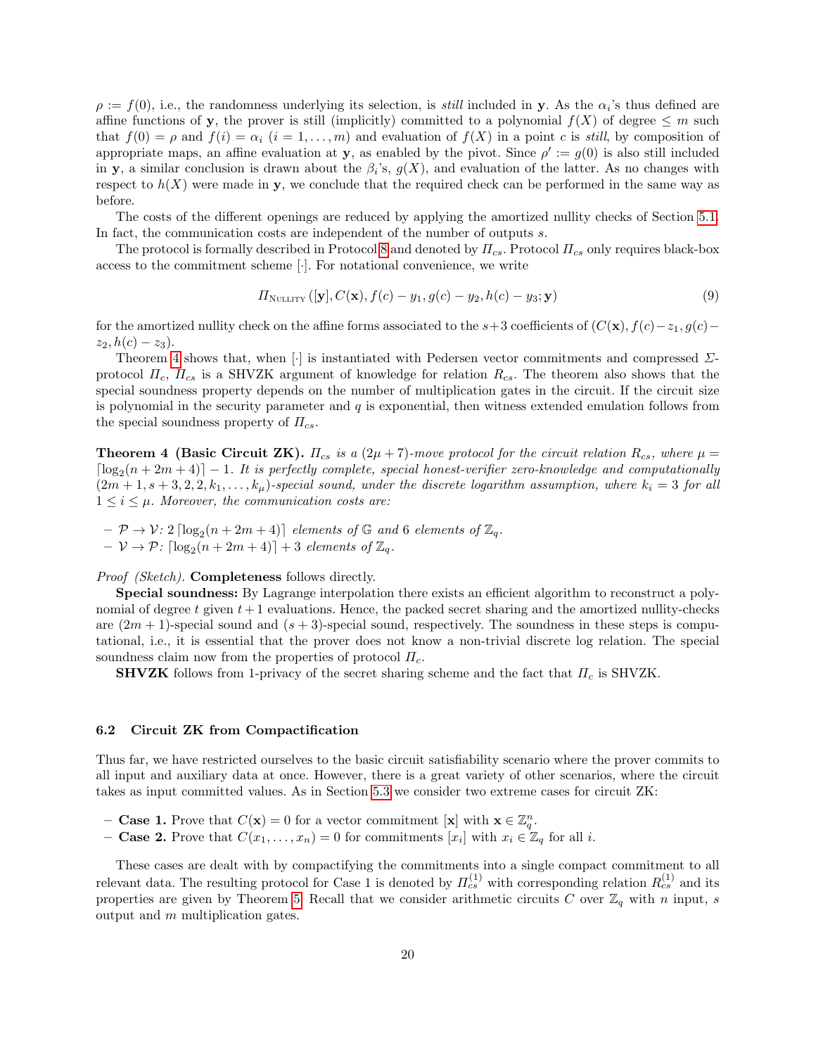$\rho := f(0)$, i.e., the randomness underlying its selection, is *still* included in $\mathbf{y}$. As the $\alpha_i$'s thus defined are affine functions of $\mathbf{y}$, the prover is still (implicitly) committed to a polynomial $f(X)$ of degree $\leq m$ such that $f(0) = \rho$ and $f(i) = \alpha_i$ ($i = 1, \ldots, m$) and evaluation of $f(X)$ in a point $c$ is *still*, by composition of appropriate maps, an affine evaluation at $\mathbf{y}$, as enabled by the pivot. Since $\rho' := g(0)$ is also still included in $\mathbf{y}$, a similar conclusion is drawn about the $\beta_i$'s, $g(X)$, and evaluation of the latter. As no changes with respect to $h(X)$ were made in $\mathbf{y}$, we conclude that the required check can be performed in the same way as before.

The costs of the different openings are reduced by applying the amortized nullity checks of Section 5.1. In fact, the communication costs are independent of the number of outputs $s$.

The protocol is formally described in Protocol 8 and denoted by $\Pi_{cs}$. Protocol $\Pi_{cs}$ only requires black-box access to the commitment scheme $[\cdot]$. For notational convenience, we write

$$\Pi_{\text{NULLITY}}\left([\mathbf{y}], C(\mathbf{x}), f(c) - y_1, g(c) - y_2, h(c) - y_3; \mathbf{y}\right) \tag{9}$$

for the amortized nullity check on the affine forms associated to the $s+3$ coefficients of $(C(\mathbf{x}), f(c) - z_1, g(c) - z_2, h(c) - z_3)$.

Theorem 4 shows that, when $[\cdot]$ is instantiated with Pedersen vector commitments and compressed $\Sigma$-protocol $\Pi_c$, $\Pi_{cs}$ is a SHVZK argument of knowledge for relation $R_{cs}$. The theorem also shows that the special soundness property depends on the number of multiplication gates in the circuit. If the circuit size is polynomial in the security parameter and $q$ is exponential, then witness extended emulation follows from the special soundness property of $\Pi_{cs}$.

**Theorem 4 (Basic Circuit ZK).** *$\Pi_{cs}$ is a $(2\mu + 7)$-move protocol for the circuit relation $R_{cs}$, where $\mu = \lceil \log_2(n + 2m + 4) \rceil - 1$. It is perfectly complete, special honest-verifier zero-knowledge and computationally $(2m + 1, s + 3, 2, 2, k_1, \ldots, k_\mu)$-special sound, under the discrete logarithm assumption, where $k_i = 3$ for all $1 \leq i \leq \mu$. Moreover, the communication costs are:*

- *$\mathcal{P} \rightarrow \mathcal{V}$: $2\lceil \log_2(n + 2m + 4) \rceil$ elements of $\mathbb{G}$ and 6 elements of $\mathbb{Z}_q$.*
- *$\mathcal{V} \rightarrow \mathcal{P}$: $\lceil \log_2(n + 2m + 4) \rceil + 3$ elements of $\mathbb{Z}_q$.*

*Proof (Sketch).* **Completeness** follows directly.

**Special soundness:** By Lagrange interpolation there exists an efficient algorithm to reconstruct a polynomial of degree $t$ given $t+1$ evaluations. Hence, the packed secret sharing and the amortized nullity-checks are $(2m + 1)$-special sound and $(s + 3)$-special sound, respectively. The soundness in these steps is computational, i.e., it is essential that the prover does not know a non-trivial discrete log relation. The special soundness claim now from the properties of protocol $\Pi_c$.

**SHVZK** follows from 1-privacy of the secret sharing scheme and the fact that $\Pi_c$ is SHVZK.

### 6.2 Circuit ZK from Compactification

Thus far, we have restricted ourselves to the basic circuit satisfiability scenario where the prover commits to all input and auxiliary data at once. However, there is a great variety of other scenarios, where the circuit takes as input committed values. As in Section 5.3 we consider two extreme cases for circuit ZK:

- **Case 1.** Prove that $C(\mathbf{x}) = 0$ for a vector commitment $[\mathbf{x}]$ with $\mathbf{x} \in \mathbb{Z}_q^n$.
- **Case 2.** Prove that $C(x_1, \ldots, x_n) = 0$ for commitments $[x_i]$ with $x_i \in \mathbb{Z}_q$ for all $i$.

These cases are dealt with by compactifying the commitments into a single compact commitment to all relevant data. The resulting protocol for Case 1 is denoted by $\Pi_{cs}^{(1)}$ with corresponding relation $R_{cs}^{(1)}$ and its properties are given by Theorem 5. Recall that we consider arithmetic circuits $C$ over $\mathbb{Z}_q$ with $n$ input, $s$ output and $m$ multiplication gates.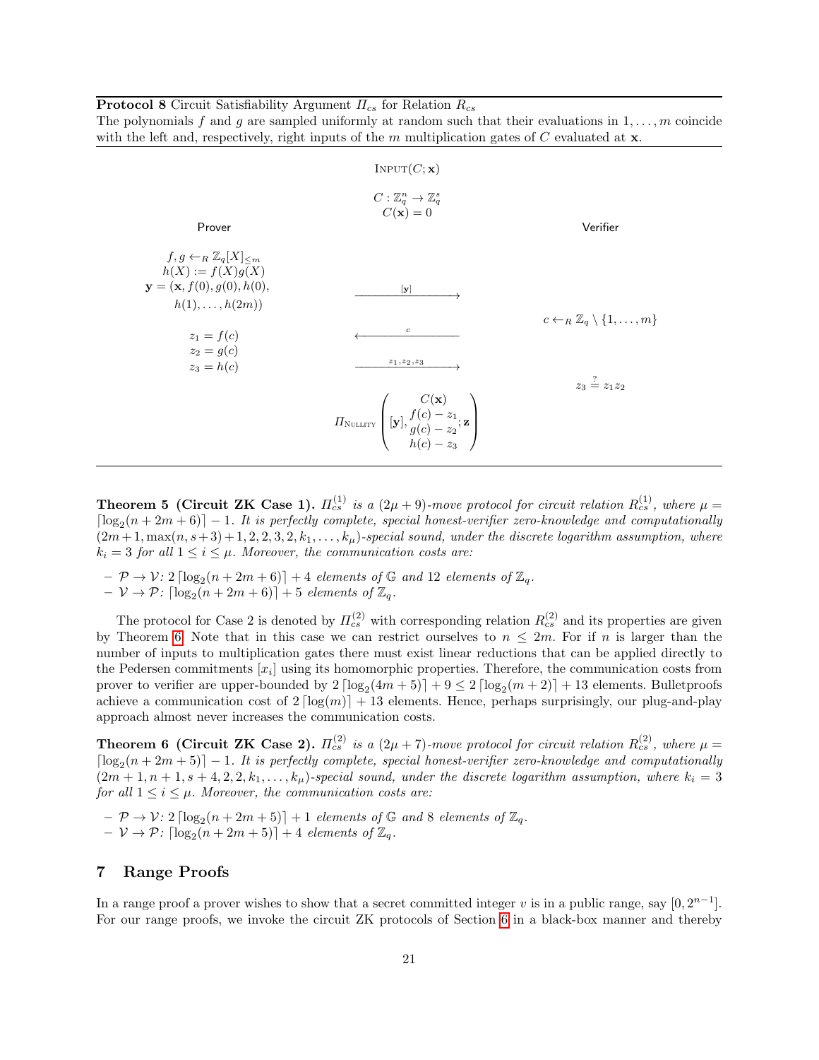**Protocol 8** Circuit Satisfiability Argument $\Pi_{cs}$ for Relation $R_{cs}$

The polynomials $f$ and $g$ are sampled uniformly at random such that their evaluations in $1,\ldots,m$ coincide with the left and, respectively, right inputs of the $m$ multiplication gates of $C$ evaluated at $\mathbf{x}$.

INPUT$(C;\mathbf{x})$

$C : \mathbb{Z}_q^n \to \mathbb{Z}_q^s$
$C(\mathbf{x}) = 0$

**Prover**:

$f, g \leftarrow_R \mathbb{Z}_q[X]_{\leq m}$
$h(X) := f(X)g(X)$
$\mathbf{y} = (\mathbf{x}, f(0), g(0), h(0), h(1), \ldots, h(2m))$

Prover → Verifier: $[\mathbf{y}]$

**Verifier**: $c \leftarrow_R \mathbb{Z}_q \setminus \{1,\ldots,m\}$

Verifier → Prover: $c$

**Prover**:

$z_1 = f(c)$
$z_2 = g(c)$
$z_3 = h(c)$

Prover → Verifier: $z_1, z_2, z_3$

**Verifier**: $z_3 \stackrel{?}{=} z_1 z_2$

$$\Pi_{\text{NULLITY}}\left([\mathbf{y}], \begin{matrix} C(\mathbf{x}) \\ f(c) - z_1 \\ g(c) - z_2 \\ h(c) - z_3 \end{matrix}; \mathbf{z}\right)$$

**Theorem 5 (Circuit ZK Case 1).** *$\Pi_{cs}^{(1)}$ is a $(2\mu + 9)$-move protocol for circuit relation $R_{cs}^{(1)}$, where $\mu = \lceil \log_2(n + 2m + 6) \rceil - 1$. It is perfectly complete, special honest-verifier zero-knowledge and computationally $(2m+1, \max(n, s+3)+1, 2, 2, 3, 2, k_1, \ldots, k_\mu)$-special sound, under the discrete logarithm assumption, where $k_i = 3$ for all $1 \leq i \leq \mu$. Moreover, the communication costs are:*

- *$\mathcal{P} \to \mathcal{V}$: $2\lceil \log_2(n + 2m + 6) \rceil + 4$ elements of $\mathbb{G}$ and 12 elements of $\mathbb{Z}_q$.*
- *$\mathcal{V} \to \mathcal{P}$: $\lceil \log_2(n + 2m + 6) \rceil + 5$ elements of $\mathbb{Z}_q$.*

The protocol for Case 2 is denoted by $\Pi_{cs}^{(2)}$ with corresponding relation $R_{cs}^{(2)}$ and its properties are given by Theorem 6. Note that in this case we can restrict ourselves to $n \leq 2m$. For if $n$ is larger than the number of inputs to multiplication gates there must exist linear reductions that can be applied directly to the Pedersen commitments $[x_i]$ using its homomorphic properties. Therefore, the communication costs from prover to verifier are upper-bounded by $2\lceil \log_2(4m + 5) \rceil + 9 \leq 2\lceil \log_2(m + 2) \rceil + 13$ elements. Bulletproofs achieve a communication cost of $2\lceil \log(m) \rceil + 13$ elements. Hence, perhaps surprisingly, our plug-and-play approach almost never increases the communication costs.

**Theorem 6 (Circuit ZK Case 2).** *$\Pi_{cs}^{(2)}$ is a $(2\mu + 7)$-move protocol for circuit relation $R_{cs}^{(2)}$, where $\mu = \lceil \log_2(n + 2m + 5) \rceil - 1$. It is perfectly complete, special honest-verifier zero-knowledge and computationally $(2m + 1, n + 1, s + 4, 2, 2, k_1, \ldots, k_\mu)$-special sound, under the discrete logarithm assumption, where $k_i = 3$ for all $1 \leq i \leq \mu$. Moreover, the communication costs are:*

- *$\mathcal{P} \to \mathcal{V}$: $2\lceil \log_2(n + 2m + 5) \rceil + 1$ elements of $\mathbb{G}$ and 8 elements of $\mathbb{Z}_q$.*
- *$\mathcal{V} \to \mathcal{P}$: $\lceil \log_2(n + 2m + 5) \rceil + 4$ elements of $\mathbb{Z}_q$.*

# 7 Range Proofs

In a range proof a prover wishes to show that a secret committed integer $v$ is in a public range, say $[0, 2^{n-1}]$. For our range proofs, we invoke the circuit ZK protocols of Section 6 in a black-box manner and thereby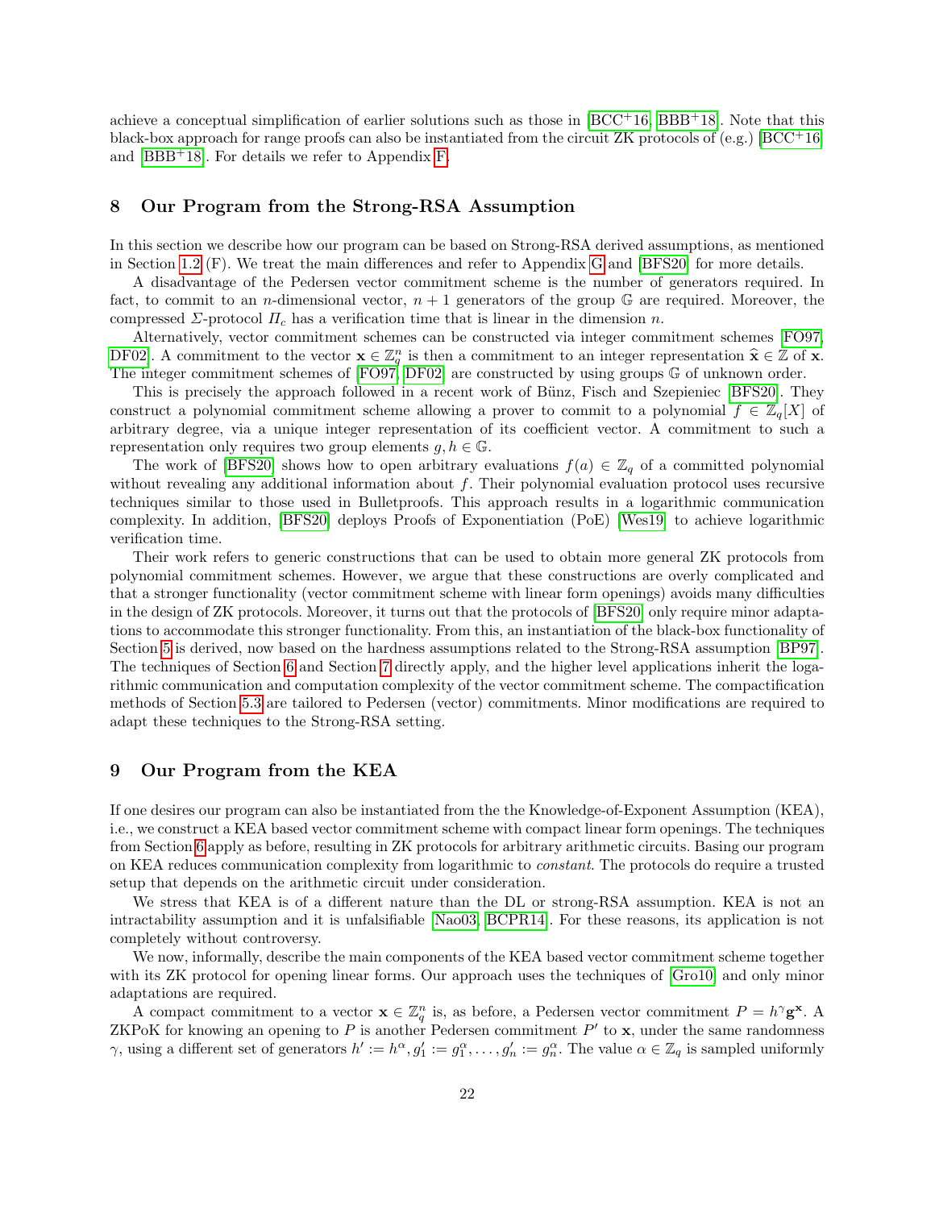achieve a conceptual simplification of earlier solutions such as those in [BCC+16, BBB+18]. Note that this black-box approach for range proofs can also be instantiated from the circuit ZK protocols of (e.g.) [BCC+16] and [BBB+18]. For details we refer to Appendix F.

## 8 Our Program from the Strong-RSA Assumption

In this section we describe how our program can be based on Strong-RSA derived assumptions, as mentioned in Section 1.2 (F). We treat the main differences and refer to Appendix G and [BFS20] for more details.

A disadvantage of the Pedersen vector commitment scheme is the number of generators required. In fact, to commit to an $n$-dimensional vector, $n+1$ generators of the group $\mathbb{G}$ are required. Moreover, the compressed $\Sigma$-protocol $\Pi_c$ has a verification time that is linear in the dimension $n$.

Alternatively, vector commitment schemes can be constructed via integer commitment schemes [FO97, DF02]. A commitment to the vector $\mathbf{x} \in \mathbb{Z}_q^n$ is then a commitment to an integer representation $\widehat{\mathbf{x}} \in \mathbb{Z}$ of $\mathbf{x}$. The integer commitment schemes of [FO97, DF02] are constructed by using groups $\mathbb{G}$ of unknown order.

This is precisely the approach followed in a recent work of Bünz, Fisch and Szepieniec [BFS20]. They construct a polynomial commitment scheme allowing a prover to commit to a polynomial $f \in \mathbb{Z}_q[X]$ of arbitrary degree, via a unique integer representation of its coefficient vector. A commitment to such a representation only requires two group elements $g, h \in \mathbb{G}$.

The work of [BFS20] shows how to open arbitrary evaluations $f(a) \in \mathbb{Z}_q$ of a committed polynomial without revealing any additional information about $f$. Their polynomial evaluation protocol uses recursive techniques similar to those used in Bulletproofs. This approach results in a logarithmic communication complexity. In addition, [BFS20] deploys Proofs of Exponentiation (PoE) [Wes19] to achieve logarithmic verification time.

Their work refers to generic constructions that can be used to obtain more general ZK protocols from polynomial commitment schemes. However, we argue that these constructions are overly complicated and that a stronger functionality (vector commitment scheme with linear form openings) avoids many difficulties in the design of ZK protocols. Moreover, it turns out that the protocols of [BFS20] only require minor adaptations to accommodate this stronger functionality. From this, an instantiation of the black-box functionality of Section 5 is derived, now based on the hardness assumptions related to the Strong-RSA assumption [BP97]. The techniques of Section 6 and Section 7 directly apply, and the higher level applications inherit the logarithmic communication and computation complexity of the vector commitment scheme. The compactification methods of Section 5.3 are tailored to Pedersen (vector) commitments. Minor modifications are required to adapt these techniques to the Strong-RSA setting.

## 9 Our Program from the KEA

If one desires our program can also be instantiated from the the Knowledge-of-Exponent Assumption (KEA), i.e., we construct a KEA based vector commitment scheme with compact linear form openings. The techniques from Section 6 apply as before, resulting in ZK protocols for arbitrary arithmetic circuits. Basing our program on KEA reduces communication complexity from logarithmic to *constant*. The protocols do require a trusted setup that depends on the arithmetic circuit under consideration.

We stress that KEA is of a different nature than the DL or strong-RSA assumption. KEA is not an intractability assumption and it is unfalsifiable [Nao03, BCPR14]. For these reasons, its application is not completely without controversy.

We now, informally, describe the main components of the KEA based vector commitment scheme together with its ZK protocol for opening linear forms. Our approach uses the techniques of [Gro10] and only minor adaptations are required.

A compact commitment to a vector $\mathbf{x} \in \mathbb{Z}_q^n$ is, as before, a Pedersen vector commitment $P = h^\gamma \mathbf{g}^{\mathbf{x}}$. A ZKPoK for knowing an opening to $P$ is another Pedersen commitment $P'$ to $\mathbf{x}$, under the same randomness $\gamma$, using a different set of generators $h' := h^\alpha, g_1' := g_1^\alpha, \dots, g_n' := g_n^\alpha$. The value $\alpha \in \mathbb{Z}_q$ is sampled uniformly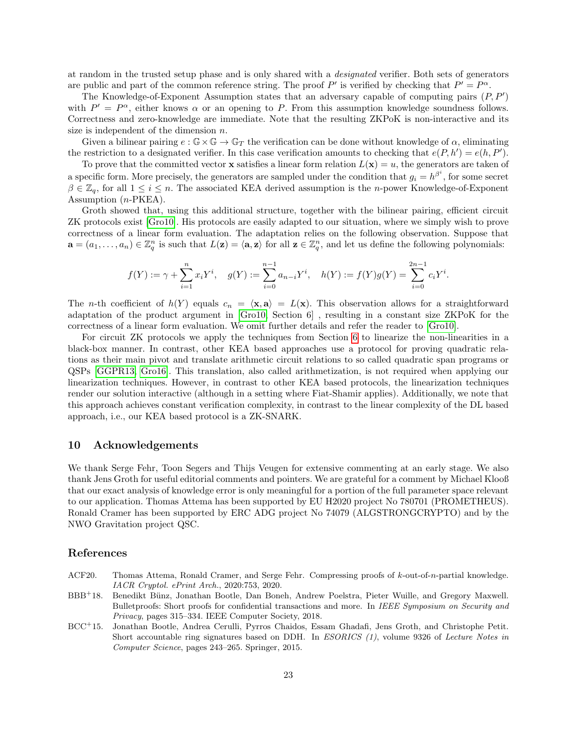at random in the trusted setup phase and is only shared with a *designated* verifier. Both sets of generators are public and part of the common reference string. The proof $P'$ is verified by checking that $P' = P^\alpha$.

The Knowledge-of-Exponent Assumption states that an adversary capable of computing pairs $(P, P')$ with $P' = P^\alpha$, either knows $\alpha$ or an opening to $P$. From this assumption knowledge soundness follows. Correctness and zero-knowledge are immediate. Note that the resulting ZKPoK is non-interactive and its size is independent of the dimension $n$.

Given a bilinear pairing $e : \mathbb{G} \times \mathbb{G} \to \mathbb{G}_T$ the verification can be done without knowledge of $\alpha$, eliminating the restriction to a designated verifier. In this case verification amounts to checking that $e(P, h') = e(h, P')$.

To prove that the committed vector $\mathbf{x}$ satisfies a linear form relation $L(\mathbf{x}) = u$, the generators are taken of a specific form. More precisely, the generators are sampled under the condition that $g_i = h^{\beta^i}$, for some secret $\beta \in \mathbb{Z}_q$, for all $1 \leq i \leq n$. The associated KEA derived assumption is the $n$-power Knowledge-of-Exponent Assumption ($n$-PKEA).

Groth showed that, using this additional structure, together with the bilinear pairing, efficient circuit ZK protocols exist [Gro10]. His protocols are easily adapted to our situation, where we simply wish to prove correctness of a linear form evaluation. The adaptation relies on the following observation. Suppose that $\mathbf{a} = (a_1, \dots, a_n) \in \mathbb{Z}_q^n$ is such that $L(\mathbf{z}) = \langle \mathbf{a}, \mathbf{z} \rangle$ for all $\mathbf{z} \in \mathbb{Z}_q^n$, and let us define the following polynomials:

$$f(Y) := \gamma + \sum_{i=1}^{n} x_i Y^i, \quad g(Y) := \sum_{i=0}^{n-1} a_{n-i} Y^i, \quad h(Y) := f(Y)g(Y) = \sum_{i=0}^{2n-1} c_i Y^i.$$

The $n$-th coefficient of $h(Y)$ equals $c_n = \langle \mathbf{x}, \mathbf{a} \rangle = L(\mathbf{x})$. This observation allows for a straightforward adaptation of the product argument in [Gro10, Section 6] , resulting in a constant size ZKPoK for the correctness of a linear form evaluation. We omit further details and refer the reader to [Gro10].

For circuit ZK protocols we apply the techniques from Section 6 to linearize the non-linearities in a black-box manner. In contrast, other KEA based approaches use a protocol for proving quadratic relations as their main pivot and translate arithmetic circuit relations to so called quadratic span programs or QSPs [GGPR13, Gro16]. This translation, also called arithmetization, is not required when applying our linearization techniques. However, in contrast to other KEA based protocols, the linearization techniques render our solution interactive (although in a setting where Fiat-Shamir applies). Additionally, we note that this approach achieves constant verification complexity, in contrast to the linear complexity of the DL based approach, i.e., our KEA based protocol is a ZK-SNARK.

## 10 Acknowledgements

We thank Serge Fehr, Toon Segers and Thijs Veugen for extensive commenting at an early stage. We also thank Jens Groth for useful editorial comments and pointers. We are grateful for a comment by Michael Klooß that our exact analysis of knowledge error is only meaningful for a portion of the full parameter space relevant to our application. Thomas Attema has been supported by EU H2020 project No 780701 (PROMETHEUS). Ronald Cramer has been supported by ERC ADG project No 74079 (ALGSTRONGCRYPTO) and by the NWO Gravitation project QSC.

## References

- ACF20. Thomas Attema, Ronald Cramer, and Serge Fehr. Compressing proofs of $k$-out-of-$n$-partial knowledge. *IACR Cryptol. ePrint Arch.*, 2020:753, 2020.
- BBB+18. Benedikt Bünz, Jonathan Bootle, Dan Boneh, Andrew Poelstra, Pieter Wuille, and Gregory Maxwell. Bulletproofs: Short proofs for confidential transactions and more. In *IEEE Symposium on Security and Privacy*, pages 315–334. IEEE Computer Society, 2018.
- BCC+15. Jonathan Bootle, Andrea Cerulli, Pyrros Chaidos, Essam Ghadafi, Jens Groth, and Christophe Petit. Short accountable ring signatures based on DDH. In *ESORICS (1)*, volume 9326 of *Lecture Notes in Computer Science*, pages 243–265. Springer, 2015.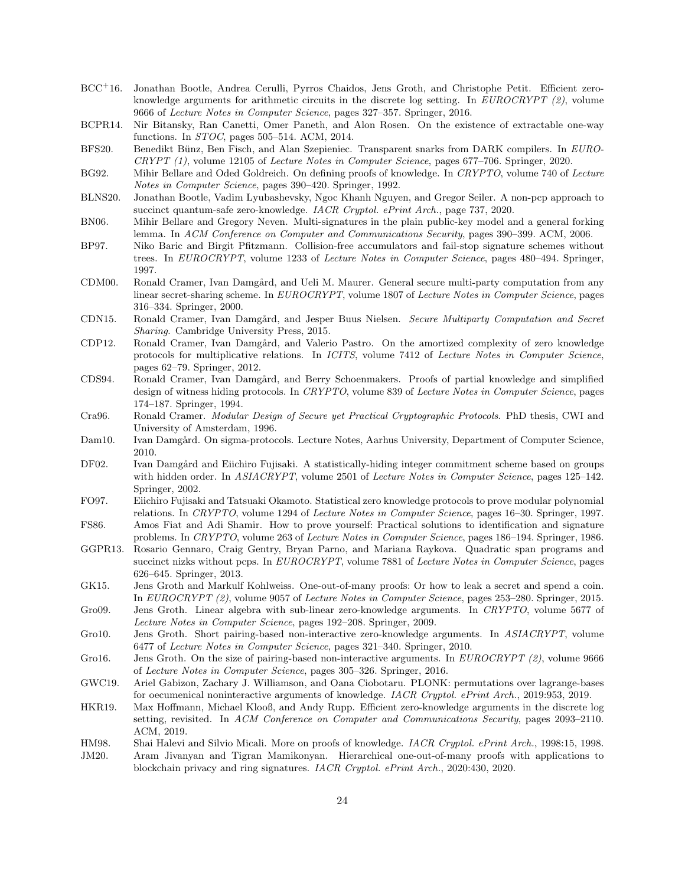- BCC[+]16. Jonathan Bootle, Andrea Cerulli, Pyrros Chaidos, Jens Groth, and Christophe Petit. Efficient zero-knowledge arguments for arithmetic circuits in the discrete log setting. In *EUROCRYPT (2)*, volume 9666 of *Lecture Notes in Computer Science*, pages 327–357. Springer, 2016.
- BCPR14. Nir Bitansky, Ran Canetti, Omer Paneth, and Alon Rosen. On the existence of extractable one-way functions. In *STOC*, pages 505–514. ACM, 2014.
- BFS20. Benedikt Bünz, Ben Fisch, and Alan Szepieniec. Transparent snarks from DARK compilers. In *EUROCRYPT (1)*, volume 12105 of *Lecture Notes in Computer Science*, pages 677–706. Springer, 2020.
- BG92. Mihir Bellare and Oded Goldreich. On defining proofs of knowledge. In *CRYPTO*, volume 740 of *Lecture Notes in Computer Science*, pages 390–420. Springer, 1992.
- BLNS20. Jonathan Bootle, Vadim Lyubashevsky, Ngoc Khanh Nguyen, and Gregor Seiler. A non-pcp approach to succinct quantum-safe zero-knowledge. *IACR Cryptol. ePrint Arch.*, page 737, 2020.
- BN06. Mihir Bellare and Gregory Neven. Multi-signatures in the plain public-key model and a general forking lemma. In *ACM Conference on Computer and Communications Security*, pages 390–399. ACM, 2006.
- BP97. Niko Baric and Birgit Pfitzmann. Collision-free accumulators and fail-stop signature schemes without trees. In *EUROCRYPT*, volume 1233 of *Lecture Notes in Computer Science*, pages 480–494. Springer, 1997.
- CDM00. Ronald Cramer, Ivan Damgård, and Ueli M. Maurer. General secure multi-party computation from any linear secret-sharing scheme. In *EUROCRYPT*, volume 1807 of *Lecture Notes in Computer Science*, pages 316–334. Springer, 2000.
- CDN15. Ronald Cramer, Ivan Damgård, and Jesper Buus Nielsen. *Secure Multiparty Computation and Secret Sharing*. Cambridge University Press, 2015.
- CDP12. Ronald Cramer, Ivan Damgård, and Valerio Pastro. On the amortized complexity of zero knowledge protocols for multiplicative relations. In *ICITS*, volume 7412 of *Lecture Notes in Computer Science*, pages 62–79. Springer, 2012.
- CDS94. Ronald Cramer, Ivan Damgård, and Berry Schoenmakers. Proofs of partial knowledge and simplified design of witness hiding protocols. In *CRYPTO*, volume 839 of *Lecture Notes in Computer Science*, pages 174–187. Springer, 1994.
- Cra96. Ronald Cramer. *Modular Design of Secure yet Practical Cryptographic Protocols*. PhD thesis, CWI and University of Amsterdam, 1996.
- Dam10. Ivan Damgård. On sigma-protocols. Lecture Notes, Aarhus University, Department of Computer Science, 2010.
- DF02. Ivan Damgård and Eiichiro Fujisaki. A statistically-hiding integer commitment scheme based on groups with hidden order. In *ASIACRYPT*, volume 2501 of *Lecture Notes in Computer Science*, pages 125–142. Springer, 2002.
- FO97. Eiichiro Fujisaki and Tatsuaki Okamoto. Statistical zero knowledge protocols to prove modular polynomial relations. In *CRYPTO*, volume 1294 of *Lecture Notes in Computer Science*, pages 16–30. Springer, 1997.
- FS86. Amos Fiat and Adi Shamir. How to prove yourself: Practical solutions to identification and signature problems. In *CRYPTO*, volume 263 of *Lecture Notes in Computer Science*, pages 186–194. Springer, 1986.
- GGPR13. Rosario Gennaro, Craig Gentry, Bryan Parno, and Mariana Raykova. Quadratic span programs and succinct nizks without pcps. In *EUROCRYPT*, volume 7881 of *Lecture Notes in Computer Science*, pages 626–645. Springer, 2013.
- GK15. Jens Groth and Markulf Kohlweiss. One-out-of-many proofs: Or how to leak a secret and spend a coin. In *EUROCRYPT (2)*, volume 9057 of *Lecture Notes in Computer Science*, pages 253–280. Springer, 2015.
- Gro09. Jens Groth. Linear algebra with sub-linear zero-knowledge arguments. In *CRYPTO*, volume 5677 of *Lecture Notes in Computer Science*, pages 192–208. Springer, 2009.
- Gro10. Jens Groth. Short pairing-based non-interactive zero-knowledge arguments. In *ASIACRYPT*, volume 6477 of *Lecture Notes in Computer Science*, pages 321–340. Springer, 2010.
- Gro16. Jens Groth. On the size of pairing-based non-interactive arguments. In *EUROCRYPT (2)*, volume 9666 of *Lecture Notes in Computer Science*, pages 305–326. Springer, 2016.
- GWC19. Ariel Gabizon, Zachary J. Williamson, and Oana Ciobotaru. PLONK: permutations over lagrange-bases for oecumenical noninteractive arguments of knowledge. *IACR Cryptol. ePrint Arch.*, 2019:953, 2019.
- HKR19. Max Hoffmann, Michael Klooß, and Andy Rupp. Efficient zero-knowledge arguments in the discrete log setting, revisited. In *ACM Conference on Computer and Communications Security*, pages 2093–2110. ACM, 2019.
- HM98. Shai Halevi and Silvio Micali. More on proofs of knowledge. *IACR Cryptol. ePrint Arch.*, 1998:15, 1998.
- JM20. Aram Jivanyan and Tigran Mamikonyan. Hierarchical one-out-of-many proofs with applications to blockchain privacy and ring signatures. *IACR Cryptol. ePrint Arch.*, 2020:430, 2020.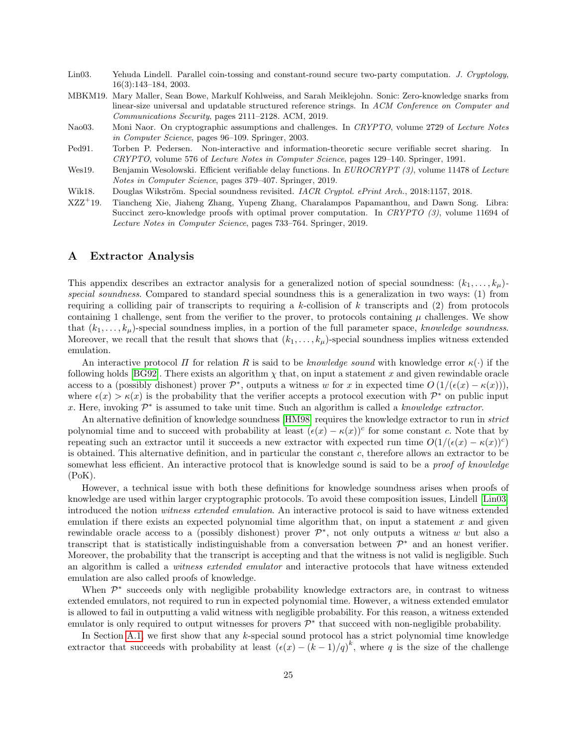Lin03. Yehuda Lindell. Parallel coin-tossing and constant-round secure two-party computation. *J. Cryptology*, 16(3):143–184, 2003.

MBKM19. Mary Maller, Sean Bowe, Markulf Kohlweiss, and Sarah Meiklejohn. Sonic: Zero-knowledge snarks from linear-size universal and updatable structured reference strings. In *ACM Conference on Computer and Communications Security*, pages 2111–2128. ACM, 2019.

Nao03. Moni Naor. On cryptographic assumptions and challenges. In *CRYPTO*, volume 2729 of *Lecture Notes in Computer Science*, pages 96–109. Springer, 2003.

Ped91. Torben P. Pedersen. Non-interactive and information-theoretic secure verifiable secret sharing. In *CRYPTO*, volume 576 of *Lecture Notes in Computer Science*, pages 129–140. Springer, 1991.

Wes19. Benjamin Wesolowski. Efficient verifiable delay functions. In *EUROCRYPT (3)*, volume 11478 of *Lecture Notes in Computer Science*, pages 379–407. Springer, 2019.

Wik18. Douglas Wikström. Special soundness revisited. *IACR Cryptol. ePrint Arch.*, 2018:1157, 2018.

XZZ+19. Tiancheng Xie, Jiaheng Zhang, Yupeng Zhang, Charalampos Papamanthou, and Dawn Song. Libra: Succinct zero-knowledge proofs with optimal prover computation. In *CRYPTO (3)*, volume 11694 of *Lecture Notes in Computer Science*, pages 733–764. Springer, 2019.

# A Extractor Analysis

This appendix describes an extractor analysis for a generalized notion of special soundness: $(k_1, \ldots, k_\mu)$-*special soundness*. Compared to standard special soundness this is a generalization in two ways: (1) from requiring a colliding pair of transcripts to requiring a $k$-collision of $k$ transcripts and (2) from protocols containing 1 challenge, sent from the verifier to the prover, to protocols containing $\mu$ challenges. We show that $(k_1, \ldots, k_\mu)$-special soundness implies, in a portion of the full parameter space, *knowledge soundness*. Moreover, we recall that the result that shows that $(k_1, \ldots, k_\mu)$-special soundness implies witness extended emulation.

An interactive protocol $\Pi$ for relation $R$ is said to be *knowledge sound* with knowledge error $\kappa(\cdot)$ if the following holds [BG92]. There exists an algorithm $\chi$ that, on input a statement $x$ and given rewindable oracle access to a (possibly dishonest) prover $\mathcal{P}^*$, outputs a witness $w$ for $x$ in expected time $O\left(1/(\epsilon(x) - \kappa(x))\right)$, where $\epsilon(x) > \kappa(x)$ is the probability that the verifier accepts a protocol execution with $\mathcal{P}^*$ on public input $x$. Here, invoking $\mathcal{P}^*$ is assumed to take unit time. Such an algorithm is called a *knowledge extractor*.

An alternative definition of knowledge soundness [HM98] requires the knowledge extractor to run in *strict* polynomial time and to succeed with probability at least $(\epsilon(x) - \kappa(x))^c$ for some constant $c$. Note that by repeating such an extractor until it succeeds a new extractor with expected run time $O(1/(\epsilon(x) - \kappa(x))^c)$ is obtained. This alternative definition, and in particular the constant $c$, therefore allows an extractor to be somewhat less efficient. An interactive protocol that is knowledge sound is said to be a *proof of knowledge* (PoK).

However, a technical issue with both these definitions for knowledge soundness arises when proofs of knowledge are used within larger cryptographic protocols. To avoid these composition issues, Lindell [Lin03] introduced the notion *witness extended emulation*. An interactive protocol is said to have witness extended emulation if there exists an expected polynomial time algorithm that, on input a statement $x$ and given rewindable oracle access to a (possibly dishonest) prover $\mathcal{P}^*$, not only outputs a witness $w$ but also a transcript that is statistically indistinguishable from a conversation between $\mathcal{P}^*$ and an honest verifier. Moreover, the probability that the transcript is accepting and that the witness is not valid is negligible. Such an algorithm is called a *witness extended emulator* and interactive protocols that have witness extended emulation are also called proofs of knowledge.

When $\mathcal{P}^*$ succeeds only with negligible probability knowledge extractors are, in contrast to witness extended emulators, not required to run in expected polynomial time. However, a witness extended emulator is allowed to fail in outputting a valid witness with negligible probability. For this reason, a witness extended emulator is only required to output witnesses for provers $\mathcal{P}^*$ that succeed with non-negligible probability.

In Section A.1, we first show that any $k$-special sound protocol has a strict polynomial time knowledge extractor that succeeds with probability at least $\left(\epsilon(x) - (k-1)/q\right)^k$, where $q$ is the size of the challenge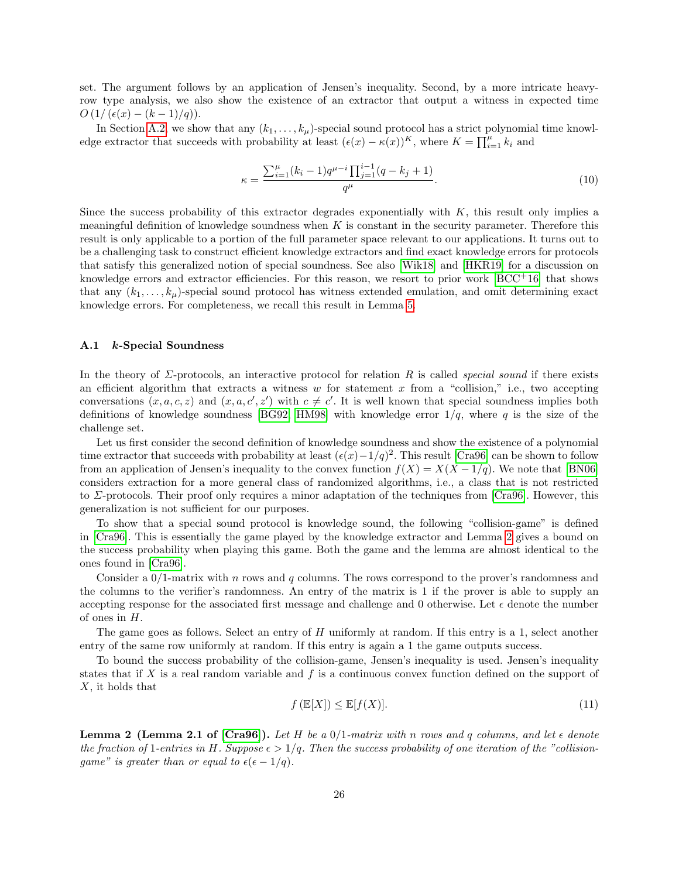set. The argument follows by an application of Jensen's inequality. Second, by a more intricate heavy-row type analysis, we also show the existence of an extractor that output a witness in expected time $O\left(1/\left(\epsilon(x) - (k-1)/q\right)\right)$.

In Section A.2, we show that any $(k_1, \ldots, k_\mu)$-special sound protocol has a strict polynomial time knowledge extractor that succeeds with probability at least $(\epsilon(x) - \kappa(x))^K$, where $K = \prod_{i=1}^{\mu} k_i$ and

$$\kappa = \frac{\sum_{i=1}^{\mu}(k_i - 1)q^{\mu - i}\prod_{j=1}^{i-1}(q - k_j + 1)}{q^\mu}. \tag{10}$$

Since the success probability of this extractor degrades exponentially with $K$, this result only implies a meaningful definition of knowledge soundness when $K$ is constant in the security parameter. Therefore this result is only applicable to a portion of the full parameter space relevant to our applications. It turns out to be a challenging task to construct efficient knowledge extractors and find exact knowledge errors for protocols that satisfy this generalized notion of special soundness. See also [Wik18] and [HKR19] for a discussion on knowledge errors and extractor efficiencies. For this reason, we resort to prior work [BCC+16] that shows that any $(k_1, \ldots, k_\mu)$-special sound protocol has witness extended emulation, and omit determining exact knowledge errors. For completeness, we recall this result in Lemma 5.

### A.1 $k$-Special Soundness

In the theory of $\Sigma$-protocols, an interactive protocol for relation $R$ is called *special sound* if there exists an efficient algorithm that extracts a witness $w$ for statement $x$ from a "collision," i.e., two accepting conversations $(x, a, c, z)$ and $(x, a, c', z')$ with $c \neq c'$. It is well known that special soundness implies both definitions of knowledge soundness [BG92, HM98] with knowledge error $1/q$, where $q$ is the size of the challenge set.

Let us first consider the second definition of knowledge soundness and show the existence of a polynomial time extractor that succeeds with probability at least $(\epsilon(x) - 1/q)^2$. This result [Cra96] can be shown to follow from an application of Jensen's inequality to the convex function $f(X) = X(X - 1/q)$. We note that [BN06] considers extraction for a more general class of randomized algorithms, i.e., a class that is not restricted to $\Sigma$-protocols. Their proof only requires a minor adaptation of the techniques from [Cra96]. However, this generalization is not sufficient for our purposes.

To show that a special sound protocol is knowledge sound, the following "collision-game" is defined in [Cra96]. This is essentially the game played by the knowledge extractor and Lemma 2 gives a bound on the success probability when playing this game. Both the game and the lemma are almost identical to the ones found in [Cra96].

Consider a 0/1-matrix with $n$ rows and $q$ columns. The rows correspond to the prover's randomness and the columns to the verifier's randomness. An entry of the matrix is 1 if the prover is able to supply an accepting response for the associated first message and challenge and 0 otherwise. Let $\epsilon$ denote the number of ones in $H$.

The game goes as follows. Select an entry of $H$ uniformly at random. If this entry is a 1, select another entry of the same row uniformly at random. If this entry is again a 1 the game outputs success.

To bound the success probability of the collision-game, Jensen's inequality is used. Jensen's inequality states that if $X$ is a real random variable and $f$ is a continuous convex function defined on the support of $X$, it holds that

$$f\left(\mathbb{E}[X]\right) \leq \mathbb{E}[f(X)]. \tag{11}$$

**Lemma 2 (Lemma 2.1 of [Cra96]).** *Let $H$ be a 0/1-matrix with $n$ rows and $q$ columns, and let $\epsilon$ denote the fraction of 1-entries in $H$. Suppose $\epsilon > 1/q$. Then the success probability of one iteration of the "collision-game" is greater than or equal to $\epsilon(\epsilon - 1/q)$.*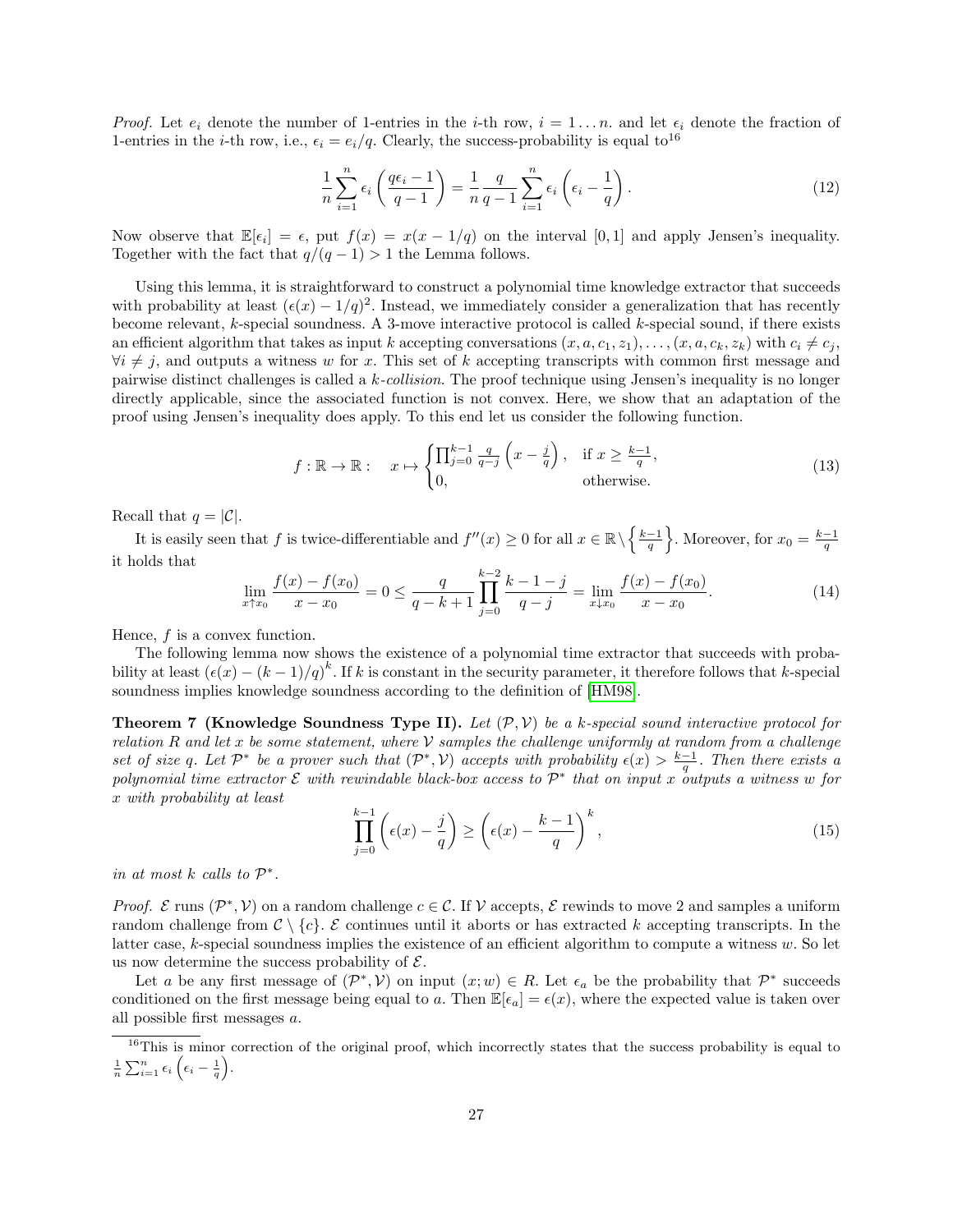*Proof.* Let $e_i$ denote the number of 1-entries in the $i$-th row, $i = 1 \dots n$. and let $\epsilon_i$ denote the fraction of 1-entries in the $i$-th row, i.e., $\epsilon_i = e_i/q$. Clearly, the success-probability is equal to[16]

$$\frac{1}{n}\sum_{i=1}^{n} \epsilon_i \left(\frac{q\epsilon_i - 1}{q-1}\right) = \frac{1}{n}\frac{q}{q-1}\sum_{i=1}^{n} \epsilon_i \left(\epsilon_i - \frac{1}{q}\right). \tag{12}$$

Now observe that $\mathbb{E}[\epsilon_i] = \epsilon$, put $f(x) = x(x - 1/q)$ on the interval $[0, 1]$ and apply Jensen's inequality. Together with the fact that $q/(q-1) > 1$ the Lemma follows.

Using this lemma, it is straightforward to construct a polynomial time knowledge extractor that succeeds with probability at least $(\epsilon(x) - 1/q)^2$. Instead, we immediately consider a generalization that has recently become relevant, $k$-special soundness. A 3-move interactive protocol is called $k$-special sound, if there exists an efficient algorithm that takes as input $k$ accepting conversations $(x, a, c_1, z_1), \dots, (x, a, c_k, z_k)$ with $c_i \neq c_j$, $\forall i \neq j$, and outputs a witness $w$ for $x$. This set of $k$ accepting transcripts with common first message and pairwise distinct challenges is called a *k-collision*. The proof technique using Jensen's inequality is no longer directly applicable, since the associated function is not convex. Here, we show that an adaptation of the proof using Jensen's inequality does apply. To this end let us consider the following function.

$$f : \mathbb{R} \to \mathbb{R} : \quad x \mapsto \begin{cases} \prod_{j=0}^{k-1} \frac{q}{q-j}\left(x - \frac{j}{q}\right), & \text{if } x \geq \frac{k-1}{q}, \\ 0, & \text{otherwise.} \end{cases} \tag{13}$$

Recall that $q = |\mathcal{C}|$.

It is easily seen that $f$ is twice-differentiable and $f''(x) \geq 0$ for all $x \in \mathbb{R} \setminus \left\{\frac{k-1}{q}\right\}$. Moreover, for $x_0 = \frac{k-1}{q}$ it holds that

$$\lim_{x \uparrow x_0} \frac{f(x) - f(x_0)}{x - x_0} = 0 \leq \frac{q}{q-k+1}\prod_{j=0}^{k-2}\frac{k-1-j}{q-j} = \lim_{x \downarrow x_0} \frac{f(x) - f(x_0)}{x - x_0}. \tag{14}$$

Hence, $f$ is a convex function.

The following lemma now shows the existence of a polynomial time extractor that succeeds with probability at least $(\epsilon(x) - (k-1)/q)^k$. If $k$ is constant in the security parameter, it therefore follows that $k$-special soundness implies knowledge soundness according to the definition of [HM98].

**Theorem 7 (Knowledge Soundness Type II).** *Let $(\mathcal{P}, \mathcal{V})$ be a $k$-special sound interactive protocol for relation $R$ and let $x$ be some statement, where $\mathcal{V}$ samples the challenge uniformly at random from a challenge set of size $q$. Let $\mathcal{P}^*$ be a prover such that $(\mathcal{P}^*, \mathcal{V})$ accepts with probability $\epsilon(x) > \frac{k-1}{q}$. Then there exists a polynomial time extractor $\mathcal{E}$ with rewindable black-box access to $\mathcal{P}^*$ that on input $x$ outputs a witness $w$ for $x$ with probability at least*

$$\prod_{j=0}^{k-1}\left(\epsilon(x) - \frac{j}{q}\right) \geq \left(\epsilon(x) - \frac{k-1}{q}\right)^k, \tag{15}$$

*in at most $k$ calls to $\mathcal{P}^*$.*

*Proof.* $\mathcal{E}$ runs $(\mathcal{P}^*, \mathcal{V})$ on a random challenge $c \in \mathcal{C}$. If $\mathcal{V}$ accepts, $\mathcal{E}$ rewinds to move 2 and samples a uniform random challenge from $\mathcal{C} \setminus \{c\}$. $\mathcal{E}$ continues until it aborts or has extracted $k$ accepting transcripts. In the latter case, $k$-special soundness implies the existence of an efficient algorithm to compute a witness $w$. So let us now determine the success probability of $\mathcal{E}$.

Let $a$ be any first message of $(\mathcal{P}^*, \mathcal{V})$ on input $(x; w) \in R$. Let $\epsilon_a$ be the probability that $\mathcal{P}^*$ succeeds conditioned on the first message being equal to $a$. Then $\mathbb{E}[\epsilon_a] = \epsilon(x)$, where the expected value is taken over all possible first messages $a$.

[16] This is minor correction of the original proof, which incorrectly states that the success probability is equal to $\frac{1}{n}\sum_{i=1}^{n} \epsilon_i \left(\epsilon_i - \frac{1}{q}\right)$.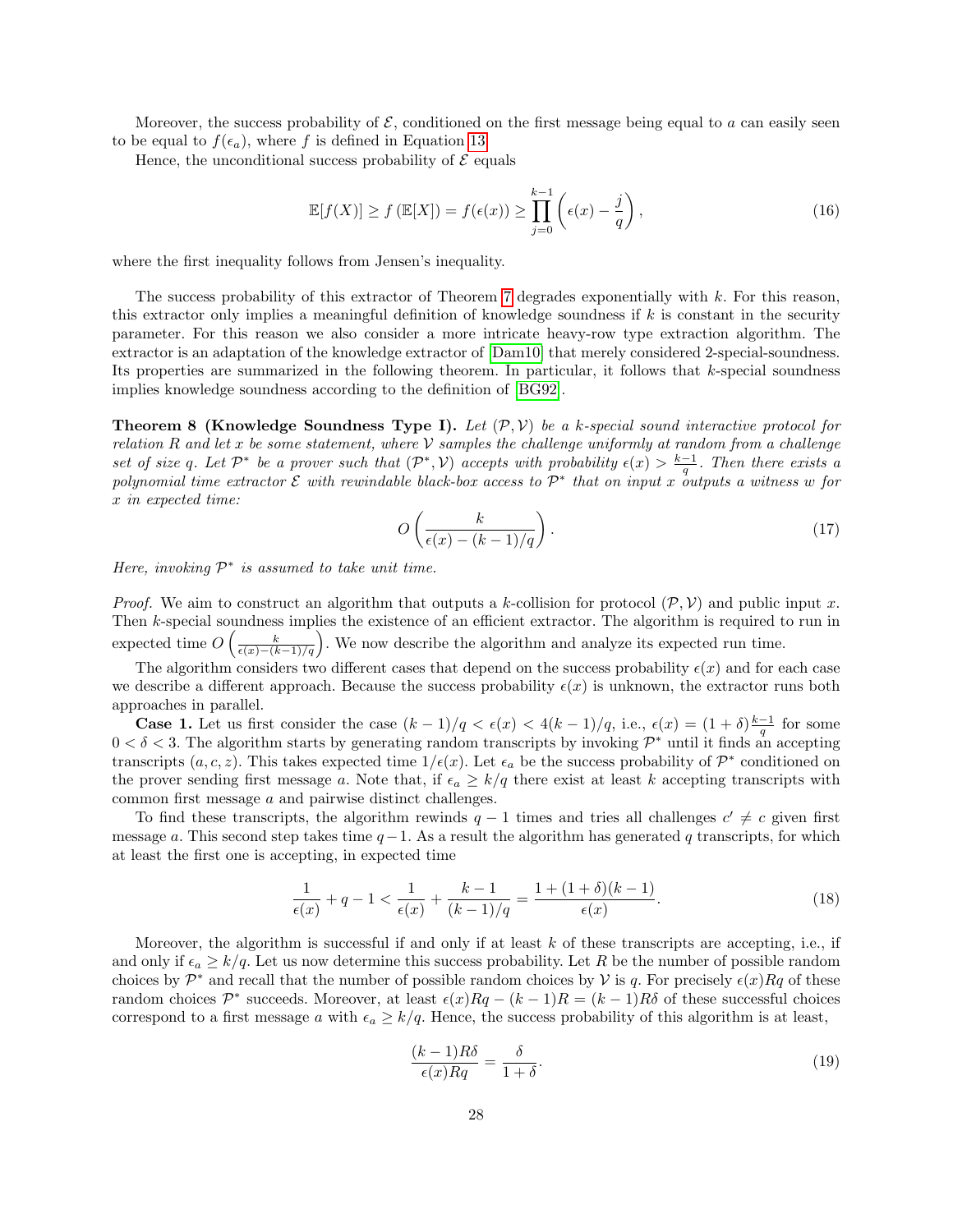Moreover, the success probability of $\mathcal{E}$, conditioned on the first message being equal to $a$ can easily seen to be equal to $f(\epsilon_a)$, where $f$ is defined in Equation 13.

Hence, the unconditional success probability of $\mathcal{E}$ equals

$$\mathbb{E}[f(X)] \geq f\left(\mathbb{E}[X]\right) = f(\epsilon(x)) \geq \prod_{j=0}^{k-1}\left(\epsilon(x) - \frac{j}{q}\right), \tag{16}$$

where the first inequality follows from Jensen's inequality.

The success probability of this extractor of Theorem 7 degrades exponentially with $k$. For this reason, this extractor only implies a meaningful definition of knowledge soundness if $k$ is constant in the security parameter. For this reason we also consider a more intricate heavy-row type extraction algorithm. The extractor is an adaptation of the knowledge extractor of [Dam10] that merely considered 2-special-soundness. Its properties are summarized in the following theorem. In particular, it follows that $k$-special soundness implies knowledge soundness according to the definition of [BG92].

**Theorem 8 (Knowledge Soundness Type I).** *Let $(\mathcal{P}, \mathcal{V})$ be a $k$-special sound interactive protocol for relation $R$ and let $x$ be some statement, where $\mathcal{V}$ samples the challenge uniformly at random from a challenge set of size $q$. Let $\mathcal{P}^*$ be a prover such that $(\mathcal{P}^*, \mathcal{V})$ accepts with probability $\epsilon(x) > \frac{k-1}{q}$. Then there exists a polynomial time extractor $\mathcal{E}$ with rewindable black-box access to $\mathcal{P}^*$ that on input $x$ outputs a witness $w$ for $x$ in expected time:*

$$O\left(\frac{k}{\epsilon(x) - (k-1)/q}\right). \tag{17}$$

*Here, invoking $\mathcal{P}^*$ is assumed to take unit time.*

*Proof.* We aim to construct an algorithm that outputs a $k$-collision for protocol $(\mathcal{P}, \mathcal{V})$ and public input $x$. Then $k$-special soundness implies the existence of an efficient extractor. The algorithm is required to run in expected time $O\left(\frac{k}{\epsilon(x)-(k-1)/q}\right)$. We now describe the algorithm and analyze its expected run time.

The algorithm considers two different cases that depend on the success probability $\epsilon(x)$ and for each case we describe a different approach. Because the success probability $\epsilon(x)$ is unknown, the extractor runs both approaches in parallel.

**Case 1.** Let us first consider the case $(k-1)/q < \epsilon(x) < 4(k-1)/q$, i.e., $\epsilon(x) = (1+\delta)\frac{k-1}{q}$ for some $0 < \delta < 3$. The algorithm starts by generating random transcripts by invoking $\mathcal{P}^*$ until it finds an accepting transcripts $(a, c, z)$. This takes expected time $1/\epsilon(x)$. Let $\epsilon_a$ be the success probability of $\mathcal{P}^*$ conditioned on the prover sending first message $a$. Note that, if $\epsilon_a \geq k/q$ there exist at least $k$ accepting transcripts with common first message $a$ and pairwise distinct challenges.

To find these transcripts, the algorithm rewinds $q-1$ times and tries all challenges $c' \neq c$ given first message $a$. This second step takes time $q-1$. As a result the algorithm has generated $q$ transcripts, for which at least the first one is accepting, in expected time

$$\frac{1}{\epsilon(x)} + q - 1 < \frac{1}{\epsilon(x)} + \frac{k-1}{(k-1)/q} = \frac{1 + (1+\delta)(k-1)}{\epsilon(x)}. \tag{18}$$

Moreover, the algorithm is successful if and only if at least $k$ of these transcripts are accepting, i.e., if and only if $\epsilon_a \geq k/q$. Let us now determine this success probability. Let $R$ be the number of possible random choices by $\mathcal{P}^*$ and recall that the number of possible random choices by $\mathcal{V}$ is $q$. For precisely $\epsilon(x)Rq$ of these random choices $\mathcal{P}^*$ succeeds. Moreover, at least $\epsilon(x)Rq - (k-1)R = (k-1)R\delta$ of these successful choices correspond to a first message $a$ with $\epsilon_a \geq k/q$. Hence, the success probability of this algorithm is at least,

$$\frac{(k-1)R\delta}{\epsilon(x)Rq} = \frac{\delta}{1+\delta}. \tag{19}$$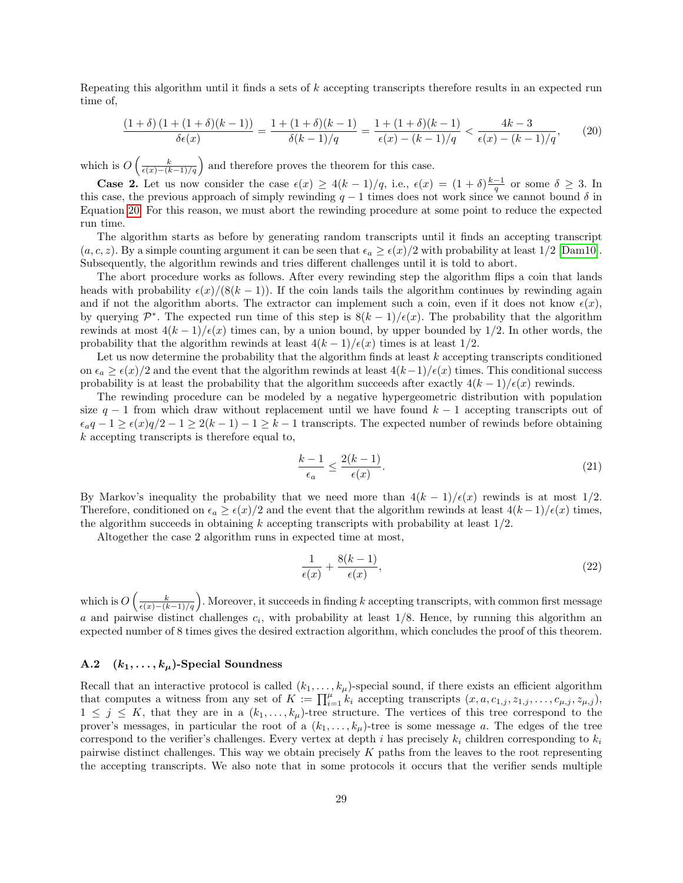Repeating this algorithm until it finds a sets of $k$ accepting transcripts therefore results in an expected run time of,

$$\frac{(1+\delta)\,(1+(1+\delta)(k-1))}{\delta\epsilon(x)} = \frac{1+(1+\delta)(k-1)}{\delta(k-1)/q} = \frac{1+(1+\delta)(k-1)}{\epsilon(x)-(k-1)/q} < \frac{4k-3}{\epsilon(x)-(k-1)/q}, \tag{20}$$

which is $O\left(\frac{k}{\epsilon(x)-(k-1)/q}\right)$ and therefore proves the theorem for this case.

**Case 2.** Let us now consider the case $\epsilon(x) \geq 4(k-1)/q$, i.e., $\epsilon(x) = (1+\delta)\frac{k-1}{q}$ or some $\delta \geq 3$. In this case, the previous approach of simply rewinding $q-1$ times does not work since we cannot bound $\delta$ in Equation 20. For this reason, we must abort the rewinding procedure at some point to reduce the expected run time.

The algorithm starts as before by generating random transcripts until it finds an accepting transcript $(a, c, z)$. By a simple counting argument it can be seen that $\epsilon_a \geq \epsilon(x)/2$ with probability at least $1/2$ [Dam10]. Subsequently, the algorithm rewinds and tries different challenges until it is told to abort.

The abort procedure works as follows. After every rewinding step the algorithm flips a coin that lands heads with probability $\epsilon(x)/(8(k-1))$. If the coin lands tails the algorithm continues by rewinding again and if not the algorithm aborts. The extractor can implement such a coin, even if it does not know $\epsilon(x)$, by querying $\mathcal{P}^*$. The expected run time of this step is $8(k-1)/\epsilon(x)$. The probability that the algorithm rewinds at most $4(k-1)/\epsilon(x)$ times can, by a union bound, by upper bounded by $1/2$. In other words, the probability that the algorithm rewinds at least $4(k-1)/\epsilon(x)$ times is at least $1/2$.

Let us now determine the probability that the algorithm finds at least $k$ accepting transcripts conditioned on $\epsilon_a \geq \epsilon(x)/2$ and the event that the algorithm rewinds at least $4(k-1)/\epsilon(x)$ times. This conditional success probability is at least the probability that the algorithm succeeds after exactly $4(k-1)/\epsilon(x)$ rewinds.

The rewinding procedure can be modeled by a negative hypergeometric distribution with population size $q-1$ from which draw without replacement until we have found $k-1$ accepting transcripts out of $\epsilon_a q - 1 \geq \epsilon(x)q/2 - 1 \geq 2(k-1) - 1 \geq k-1$ transcripts. The expected number of rewinds before obtaining $k$ accepting transcripts is therefore equal to,

$$\frac{k-1}{\epsilon_a} \leq \frac{2(k-1)}{\epsilon(x)}. \tag{21}$$

By Markov's inequality the probability that we need more than $4(k-1)/\epsilon(x)$ rewinds is at most $1/2$. Therefore, conditioned on $\epsilon_a \geq \epsilon(x)/2$ and the event that the algorithm rewinds at least $4(k-1)/\epsilon(x)$ times, the algorithm succeeds in obtaining $k$ accepting transcripts with probability at least $1/2$.

Altogether the case 2 algorithm runs in expected time at most,

$$\frac{1}{\epsilon(x)} + \frac{8(k-1)}{\epsilon(x)}, \tag{22}$$

which is $O\left(\frac{k}{\epsilon(x)-(k-1)/q}\right)$. Moreover, it succeeds in finding $k$ accepting transcripts, with common first message $a$ and pairwise distinct challenges $c_i$, with probability at least $1/8$. Hence, by running this algorithm an expected number of 8 times gives the desired extraction algorithm, which concludes the proof of this theorem.

### A.2 $(k_1, \ldots, k_\mu)$-Special Soundness

Recall that an interactive protocol is called $(k_1, \ldots, k_\mu)$-special sound, if there exists an efficient algorithm that computes a witness from any set of $K := \prod_{i=1}^{\mu} k_i$ accepting transcripts $(x, a, c_{1,j}, z_{1,j}, \ldots, c_{\mu,j}, z_{\mu,j})$, $1 \leq j \leq K$, that they are in a $(k_1, \ldots, k_\mu)$-tree structure. The vertices of this tree correspond to the prover's messages, in particular the root of a $(k_1, \ldots, k_\mu)$-tree is some message $a$. The edges of the tree correspond to the verifier's challenges. Every vertex at depth $i$ has precisely $k_i$ children corresponding to $k_i$ pairwise distinct challenges. This way we obtain precisely $K$ paths from the leaves to the root representing the accepting transcripts. We also note that in some protocols it occurs that the verifier sends multiple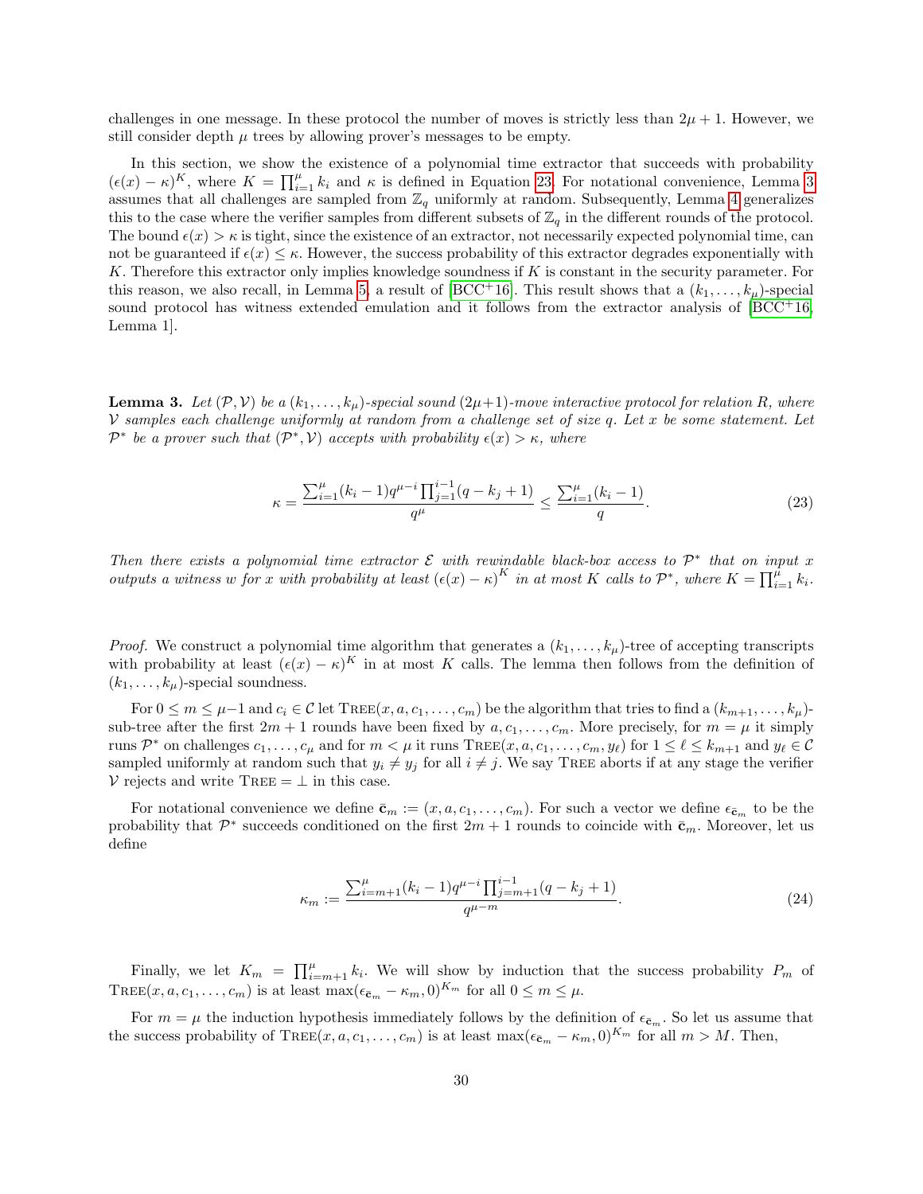challenges in one message. In these protocol the number of moves is strictly less than $2\mu + 1$. However, we still consider depth $\mu$ trees by allowing prover's messages to be empty.

In this section, we show the existence of a polynomial time extractor that succeeds with probability $(\epsilon(x) - \kappa)^K$, where $K = \prod_{i=1}^{\mu} k_i$ and $\kappa$ is defined in Equation 23. For notational convenience, Lemma 3 assumes that all challenges are sampled from $\mathbb{Z}_q$ uniformly at random. Subsequently, Lemma 4 generalizes this to the case where the verifier samples from different subsets of $\mathbb{Z}_q$ in the different rounds of the protocol. The bound $\epsilon(x) > \kappa$ is tight, since the existence of an extractor, not necessarily expected polynomial time, can not be guaranteed if $\epsilon(x) \leq \kappa$. However, the success probability of this extractor degrades exponentially with $K$. Therefore this extractor only implies knowledge soundness if $K$ is constant in the security parameter. For this reason, we also recall, in Lemma 5, a result of [BCC+16]. This result shows that a $(k_1, \ldots, k_\mu)$-special sound protocol has witness extended emulation and it follows from the extractor analysis of [BCC+16, Lemma 1].

**Lemma 3.** *Let $(\mathcal{P}, \mathcal{V})$ be a $(k_1, \ldots, k_\mu)$-special sound $(2\mu+1)$-move interactive protocol for relation $R$, where $\mathcal{V}$ samples each challenge uniformly at random from a challenge set of size $q$. Let $x$ be some statement. Let $\mathcal{P}^*$ be a prover such that $(\mathcal{P}^*, \mathcal{V})$ accepts with probability $\epsilon(x) > \kappa$, where*

$$\kappa = \frac{\sum_{i=1}^{\mu}(k_i - 1)q^{\mu-i}\prod_{j=1}^{i-1}(q - k_j + 1)}{q^{\mu}} \leq \frac{\sum_{i=1}^{\mu}(k_i - 1)}{q}. \tag{23}$$

*Then there exists a polynomial time extractor $\mathcal{E}$ with rewindable black-box access to $\mathcal{P}^*$ that on input $x$ outputs a witness $w$ for $x$ with probability at least $(\epsilon(x) - \kappa)^K$ in at most $K$ calls to $\mathcal{P}^*$, where $K = \prod_{i=1}^{\mu} k_i$.*

*Proof.* We construct a polynomial time algorithm that generates a $(k_1, \ldots, k_\mu)$-tree of accepting transcripts with probability at least $(\epsilon(x) - \kappa)^K$ in at most $K$ calls. The lemma then follows from the definition of $(k_1, \ldots, k_\mu)$-special soundness.

For $0 \leq m \leq \mu - 1$ and $c_i \in \mathcal{C}$ let $\textsc{Tree}(x, a, c_1, \ldots, c_m)$ be the algorithm that tries to find a $(k_{m+1}, \ldots, k_\mu)$-sub-tree after the first $2m + 1$ rounds have been fixed by $a, c_1, \ldots, c_m$. More precisely, for $m = \mu$ it simply runs $\mathcal{P}^*$ on challenges $c_1, \ldots, c_\mu$ and for $m < \mu$ it runs $\textsc{Tree}(x, a, c_1, \ldots, c_m, y_\ell)$ for $1 \leq \ell \leq k_{m+1}$ and $y_\ell \in \mathcal{C}$ sampled uniformly at random such that $y_i \neq y_j$ for all $i \neq j$. We say $\textsc{Tree}$ aborts if at any stage the verifier $\mathcal{V}$ rejects and write $\textsc{Tree} = \perp$ in this case.

For notational convenience we define $\bar{\mathbf{c}}_m := (x, a, c_1, \ldots, c_m)$. For such a vector we define $\epsilon_{\bar{\mathbf{c}}_m}$ to be the probability that $\mathcal{P}^*$ succeeds conditioned on the first $2m+1$ rounds to coincide with $\bar{\mathbf{c}}_m$. Moreover, let us define

$$\kappa_m := \frac{\sum_{i=m+1}^{\mu}(k_i - 1)q^{\mu-i}\prod_{j=m+1}^{i-1}(q - k_j + 1)}{q^{\mu-m}}. \tag{24}$$

Finally, we let $K_m = \prod_{i=m+1}^{\mu} k_i$. We will show by induction that the success probability $P_m$ of $\textsc{Tree}(x, a, c_1, \ldots, c_m)$ is at least $\max(\epsilon_{\bar{\mathbf{c}}_m} - \kappa_m, 0)^{K_m}$ for all $0 \leq m \leq \mu$.

For $m = \mu$ the induction hypothesis immediately follows by the definition of $\epsilon_{\bar{\mathbf{c}}_m}$. So let us assume that the success probability of $\textsc{Tree}(x, a, c_1, \ldots, c_m)$ is at least $\max(\epsilon_{\bar{\mathbf{c}}_m} - \kappa_m, 0)^{K_m}$ for all $m > M$. Then,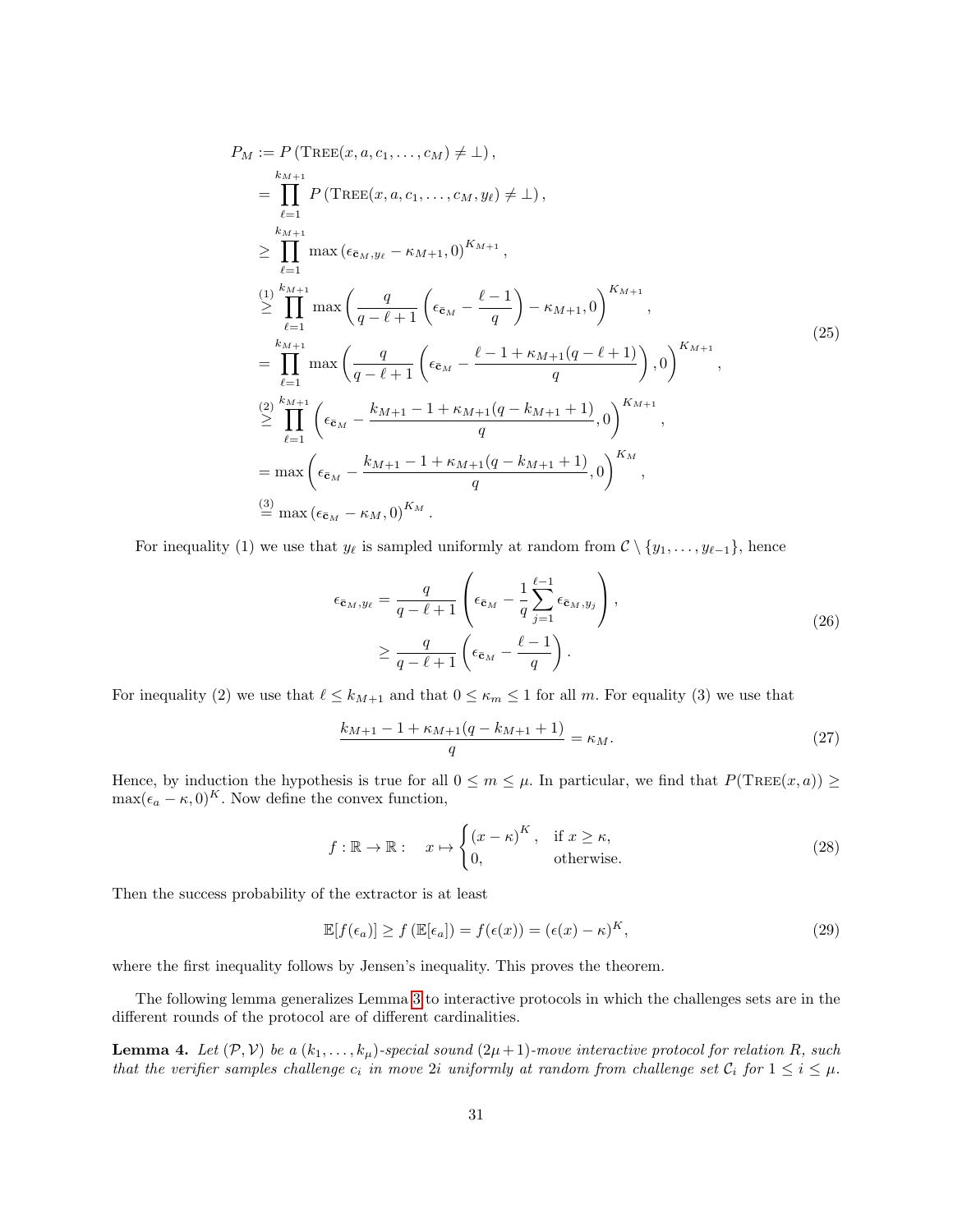$$
\begin{aligned}
P_M &:= P\left(\text{TREE}(x,a,c_1,\dots,c_M) \neq \bot\right), \\
&= \prod_{\ell=1}^{k_{M+1}} P\left(\text{TREE}(x,a,c_1,\dots,c_M,y_\ell) \neq \bot\right), \\
&\geq \prod_{\ell=1}^{k_{M+1}} \max\left(\epsilon_{\bar{\mathbf{c}}_M,y_\ell} - \kappa_{M+1}, 0\right)^{K_{M+1}}, \\
&\overset{(1)}{\geq} \prod_{\ell=1}^{k_{M+1}} \max\left(\frac{q}{q-\ell+1}\left(\epsilon_{\bar{\mathbf{c}}_M} - \frac{\ell-1}{q}\right) - \kappa_{M+1}, 0\right)^{K_{M+1}}, \\
&= \prod_{\ell=1}^{k_{M+1}} \max\left(\frac{q}{q-\ell+1}\left(\epsilon_{\bar{\mathbf{c}}_M} - \frac{\ell-1+\kappa_{M+1}(q-\ell+1)}{q}\right), 0\right)^{K_{M+1}}, \\
&\overset{(2)}{\geq} \prod_{\ell=1}^{k_{M+1}} \left(\epsilon_{\bar{\mathbf{c}}_M} - \frac{k_{M+1}-1+\kappa_{M+1}(q-k_{M+1}+1)}{q}, 0\right)^{K_{M+1}}, \\
&= \max\left(\epsilon_{\bar{\mathbf{c}}_M} - \frac{k_{M+1}-1+\kappa_{M+1}(q-k_{M+1}+1)}{q}, 0\right)^{K_M}, \\
&\overset{(3)}{=} \max\left(\epsilon_{\bar{\mathbf{c}}_M} - \kappa_M, 0\right)^{K_M}.
\end{aligned}
\tag{25}
$$

For inequality (1) we use that $y_\ell$ is sampled uniformly at random from $\mathcal{C} \setminus \{y_1,\dots,y_{\ell-1}\}$, hence

$$
\begin{aligned}
\epsilon_{\bar{\mathbf{c}}_M,y_\ell} &= \frac{q}{q-\ell+1}\left(\epsilon_{\bar{\mathbf{c}}_M} - \frac{1}{q}\sum_{j=1}^{\ell-1}\epsilon_{\bar{\mathbf{c}}_M,y_j}\right), \\
&\geq \frac{q}{q-\ell+1}\left(\epsilon_{\bar{\mathbf{c}}_M} - \frac{\ell-1}{q}\right).
\end{aligned}
\tag{26}
$$

For inequality (2) we use that $\ell \leq k_{M+1}$ and that $0 \leq \kappa_m \leq 1$ for all $m$. For equality (3) we use that

$$
\frac{k_{M+1}-1+\kappa_{M+1}(q-k_{M+1}+1)}{q} = \kappa_M. \tag{27}
$$

Hence, by induction the hypothesis is true for all $0 \leq m \leq \mu$. In particular, we find that $P(\text{TREE}(x,a)) \geq \max(\epsilon_a - \kappa, 0)^K$. Now define the convex function,

$$
f : \mathbb{R} \to \mathbb{R} : \quad x \mapsto \begin{cases} (x-\kappa)^K, & \text{if } x \geq \kappa, \\ 0, & \text{otherwise.} \end{cases} \tag{28}
$$

Then the success probability of the extractor is at least

$$
\mathbb{E}[f(\epsilon_a)] \geq f\left(\mathbb{E}[\epsilon_a]\right) = f(\epsilon(x)) = (\epsilon(x)-\kappa)^K, \tag{29}
$$

where the first inequality follows by Jensen's inequality. This proves the theorem.

The following lemma generalizes Lemma 3 to interactive protocols in which the challenges sets are in the different rounds of the protocol are of different cardinalities.

**Lemma 4.** *Let $(\mathcal{P},\mathcal{V})$ be a $(k_1,\dots,k_\mu)$-special sound $(2\mu+1)$-move interactive protocol for relation $R$, such that the verifier samples challenge $c_i$ in move $2i$ uniformly at random from challenge set $\mathcal{C}_i$ for $1 \leq i \leq \mu$.*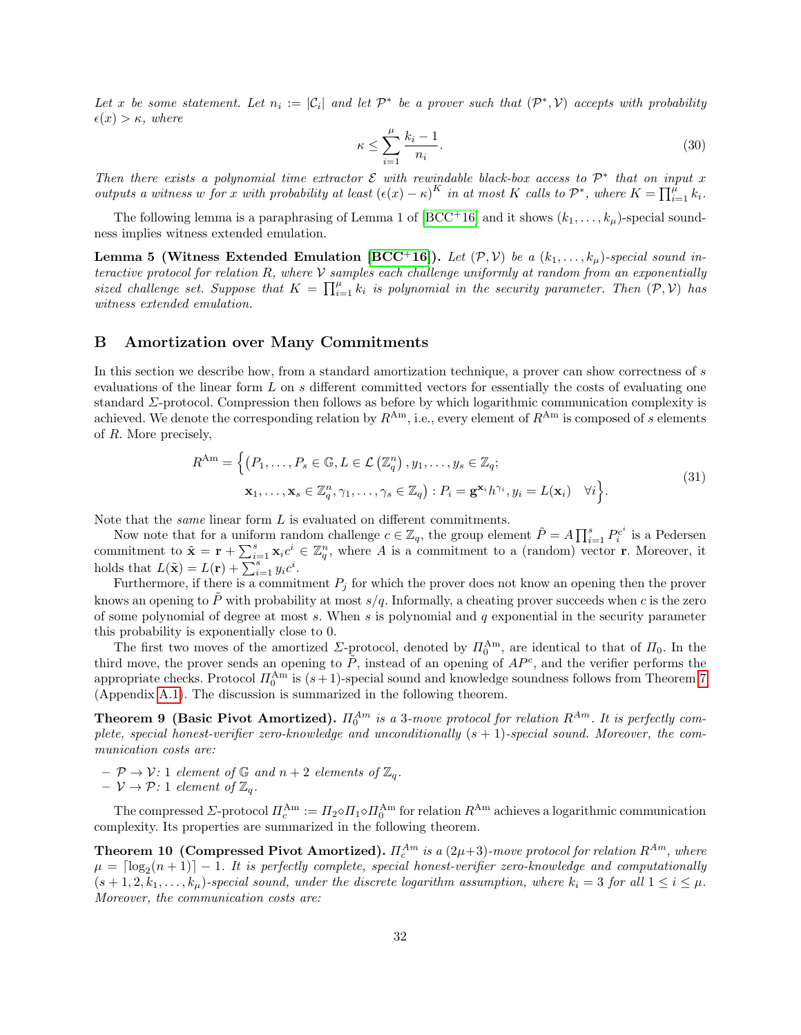*Let $x$ be some statement. Let $n_i := |\mathcal{C}_i|$ and let $\mathcal{P}^*$ be a prover such that $(\mathcal{P}^*, \mathcal{V})$ accepts with probability $\epsilon(x) > \kappa$, where*

$$\kappa \leq \sum_{i=1}^{\mu} \frac{k_i - 1}{n_i}. \tag{30}$$

*Then there exists a polynomial time extractor $\mathcal{E}$ with rewindable black-box access to $\mathcal{P}^*$ that on input $x$ outputs a witness $w$ for $x$ with probability at least $(\epsilon(x) - \kappa)^K$ in at most $K$ calls to $\mathcal{P}^*$, where $K = \prod_{i=1}^{\mu} k_i$.*

The following lemma is a paraphrasing of Lemma 1 of [BCC+16] and it shows $(k_1, \ldots, k_\mu)$-special soundness implies witness extended emulation.

**Lemma 5 (Witness Extended Emulation [BCC+16]).** *Let $(\mathcal{P}, \mathcal{V})$ be a $(k_1, \ldots, k_\mu)$-special sound interactive protocol for relation $R$, where $\mathcal{V}$ samples each challenge uniformly at random from an exponentially sized challenge set. Suppose that $K = \prod_{i=1}^{\mu} k_i$ is polynomial in the security parameter. Then $(\mathcal{P}, \mathcal{V})$ has witness extended emulation.*

## B Amortization over Many Commitments

In this section we describe how, from a standard amortization technique, a prover can show correctness of $s$ evaluations of the linear form $L$ on $s$ different committed vectors for essentially the costs of evaluating one standard $\Sigma$-protocol. Compression then follows as before by which logarithmic communication complexity is achieved. We denote the corresponding relation by $R^{\mathrm{Am}}$, i.e., every element of $R^{\mathrm{Am}}$ is composed of $s$ elements of $R$. More precisely,

$$\begin{aligned} R^{\mathrm{Am}} = \Big\{ &\left(P_1, \ldots, P_s \in \mathbb{G}, L \in \mathcal{L}\left(\mathbb{Z}_q^n\right), y_1, \ldots, y_s \in \mathbb{Z}_q;\right. \\ &\left.\mathbf{x}_1, \ldots, \mathbf{x}_s \in \mathbb{Z}_q^n, \gamma_1, \ldots, \gamma_s \in \mathbb{Z}_q\right) : P_i = \mathbf{g}^{\mathbf{x}_i} h^{\gamma_i}, y_i = L(\mathbf{x}_i) \quad \forall i \Big\}. \end{aligned} \tag{31}$$

Note that the *same* linear form $L$ is evaluated on different commitments.

Now note that for a uniform random challenge $c \in \mathbb{Z}_q$, the group element $\tilde{P} = A \prod_{i=1}^{s} P_i^{c^i}$ is a Pedersen commitment to $\tilde{\mathbf{x}} = \mathbf{r} + \sum_{i=1}^{s} \mathbf{x}_i c^i \in \mathbb{Z}_q^n$, where $A$ is a commitment to a (random) vector $\mathbf{r}$. Moreover, it holds that $L(\tilde{\mathbf{x}}) = L(\mathbf{r}) + \sum_{i=1}^{s} y_i c^i$.

Furthermore, if there is a commitment $P_j$ for which the prover does not know an opening then the prover knows an opening to $\tilde{P}$ with probability at most $s/q$. Informally, a cheating prover succeeds when $c$ is the zero of some polynomial of degree at most $s$. When $s$ is polynomial and $q$ exponential in the security parameter this probability is exponentially close to 0.

The first two moves of the amortized $\Sigma$-protocol, denoted by $\Pi_0^{\mathrm{Am}}$, are identical to that of $\Pi_0$. In the third move, the prover sends an opening to $\tilde{P}$, instead of an opening of $AP^c$, and the verifier performs the appropriate checks. Protocol $\Pi_0^{\mathrm{Am}}$ is $(s+1)$-special sound and knowledge soundness follows from Theorem 7 (Appendix A.1). The discussion is summarized in the following theorem.

**Theorem 9 (Basic Pivot Amortized).** *$\Pi_0^{Am}$ is a 3-move protocol for relation $R^{Am}$. It is perfectly complete, special honest-verifier zero-knowledge and unconditionally $(s+1)$-special sound. Moreover, the communication costs are:*

- *$\mathcal{P} \to \mathcal{V}$: 1 element of $\mathbb{G}$ and $n+2$ elements of $\mathbb{Z}_q$.*
- *$\mathcal{V} \to \mathcal{P}$: 1 element of $\mathbb{Z}_q$.*

The compressed $\Sigma$-protocol $\Pi_c^{\mathrm{Am}} := \Pi_2 \diamond \Pi_1 \diamond \Pi_0^{\mathrm{Am}}$ for relation $R^{\mathrm{Am}}$ achieves a logarithmic communication complexity. Its properties are summarized in the following theorem.

**Theorem 10 (Compressed Pivot Amortized).** *$\Pi_c^{Am}$ is a $(2\mu+3)$-move protocol for relation $R^{Am}$, where $\mu = \lceil \log_2(n+1) \rceil - 1$. It is perfectly complete, special honest-verifier zero-knowledge and computationally $(s+1, 2, k_1, \ldots, k_\mu)$-special sound, under the discrete logarithm assumption, where $k_i = 3$ for all $1 \leq i \leq \mu$. Moreover, the communication costs are:*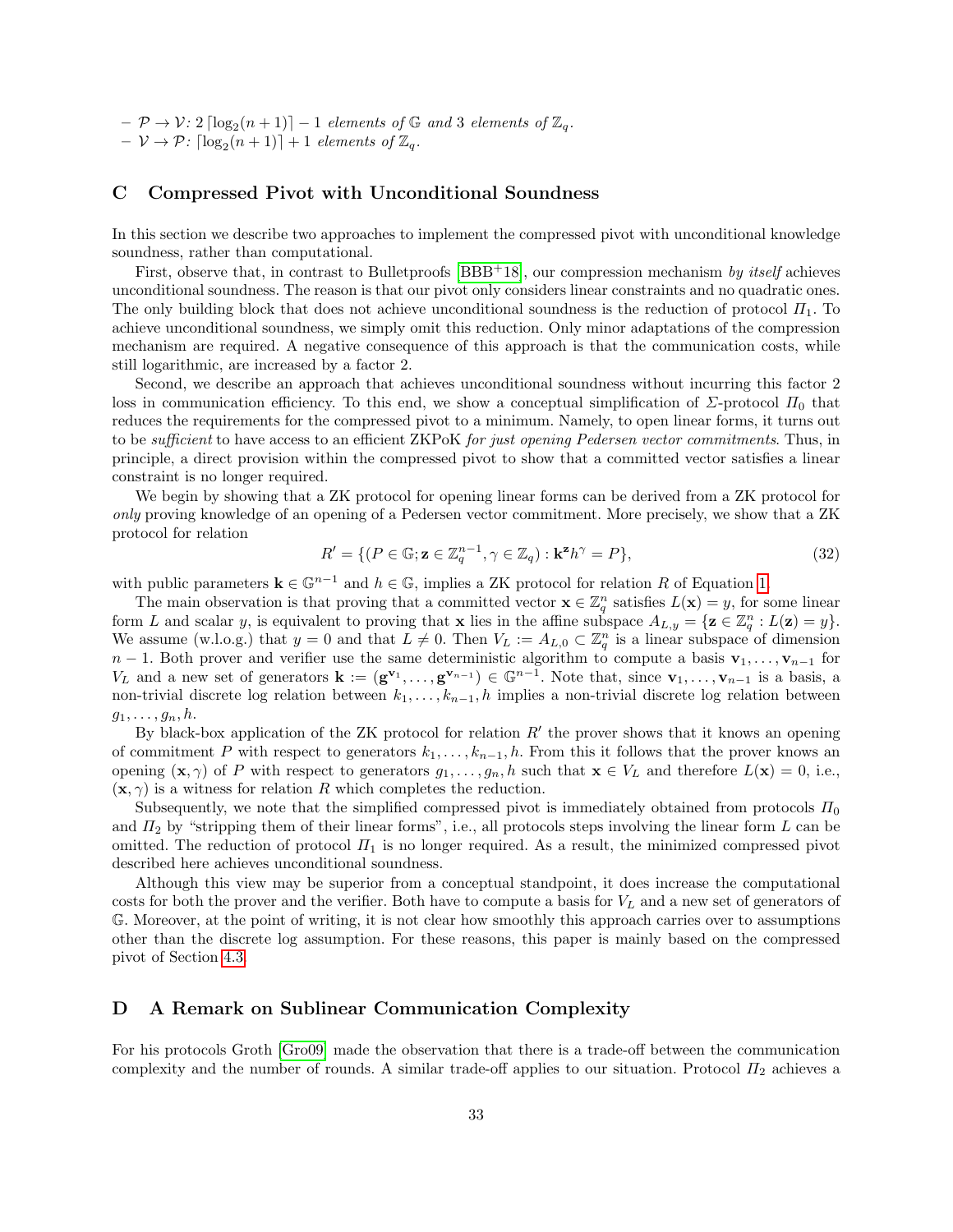- $\mathcal{P} \rightarrow \mathcal{V}$: $2\lceil \log_2(n+1) \rceil - 1$ *elements of* $\mathbb{G}$ *and* 3 *elements of* $\mathbb{Z}_q$.
- $\mathcal{V} \rightarrow \mathcal{P}$: $\lceil \log_2(n+1) \rceil + 1$ *elements of* $\mathbb{Z}_q$.

## C Compressed Pivot with Unconditional Soundness

In this section we describe two approaches to implement the compressed pivot with unconditional knowledge soundness, rather than computational.

First, observe that, in contrast to Bulletproofs [BBB+18], our compression mechanism *by itself* achieves unconditional soundness. The reason is that our pivot only considers linear constraints and no quadratic ones. The only building block that does not achieve unconditional soundness is the reduction of protocol $\Pi_1$. To achieve unconditional soundness, we simply omit this reduction. Only minor adaptations of the compression mechanism are required. A negative consequence of this approach is that the communication costs, while still logarithmic, are increased by a factor 2.

Second, we describe an approach that achieves unconditional soundness without incurring this factor 2 loss in communication efficiency. To this end, we show a conceptual simplification of $\Sigma$-protocol $\Pi_0$ that reduces the requirements for the compressed pivot to a minimum. Namely, to open linear forms, it turns out to be *sufficient* to have access to an efficient ZKPoK *for just opening Pedersen vector commitments*. Thus, in principle, a direct provision within the compressed pivot to show that a committed vector satisfies a linear constraint is no longer required.

We begin by showing that a ZK protocol for opening linear forms can be derived from a ZK protocol for *only* proving knowledge of an opening of a Pedersen vector commitment. More precisely, we show that a ZK protocol for relation

$$R' = \{(P \in \mathbb{G}; \mathbf{z} \in \mathbb{Z}_q^{n-1}, \gamma \in \mathbb{Z}_q) : \mathbf{k}^{\mathbf{z}} h^{\gamma} = P\}, \tag{32}$$

with public parameters $\mathbf{k} \in \mathbb{G}^{n-1}$ and $h \in \mathbb{G}$, implies a ZK protocol for relation $R$ of Equation 1.

The main observation is that proving that a committed vector $\mathbf{x} \in \mathbb{Z}_q^n$ satisfies $L(\mathbf{x}) = y$, for some linear form $L$ and scalar $y$, is equivalent to proving that $\mathbf{x}$ lies in the affine subspace $A_{L,y} = \{\mathbf{z} \in \mathbb{Z}_q^n : L(\mathbf{z}) = y\}$. We assume (w.l.o.g.) that $y = 0$ and that $L \neq 0$. Then $V_L := A_{L,0} \subset \mathbb{Z}_q^n$ is a linear subspace of dimension $n-1$. Both prover and verifier use the same deterministic algorithm to compute a basis $\mathbf{v}_1, \ldots, \mathbf{v}_{n-1}$ for $V_L$ and a new set of generators $\mathbf{k} := (\mathbf{g}^{\mathbf{v}_1}, \ldots, \mathbf{g}^{\mathbf{v}_{n-1}}) \in \mathbb{G}^{n-1}$. Note that, since $\mathbf{v}_1, \ldots, \mathbf{v}_{n-1}$ is a basis, a non-trivial discrete log relation between $k_1, \ldots, k_{n-1}, h$ implies a non-trivial discrete log relation between $g_1, \ldots, g_n, h$.

By black-box application of the ZK protocol for relation $R'$ the prover shows that it knows an opening of commitment $P$ with respect to generators $k_1, \ldots, k_{n-1}, h$. From this it follows that the prover knows an opening $(\mathbf{x}, \gamma)$ of $P$ with respect to generators $g_1, \ldots, g_n, h$ such that $\mathbf{x} \in V_L$ and therefore $L(\mathbf{x}) = 0$, i.e., $(\mathbf{x}, \gamma)$ is a witness for relation $R$ which completes the reduction.

Subsequently, we note that the simplified compressed pivot is immediately obtained from protocols $\Pi_0$ and $\Pi_2$ by "stripping them of their linear forms", i.e., all protocols steps involving the linear form $L$ can be omitted. The reduction of protocol $\Pi_1$ is no longer required. As a result, the minimized compressed pivot described here achieves unconditional soundness.

Although this view may be superior from a conceptual standpoint, it does increase the computational costs for both the prover and the verifier. Both have to compute a basis for $V_L$ and a new set of generators of $\mathbb{G}$. Moreover, at the point of writing, it is not clear how smoothly this approach carries over to assumptions other than the discrete log assumption. For these reasons, this paper is mainly based on the compressed pivot of Section 4.3.

## D A Remark on Sublinear Communication Complexity

For his protocols Groth [Gro09] made the observation that there is a trade-off between the communication complexity and the number of rounds. A similar trade-off applies to our situation. Protocol $\Pi_2$ achieves a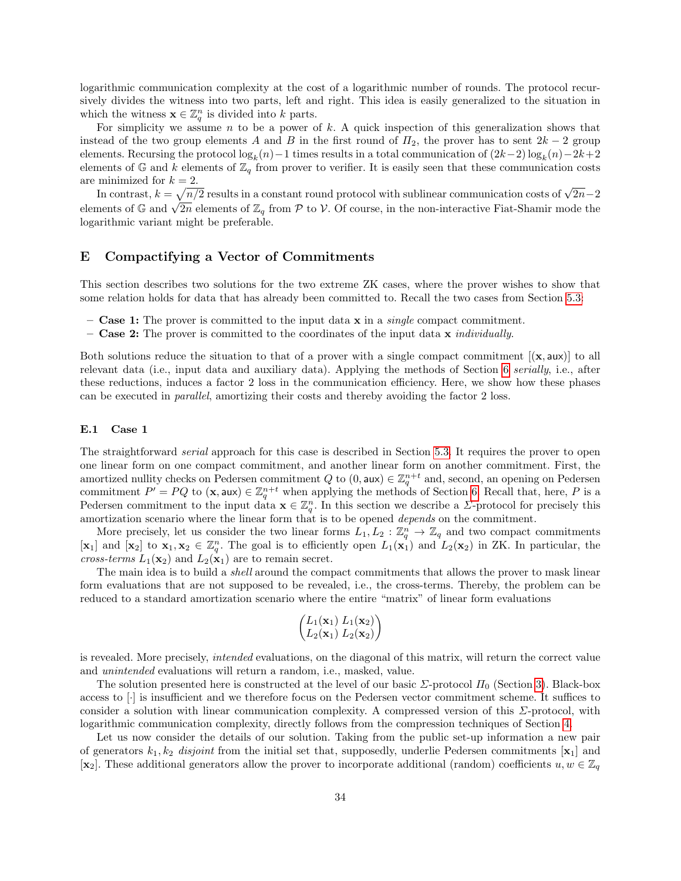logarithmic communication complexity at the cost of a logarithmic number of rounds. The protocol recursively divides the witness into two parts, left and right. This idea is easily generalized to the situation in which the witness $\mathbf{x} \in \mathbb{Z}_q^n$ is divided into $k$ parts.

For simplicity we assume $n$ to be a power of $k$. A quick inspection of this generalization shows that instead of the two group elements $A$ and $B$ in the first round of $\Pi_2$, the prover has to sent $2k-2$ group elements. Recursing the protocol $\log_k(n)-1$ times results in a total communication of $(2k-2)\log_k(n)-2k+2$ elements of $\mathbb{G}$ and $k$ elements of $\mathbb{Z}_q$ from prover to verifier. It is easily seen that these communication costs are minimized for $k=2$.

In contrast, $k=\sqrt{n/2}$ results in a constant round protocol with sublinear communication costs of $\sqrt{2n}-2$ elements of $\mathbb{G}$ and $\sqrt{2n}$ elements of $\mathbb{Z}_q$ from $\mathcal{P}$ to $\mathcal{V}$. Of course, in the non-interactive Fiat-Shamir mode the logarithmic variant might be preferable.

## E Compactifying a Vector of Commitments

This section describes two solutions for the two extreme ZK cases, where the prover wishes to show that some relation holds for data that has already been committed to. Recall the two cases from Section 5.3:

- **Case 1:** The prover is committed to the input data $\mathbf{x}$ in a *single* compact commitment.
- **Case 2:** The prover is committed to the coordinates of the input data $\mathbf{x}$ *individually*.

Both solutions reduce the situation to that of a prover with a single compact commitment $[(\mathbf{x}, \mathsf{aux})]$ to all relevant data (i.e., input data and auxiliary data). Applying the methods of Section 6 *serially*, i.e., after these reductions, induces a factor 2 loss in the communication efficiency. Here, we show how these phases can be executed in *parallel*, amortizing their costs and thereby avoiding the factor 2 loss.

### E.1 Case 1

The straightforward *serial* approach for this case is described in Section 5.3. It requires the prover to open one linear form on one compact commitment, and another linear form on another commitment. First, the amortized nullity checks on Pedersen commitment $Q$ to $(0, \mathsf{aux}) \in \mathbb{Z}_q^{n+t}$ and, second, an opening on Pedersen commitment $P' = PQ$ to $(\mathbf{x}, \mathsf{aux}) \in \mathbb{Z}_q^{n+t}$ when applying the methods of Section 6. Recall that, here, $P$ is a Pedersen commitment to the input data $\mathbf{x} \in \mathbb{Z}_q^n$. In this section we describe a $\Sigma$-protocol for precisely this amortization scenario where the linear form that is to be opened *depends* on the commitment.

More precisely, let us consider the two linear forms $L_1, L_2 : \mathbb{Z}_q^n \to \mathbb{Z}_q$ and two compact commitments $[\mathbf{x}_1]$ and $[\mathbf{x}_2]$ to $\mathbf{x}_1, \mathbf{x}_2 \in \mathbb{Z}_q^n$. The goal is to efficiently open $L_1(\mathbf{x}_1)$ and $L_2(\mathbf{x}_2)$ in ZK. In particular, the *cross-terms* $L_1(\mathbf{x}_2)$ and $L_2(\mathbf{x}_1)$ are to remain secret.

The main idea is to build a *shell* around the compact commitments that allows the prover to mask linear form evaluations that are not supposed to be revealed, i.e., the cross-terms. Thereby, the problem can be reduced to a standard amortization scenario where the entire "matrix" of linear form evaluations

$$\begin{pmatrix} L_1(\mathbf{x}_1) & L_1(\mathbf{x}_2) \\ L_2(\mathbf{x}_1) & L_2(\mathbf{x}_2) \end{pmatrix}$$

is revealed. More precisely, *intended* evaluations, on the diagonal of this matrix, will return the correct value and *unintended* evaluations will return a random, i.e., masked, value.

The solution presented here is constructed at the level of our basic $\Sigma$-protocol $\Pi_0$ (Section 3). Black-box access to $[\cdot]$ is insufficient and we therefore focus on the Pedersen vector commitment scheme. It suffices to consider a solution with linear communication complexity. A compressed version of this $\Sigma$-protocol, with logarithmic communication complexity, directly follows from the compression techniques of Section 4.

Let us now consider the details of our solution. Taking from the public set-up information a new pair of generators $k_1, k_2$ *disjoint* from the initial set that, supposedly, underlie Pedersen commitments $[\mathbf{x}_1]$ and $[\mathbf{x}_2]$. These additional generators allow the prover to incorporate additional (random) coefficients $u, w \in \mathbb{Z}_q$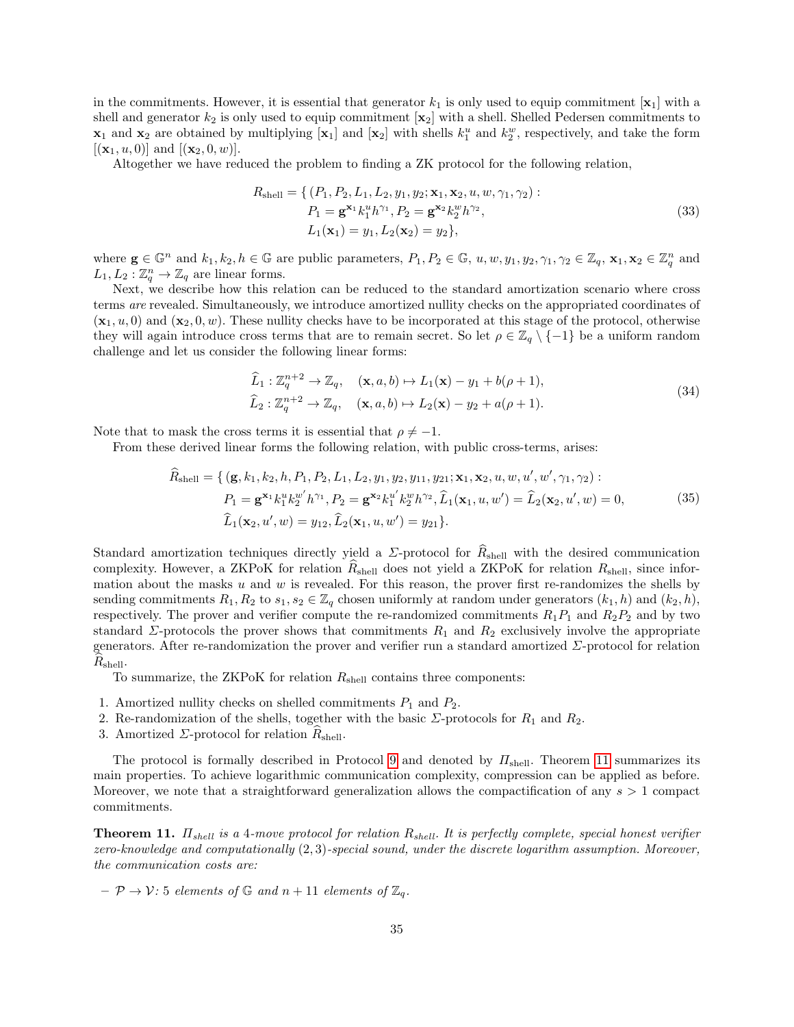in the commitments. However, it is essential that generator $k_1$ is only used to equip commitment $[\mathbf{x}_1]$ with a shell and generator $k_2$ is only used to equip commitment $[\mathbf{x}_2]$ with a shell. Shelled Pedersen commitments to $\mathbf{x}_1$ and $\mathbf{x}_2$ are obtained by multiplying $[\mathbf{x}_1]$ and $[\mathbf{x}_2]$ with shells $k_1^u$ and $k_2^w$, respectively, and take the form $[(\mathbf{x}_1, u, 0)]$ and $[(\mathbf{x}_2, 0, w)]$.

Altogether we have reduced the problem to finding a ZK protocol for the following relation,

$$
\begin{aligned}
R_{\text{shell}} = \{\, & (P_1, P_2, L_1, L_2, y_1, y_2; \mathbf{x}_1, \mathbf{x}_2, u, w, \gamma_1, \gamma_2) : \\
& P_1 = \mathbf{g}^{\mathbf{x}_1} k_1^u h^{\gamma_1}, P_2 = \mathbf{g}^{\mathbf{x}_2} k_2^w h^{\gamma_2}, \\
& L_1(\mathbf{x}_1) = y_1, L_2(\mathbf{x}_2) = y_2 \},
\end{aligned} \tag{33}
$$

where $\mathbf{g} \in \mathbb{G}^n$ and $k_1, k_2, h \in \mathbb{G}$ are public parameters, $P_1, P_2 \in \mathbb{G}$, $u, w, y_1, y_2, \gamma_1, \gamma_2 \in \mathbb{Z}_q$, $\mathbf{x}_1, \mathbf{x}_2 \in \mathbb{Z}_q^n$ and $L_1, L_2 : \mathbb{Z}_q^n \to \mathbb{Z}_q$ are linear forms.

Next, we describe how this relation can be reduced to the standard amortization scenario where cross terms *are* revealed. Simultaneously, we introduce amortized nullity checks on the appropriated coordinates of $(\mathbf{x}_1, u, 0)$ and $(\mathbf{x}_2, 0, w)$. These nullity checks have to be incorporated at this stage of the protocol, otherwise they will again introduce cross terms that are to remain secret. So let $\rho \in \mathbb{Z}_q \setminus \{-1\}$ be a uniform random challenge and let us consider the following linear forms:

$$
\begin{aligned}
\widehat{L}_1 &: \mathbb{Z}_q^{n+2} \to \mathbb{Z}_q, \quad (\mathbf{x}, a, b) \mapsto L_1(\mathbf{x}) - y_1 + b(\rho + 1), \\
\widehat{L}_2 &: \mathbb{Z}_q^{n+2} \to \mathbb{Z}_q, \quad (\mathbf{x}, a, b) \mapsto L_2(\mathbf{x}) - y_2 + a(\rho + 1).
\end{aligned} \tag{34}
$$

Note that to mask the cross terms it is essential that $\rho \neq -1$.

From these derived linear forms the following relation, with public cross-terms, arises:

$$
\begin{aligned}
\widehat{R}_{\text{shell}} = \{\, & (\mathbf{g}, k_1, k_2, h, P_1, P_2, L_1, L_2, y_1, y_2, y_{11}, y_{21}; \mathbf{x}_1, \mathbf{x}_2, u, w, u', w', \gamma_1, \gamma_2) : \\
& P_1 = \mathbf{g}^{\mathbf{x}_1} k_1^u k_2^{w'} h^{\gamma_1}, P_2 = \mathbf{g}^{\mathbf{x}_2} k_1^{u'} k_2^w h^{\gamma_2}, \widehat{L}_1(\mathbf{x}_1, u, w') = \widehat{L}_2(\mathbf{x}_2, u', w) = 0, \\
& \widehat{L}_1(\mathbf{x}_2, u', w) = y_{12}, \widehat{L}_2(\mathbf{x}_1, u, w') = y_{21} \}.
\end{aligned} \tag{35}
$$

Standard amortization techniques directly yield a $\Sigma$-protocol for $\widehat{R}_{\text{shell}}$ with the desired communication complexity. However, a ZKPoK for relation $\widehat{R}_{\text{shell}}$ does not yield a ZKPoK for relation $R_{\text{shell}}$, since information about the masks $u$ and $w$ is revealed. For this reason, the prover first re-randomizes the shells by sending commitments $R_1, R_2$ to $s_1, s_2 \in \mathbb{Z}_q$ chosen uniformly at random under generators $(k_1, h)$ and $(k_2, h)$, respectively. The prover and verifier compute the re-randomized commitments $R_1P_1$ and $R_2P_2$ and by two standard $\Sigma$-protocols the prover shows that commitments $R_1$ and $R_2$ exclusively involve the appropriate generators. After re-randomization the prover and verifier run a standard amortized $\Sigma$-protocol for relation $\widehat{R}_{\text{shell}}$.

To summarize, the ZKPoK for relation $R_{\text{shell}}$ contains three components:

1. Amortized nullity checks on shelled commitments $P_1$ and $P_2$.
2. Re-randomization of the shells, together with the basic $\Sigma$-protocols for $R_1$ and $R_2$.
3. Amortized $\Sigma$-protocol for relation $\widehat{R}_{\text{shell}}$.

The protocol is formally described in Protocol 9 and denoted by $\Pi_{\text{shell}}$. Theorem 11 summarizes its main properties. To achieve logarithmic communication complexity, compression can be applied as before. Moreover, we note that a straightforward generalization allows the compactification of any $s > 1$ compact commitments.

**Theorem 11.** *$\Pi_{shell}$ is a 4-move protocol for relation $R_{shell}$. It is perfectly complete, special honest verifier zero-knowledge and computationally $(2, 3)$-special sound, under the discrete logarithm assumption. Moreover, the communication costs are:*

– *$\mathcal{P} \to \mathcal{V}$: 5 elements of $\mathbb{G}$ and $n + 11$ elements of $\mathbb{Z}_q$.*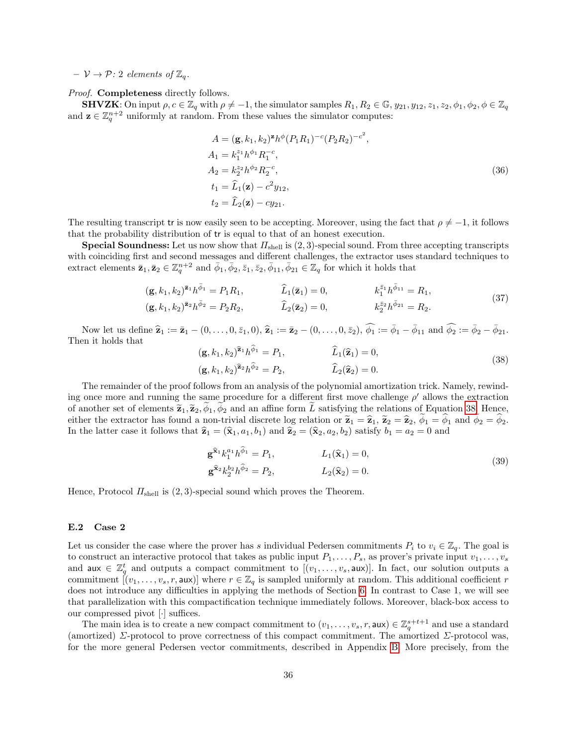– $\mathcal{V} \to \mathcal{P}$: 2 *elements of* $\mathbb{Z}_q$.

*Proof.* **Completeness** directly follows.

**SHVZK**: On input $\rho, c \in \mathbb{Z}_q$ with $\rho \neq -1$, the simulator samples $R_1, R_2 \in \mathbb{G}$, $y_{21}, y_{12}, z_1, z_2, \phi_1, \phi_2, \phi \in \mathbb{Z}_q$ and $\mathbf{z} \in \mathbb{Z}_q^{n+2}$ uniformly at random. From these values the simulator computes:

$$
\begin{aligned}
A &= (\mathbf{g}, k_1, k_2)^{\mathbf{z}} h^{\phi} (P_1 R_1)^{-c} (P_2 R_2)^{-c^2}, \\
A_1 &= k_1^{z_1} h^{\phi_1} R_1^{-c}, \\
A_2 &= k_2^{z_2} h^{\phi_2} R_2^{-c}, \\
t_1 &= \widehat{L}_1(\mathbf{z}) - c^2 y_{12}, \\
t_2 &= \widehat{L}_2(\mathbf{z}) - c y_{21}.
\end{aligned}
\tag{36}
$$

The resulting transcript $\mathsf{tr}$ is now easily seen to be accepting. Moreover, using the fact that $\rho \neq -1$, it follows that the probability distribution of $\mathsf{tr}$ is equal to that of an honest execution.

**Special Soundness:** Let us now show that $\Pi_{\text{shell}}$ is $(2,3)$-special sound. From three accepting transcripts with coinciding first and second messages and different challenges, the extractor uses standard techniques to extract elements $\bar{\mathbf{z}}_1, \bar{\mathbf{z}}_2 \in \mathbb{Z}_q^{n+2}$ and $\bar{\phi}_1, \bar{\phi}_2, \bar{z}_1, \bar{z}_2, \bar{\phi}_{11}, \bar{\phi}_{21} \in \mathbb{Z}_q$ for which it holds that

$$
\begin{aligned}
(\mathbf{g}, k_1, k_2)^{\bar{\mathbf{z}}_1} h^{\bar{\phi}_1} &= P_1 R_1, \qquad & \widehat{L}_1(\bar{\mathbf{z}}_1) &= 0, \qquad & k_1^{\bar{z}_1} h^{\bar{\phi}_{11}} &= R_1, \\
(\mathbf{g}, k_1, k_2)^{\bar{\mathbf{z}}_2} h^{\bar{\phi}_2} &= P_2 R_2, \qquad & \widehat{L}_2(\bar{\mathbf{z}}_2) &= 0, \qquad & k_2^{\bar{z}_2} h^{\bar{\phi}_{21}} &= R_2.
\end{aligned}
\tag{37}
$$

Now let us define $\widehat{\mathbf{z}}_1 := \bar{\mathbf{z}}_1 - (0, \dots, 0, \bar{z}_1, 0)$, $\widehat{\mathbf{z}}_1 := \bar{\mathbf{z}}_2 - (0, \dots, 0, \bar{z}_2)$, $\widehat{\phi_1} := \bar{\phi}_1 - \bar{\phi}_{11}$ and $\widehat{\phi_2} := \bar{\phi}_2 - \bar{\phi}_{21}$. Then it holds that

$$
\begin{aligned}
(\mathbf{g}, k_1, k_2)^{\widehat{\mathbf{z}}_1} h^{\widehat{\phi}_1} &= P_1, \qquad & \widehat{L}_1(\widehat{\mathbf{z}}_1) &= 0, \\
(\mathbf{g}, k_1, k_2)^{\widehat{\mathbf{z}}_2} h^{\widehat{\phi}_2} &= P_2, \qquad & \widehat{L}_2(\widehat{\mathbf{z}}_2) &= 0.
\end{aligned}
\tag{38}
$$

The remainder of the proof follows from an analysis of the polynomial amortization trick. Namely, rewinding once more and running the same procedure for a different first move challenge $\rho'$ allows the extraction of another set of elements $\widetilde{\mathbf{z}}_1, \widetilde{\mathbf{z}}_2, \widetilde{\phi}_1, \widetilde{\phi}_2$ and an affine form $\widetilde{L}$ satisfying the relations of Equation 38. Hence, either the extractor has found a non-trivial discrete log relation or $\widetilde{\mathbf{z}}_1 = \widehat{\mathbf{z}}_1$, $\widetilde{\mathbf{z}}_2 = \widehat{\mathbf{z}}_2$, $\widetilde{\phi}_1 = \widehat{\phi}_1$ and $\phi_2 = \widehat{\phi}_2$. In the latter case it follows that $\widehat{\mathbf{z}}_1 = (\widehat{\mathbf{x}}_1, a_1, b_1)$ and $\widehat{\mathbf{z}}_2 = (\widehat{\mathbf{x}}_2, a_2, b_2)$ satisfy $b_1 = a_2 = 0$ and

$$
\begin{aligned}
\mathbf{g}^{\widehat{\mathbf{x}}_1} k_1^{a_1} h^{\widehat{\phi}_1} &= P_1, \qquad & L_1(\widehat{\mathbf{x}}_1) &= 0, \\
\mathbf{g}^{\widehat{\mathbf{x}}_2} k_2^{b_2} h^{\widehat{\phi}_2} &= P_2, \qquad & L_2(\widehat{\mathbf{x}}_2) &= 0.
\end{aligned}
\tag{39}
$$

Hence, Protocol $\Pi_{\text{shell}}$ is $(2,3)$-special sound which proves the Theorem.

### E.2 Case 2

Let us consider the case where the prover has $s$ individual Pedersen commitments $P_i$ to $v_i \in \mathbb{Z}_q$. The goal is to construct an interactive protocol that takes as public input $P_1, \dots, P_s$, as prover's private input $v_1, \dots, v_s$ and $\mathsf{aux} \in \mathbb{Z}_q^t$ and outputs a compact commitment to $[(v_1, \dots, v_s, \mathsf{aux})]$. In fact, our solution outputs a commitment $[(v_1, \dots, v_s, r, \mathsf{aux})]$ where $r \in \mathbb{Z}_q$ is sampled uniformly at random. This additional coefficient $r$ does not introduce any difficulties in applying the methods of Section 6. In contrast to Case 1, we will see that parallelization with this compactification technique immediately follows. Moreover, black-box access to our compressed pivot $[\cdot]$ suffices.

The main idea is to create a new compact commitment to $(v_1, \dots, v_s, r, \mathsf{aux}) \in \mathbb{Z}_q^{s+t+1}$ and use a standard (amortized) $\Sigma$-protocol to prove correctness of this compact commitment. The amortized $\Sigma$-protocol was, for the more general Pedersen vector commitments, described in Appendix B. More precisely, from the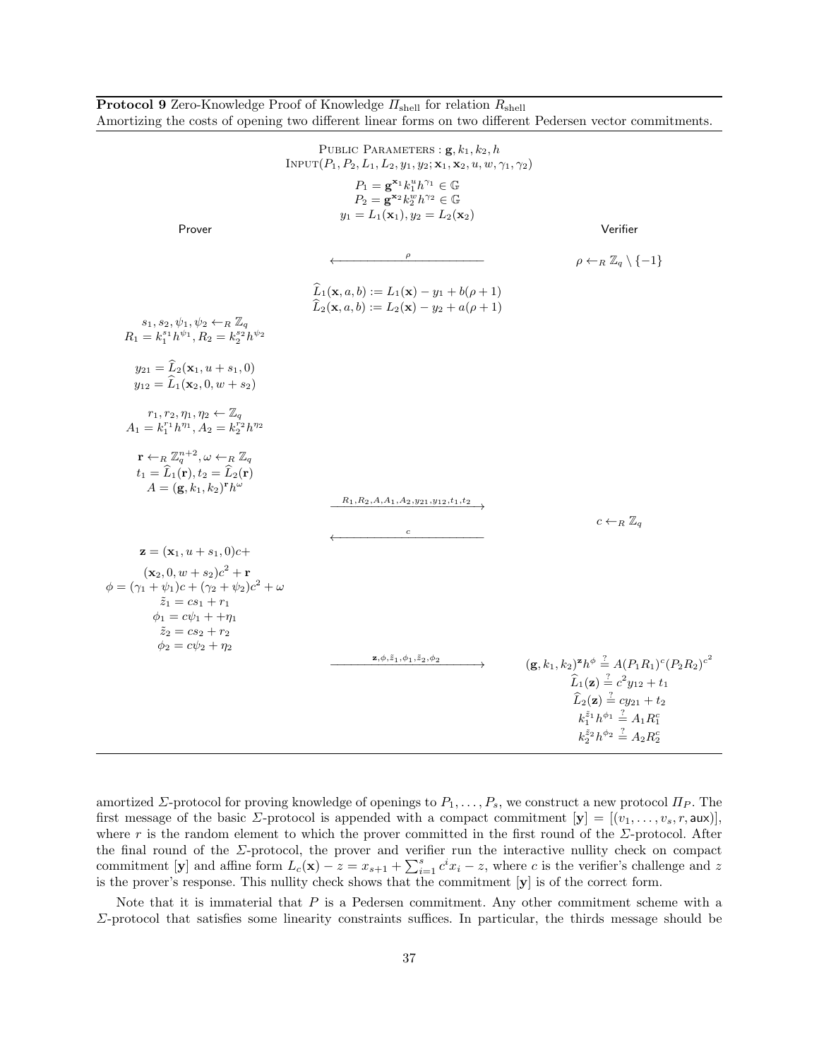**Protocol 9** Zero-Knowledge Proof of Knowledge $\Pi_{\text{shell}}$ for relation $R_{\text{shell}}$
Amortizing the costs of opening two different linear forms on two different Pedersen vector commitments.

PUBLIC PARAMETERS : $\mathbf{g}, k_1, k_2, h$

INPUT$(P_1, P_2, L_1, L_2, y_1, y_2; \mathbf{x}_1, \mathbf{x}_2, u, w, \gamma_1, \gamma_2)$

$$P_1 = \mathbf{g}^{\mathbf{x}_1} k_1^u h^{\gamma_1} \in \mathbb{G}$$
$$P_2 = \mathbf{g}^{\mathbf{x}_2} k_2^w h^{\gamma_2} \in \mathbb{G}$$
$$y_1 = L_1(\mathbf{x}_1), y_2 = L_2(\mathbf{x}_2)$$

**Prover** | **Verifier**

Verifier: $\rho \leftarrow_R \mathbb{Z}_q \setminus \{-1\}$

Verifier → Prover: $\rho$

$$\widehat{L}_1(\mathbf{x}, a, b) := L_1(\mathbf{x}) - y_1 + b(\rho + 1)$$
$$\widehat{L}_2(\mathbf{x}, a, b) := L_2(\mathbf{x}) - y_2 + a(\rho + 1)$$

Prover:

$s_1, s_2, \psi_1, \psi_2 \leftarrow_R \mathbb{Z}_q$

$R_1 = k_1^{s_1} h^{\psi_1}, R_2 = k_2^{s_2} h^{\psi_2}$

$y_{21} = \widehat{L}_2(\mathbf{x}_1, u + s_1, 0)$

$y_{12} = \widehat{L}_1(\mathbf{x}_2, 0, w + s_2)$

$r_1, r_2, \eta_1, \eta_2 \leftarrow \mathbb{Z}_q$

$A_1 = k_1^{r_1} h^{\eta_1}, A_2 = k_2^{r_2} h^{\eta_2}$

$\mathbf{r} \leftarrow_R \mathbb{Z}_q^{n+2}, \omega \leftarrow_R \mathbb{Z}_q$

$t_1 = \widehat{L}_1(\mathbf{r}), t_2 = \widehat{L}_2(\mathbf{r})$

$A = (\mathbf{g}, k_1, k_2)^{\mathbf{r}} h^{\omega}$

Prover → Verifier: $R_1, R_2, A, A_1, A_2, y_{21}, y_{12}, t_1, t_2$

Verifier: $c \leftarrow_R \mathbb{Z}_q$

Verifier → Prover: $c$

Prover:

$\mathbf{z} = (\mathbf{x}_1, u + s_1, 0)c + (\mathbf{x}_2, 0, w + s_2)c^2 + \mathbf{r}$

$\phi = (\gamma_1 + \psi_1)c + (\gamma_2 + \psi_2)c^2 + \omega$

$\tilde{z}_1 = cs_1 + r_1$

$\phi_1 = c\psi_1 + +\eta_1$

$\tilde{z}_2 = cs_2 + r_2$

$\phi_2 = c\psi_2 + \eta_2$

Prover → Verifier: $\mathbf{z}, \phi, \tilde{z}_1, \phi_1, \tilde{z}_2, \phi_2$

Verifier checks:

$$(\mathbf{g}, k_1, k_2)^{\mathbf{z}} h^{\phi} \stackrel{?}{=} A(P_1 R_1)^c (P_2 R_2)^{c^2}$$
$$\widehat{L}_1(\mathbf{z}) \stackrel{?}{=} c^2 y_{12} + t_1$$
$$\widehat{L}_2(\mathbf{z}) \stackrel{?}{=} c y_{21} + t_2$$
$$k_1^{\tilde{z}_1} h^{\phi_1} \stackrel{?}{=} A_1 R_1^c$$
$$k_2^{\tilde{z}_2} h^{\phi_2} \stackrel{?}{=} A_2 R_2^c$$

---

amortized $\Sigma$-protocol for proving knowledge of openings to $P_1, \dots, P_s$, we construct a new protocol $\Pi_P$. The first message of the basic $\Sigma$-protocol is appended with a compact commitment $[\mathbf{y}] = [(v_1, \dots, v_s, r, \mathsf{aux})]$, where $r$ is the random element to which the prover committed in the first round of the $\Sigma$-protocol. After the final round of the $\Sigma$-protocol, the prover and verifier run the interactive nullity check on compact commitment $[\mathbf{y}]$ and affine form $L_c(\mathbf{x}) - z = x_{s+1} + \sum_{i=1}^{s} c^i x_i - z$, where $c$ is the verifier's challenge and $z$ is the prover's response. This nullity check shows that the commitment $[\mathbf{y}]$ is of the correct form.

Note that it is immaterial that $P$ is a Pedersen commitment. Any other commitment scheme with a $\Sigma$-protocol that satisfies some linearity constraints suffices. In particular, the thirds message should be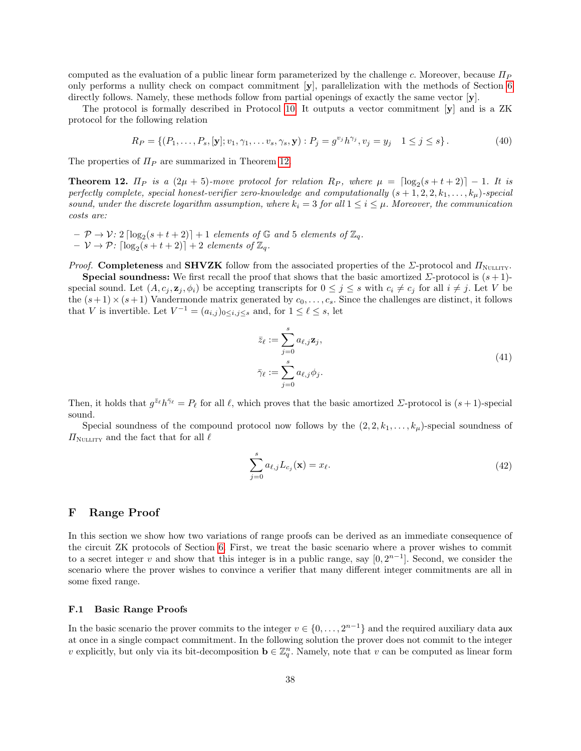computed as the evaluation of a public linear form parameterized by the challenge $c$. Moreover, because $\Pi_P$ only performs a nullity check on compact commitment $[\mathbf{y}]$, parallelization with the methods of Section 6 directly follows. Namely, these methods follow from partial openings of exactly the same vector $[\mathbf{y}]$.

The protocol is formally described in Protocol 10. It outputs a vector commitment $[\mathbf{y}]$ and is a ZK protocol for the following relation

$$R_P = \{(P_1, \dots, P_s, [\mathbf{y}]; v_1, \gamma_1, \dots v_s, \gamma_s, \mathbf{y}) : P_j = g^{v_j} h^{\gamma_j}, v_j = y_j \quad 1 \leq j \leq s\}. \tag{40}$$

The properties of $\Pi_P$ are summarized in Theorem 12.

**Theorem 12.** *$\Pi_P$ is a $(2\mu + 5)$-move protocol for relation $R_P$, where $\mu = \lceil \log_2(s + t + 2) \rceil - 1$. It is perfectly complete, special honest-verifier zero-knowledge and computationally $(s + 1, 2, 2, k_1, \dots, k_\mu)$-special sound, under the discrete logarithm assumption, where $k_i = 3$ for all $1 \leq i \leq \mu$. Moreover, the communication costs are:*

- *$\mathcal{P} \rightarrow \mathcal{V}$: $2 \lceil \log_2(s + t + 2) \rceil + 1$ elements of $\mathbb{G}$ and 5 elements of $\mathbb{Z}_q$.*
- *$\mathcal{V} \rightarrow \mathcal{P}$: $\lceil \log_2(s + t + 2) \rceil + 2$ elements of $\mathbb{Z}_q$.*

*Proof.* **Completeness** and **SHVZK** follow from the associated properties of the $\Sigma$-protocol and $\Pi_{\text{NULLITY}}$.

**Special soundness:** We first recall the proof that shows that the basic amortized $\Sigma$-protocol is $(s+1)$-special sound. Let $(A, c_j, \mathbf{z}_j, \phi_i)$ be accepting transcripts for $0 \leq j \leq s$ with $c_i \neq c_j$ for all $i \neq j$. Let $V$ be the $(s+1) \times (s+1)$ Vandermonde matrix generated by $c_0, \dots, c_s$. Since the challenges are distinct, it follows that $V$ is invertible. Let $V^{-1} = (a_{i,j})_{0 \leq i,j \leq s}$ and, for $1 \leq \ell \leq s$, let

$$\begin{aligned} \bar{z}_\ell &:= \sum_{j=0}^{s} a_{\ell,j} \mathbf{z}_j, \\ \bar{\gamma}_\ell &:= \sum_{j=0}^{s} a_{\ell,j} \phi_j. \end{aligned} \tag{41}$$

Then, it holds that $g^{\bar{z}_\ell} h^{\bar{\gamma}_\ell} = P_\ell$ for all $\ell$, which proves that the basic amortized $\Sigma$-protocol is $(s + 1)$-special sound.

Special soundness of the compound protocol now follows by the $(2, 2, k_1, \dots, k_\mu)$-special soundness of $\Pi_{\text{NULLITY}}$ and the fact that for all $\ell$

$$\sum_{j=0}^{s} a_{\ell,j} L_{c_j}(\mathbf{x}) = x_\ell. \tag{42}$$

## F Range Proof

In this section we show how two variations of range proofs can be derived as an immediate consequence of the circuit ZK protocols of Section 6. First, we treat the basic scenario where a prover wishes to commit to a secret integer $v$ and show that this integer is in a public range, say $[0, 2^{n-1}]$. Second, we consider the scenario where the prover wishes to convince a verifier that many different integer commitments are all in some fixed range.

### F.1 Basic Range Proofs

In the basic scenario the prover commits to the integer $v \in \{0, \dots, 2^{n-1}\}$ and the required auxiliary data $\mathsf{aux}$ at once in a single compact commitment. In the following solution the prover does not commit to the integer $v$ explicitly, but only via its bit-decomposition $\mathbf{b} \in \mathbb{Z}_q^n$. Namely, note that $v$ can be computed as linear form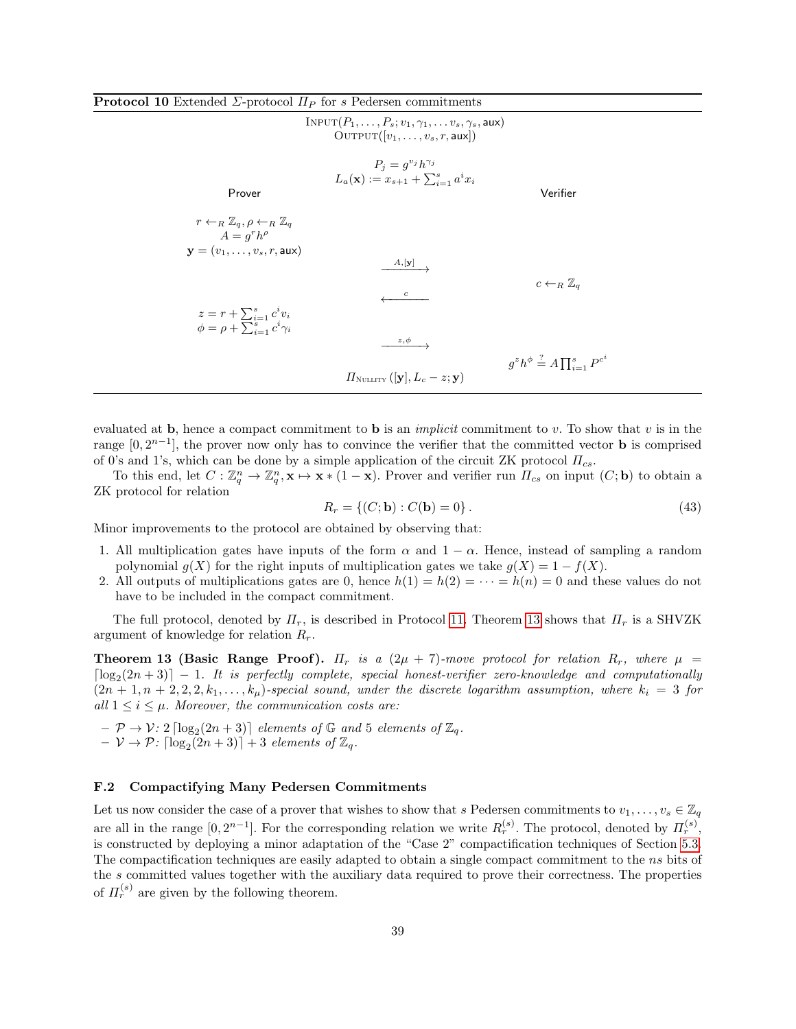**Protocol 10** Extended $\Sigma$-protocol $\Pi_P$ for $s$ Pedersen commitments

$$\textsc{Input}(P_1,\dots,P_s;v_1,\gamma_1,\dots v_s,\gamma_s,\mathsf{aux})$$
$$\textsc{Output}([v_1,\dots,v_s,r,\mathsf{aux}])$$

$$P_j = g^{v_j}h^{\gamma_j}$$
$$L_a(\mathbf{x}) := x_{s+1} + \sum_{i=1}^{s} a^i x_i$$

| Prover | | Verifier |
|---|---|---|
| $r \leftarrow_R \mathbb{Z}_q, \rho \leftarrow_R \mathbb{Z}_q$ <br> $A = g^r h^\rho$ <br> $\mathbf{y} = (v_1,\dots,v_s,r,\mathsf{aux})$ | | |
| | $\xrightarrow{A,[\mathbf{y}]}$ | |
| | | $c \leftarrow_R \mathbb{Z}_q$ |
| | $\xleftarrow{c}$ | |
| $z = r + \sum_{i=1}^{s} c^i v_i$ <br> $\phi = \rho + \sum_{i=1}^{s} c^i \gamma_i$ | | |
| | $\xrightarrow{z,\phi}$ | |
| | | $g^z h^\phi \overset{?}{=} A\prod_{i=1}^{s} P^{c^i}$ |
| | $\Pi_{\textsc{Nullity}}([\mathbf{y}], L_c - z; \mathbf{y})$ | |

evaluated at $\mathbf{b}$, hence a compact commitment to $\mathbf{b}$ is an *implicit* commitment to $v$. To show that $v$ is in the range $[0,2^{n-1}]$, the prover now only has to convince the verifier that the committed vector $\mathbf{b}$ is comprised of 0's and 1's, which can be done by a simple application of the circuit ZK protocol $\Pi_{cs}$.

To this end, let $C : \mathbb{Z}_q^n \to \mathbb{Z}_q^n, \mathbf{x} \mapsto \mathbf{x} * (1-\mathbf{x})$. Prover and verifier run $\Pi_{cs}$ on input $(C;\mathbf{b})$ to obtain a ZK protocol for relation

$$R_r = \{(C;\mathbf{b}) : C(\mathbf{b}) = 0\}. \tag{43}$$

Minor improvements to the protocol are obtained by observing that:

1. All multiplication gates have inputs of the form $\alpha$ and $1-\alpha$. Hence, instead of sampling a random polynomial $g(X)$ for the right inputs of multiplication gates we take $g(X) = 1 - f(X)$.
2. All outputs of multiplications gates are 0, hence $h(1) = h(2) = \dots = h(n) = 0$ and these values do not have to be included in the compact commitment.

The full protocol, denoted by $\Pi_r$, is described in Protocol 11. Theorem 13 shows that $\Pi_r$ is a SHVZK argument of knowledge for relation $R_r$.

**Theorem 13 (Basic Range Proof).** *$\Pi_r$ is a $(2\mu+7)$-move protocol for relation $R_r$, where $\mu = \lceil \log_2(2n+3)\rceil - 1$. It is perfectly complete, special honest-verifier zero-knowledge and computationally $(2n+1, n+2, 2, 2, k_1, \dots, k_\mu)$-special sound, under the discrete logarithm assumption, where $k_i = 3$ for all $1 \le i \le \mu$. Moreover, the communication costs are:*

- *$\mathcal{P} \to \mathcal{V}$: $2\lceil \log_2(2n+3)\rceil$ elements of $\mathbb{G}$ and 5 elements of $\mathbb{Z}_q$.*
- *$\mathcal{V} \to \mathcal{P}$: $\lceil \log_2(2n+3)\rceil + 3$ elements of $\mathbb{Z}_q$.*

### F.2 Compactifying Many Pedersen Commitments

Let us now consider the case of a prover that wishes to show that $s$ Pedersen commitments to $v_1,\dots,v_s \in \mathbb{Z}_q$ are all in the range $[0,2^{n-1}]$. For the corresponding relation we write $R_r^{(s)}$. The protocol, denoted by $\Pi_r^{(s)}$, is constructed by deploying a minor adaptation of the "Case 2" compactification techniques of Section 5.3. The compactification techniques are easily adapted to obtain a single compact commitment to the $ns$ bits of the $s$ committed values together with the auxiliary data required to prove their correctness. The properties of $\Pi_r^{(s)}$ are given by the following theorem.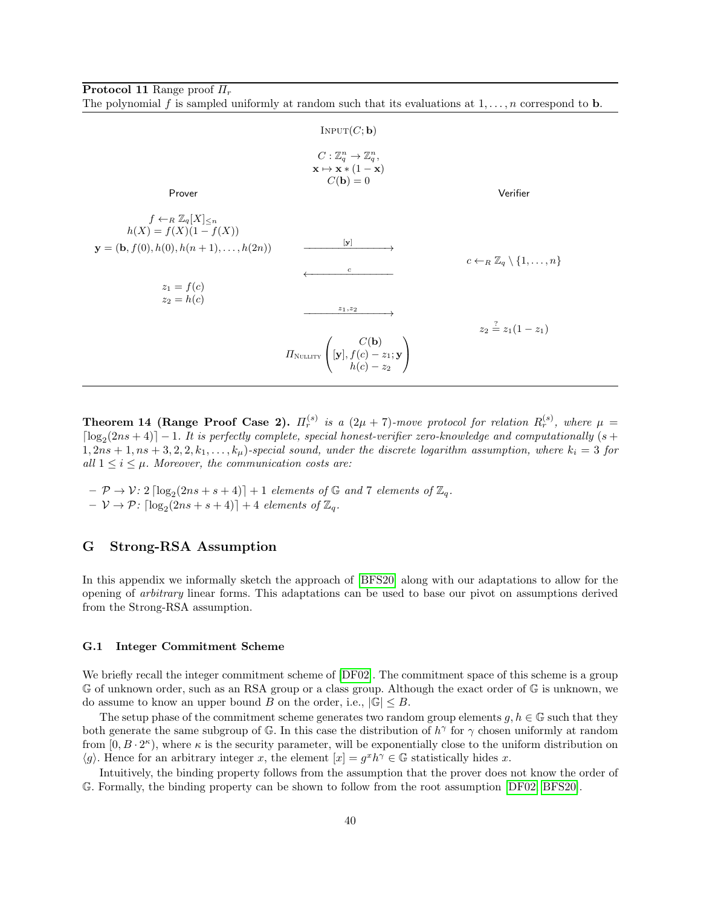**Protocol 11** Range proof $\Pi_r$

The polynomial $f$ is sampled uniformly at random such that its evaluations at $1, \dots, n$ correspond to $\mathbf{b}$.

$$\text{INPUT}(C; \mathbf{b})$$

$$C : \mathbb{Z}_q^n \to \mathbb{Z}_q^n,$$
$$\mathbf{x} \mapsto \mathbf{x} * (1 - \mathbf{x})$$
$$C(\mathbf{b}) = 0$$

| Prover | | Verifier |
|---|---|---|
| $f \leftarrow_R \mathbb{Z}_q[X]_{\leq n}$ | | |
| $h(X) = f(X)(1 - f(X))$ | | |
| $\mathbf{y} = (\mathbf{b}, f(0), h(0), h(n+1), \dots, h(2n))$ | $\xrightarrow{[\mathbf{y}]}$ | |
| | $\xleftarrow{c}$ | $c \leftarrow_R \mathbb{Z}_q \setminus \{1, \dots, n\}$ |
| $z_1 = f(c)$ | | |
| $z_2 = h(c)$ | $\xrightarrow{z_1, z_2}$ | |
| | | $z_2 \stackrel{?}{=} z_1(1 - z_1)$ |

$$\Pi_{\text{NULLITY}} \begin{pmatrix} C(\mathbf{b}) \\ [\mathbf{y}], f(c) - z_1; \mathbf{y} \\ h(c) - z_2 \end{pmatrix}$$

**Theorem 14 (Range Proof Case 2).** *$\Pi_r^{(s)}$ is a $(2\mu + 7)$-move protocol for relation $R_r^{(s)}$, where $\mu = \lceil \log_2(2ns + 4) \rceil - 1$. It is perfectly complete, special honest-verifier zero-knowledge and computationally $(s + 1, 2ns + 1, ns + 3, 2, 2, k_1, \dots, k_\mu)$-special sound, under the discrete logarithm assumption, where $k_i = 3$ for all $1 \leq i \leq \mu$. Moreover, the communication costs are:*

- *$\mathcal{P} \to \mathcal{V}$: $2 \lceil \log_2(2ns + s + 4) \rceil + 1$ elements of $\mathbb{G}$ and 7 elements of $\mathbb{Z}_q$.*
- *$\mathcal{V} \to \mathcal{P}$: $\lceil \log_2(2ns + s + 4) \rceil + 4$ elements of $\mathbb{Z}_q$.*

## G Strong-RSA Assumption

In this appendix we informally sketch the approach of [BFS20] along with our adaptations to allow for the opening of *arbitrary* linear forms. This adaptations can be used to base our pivot on assumptions derived from the Strong-RSA assumption.

### G.1 Integer Commitment Scheme

We briefly recall the integer commitment scheme of [DF02]. The commitment space of this scheme is a group $\mathbb{G}$ of unknown order, such as an RSA group or a class group. Although the exact order of $\mathbb{G}$ is unknown, we do assume to know an upper bound $B$ on the order, i.e., $|\mathbb{G}| \leq B$.

The setup phase of the commitment scheme generates two random group elements $g, h \in \mathbb{G}$ such that they both generate the same subgroup of $\mathbb{G}$. In this case the distribution of $h^\gamma$ for $\gamma$ chosen uniformly at random from $[0, B \cdot 2^\kappa)$, where $\kappa$ is the security parameter, will be exponentially close to the uniform distribution on $\langle g \rangle$. Hence for an arbitrary integer $x$, the element $[x] = g^x h^\gamma \in \mathbb{G}$ statistically hides $x$.

Intuitively, the binding property follows from the assumption that the prover does not know the order of $\mathbb{G}$. Formally, the binding property can be shown to follow from the root assumption [DF02, BFS20].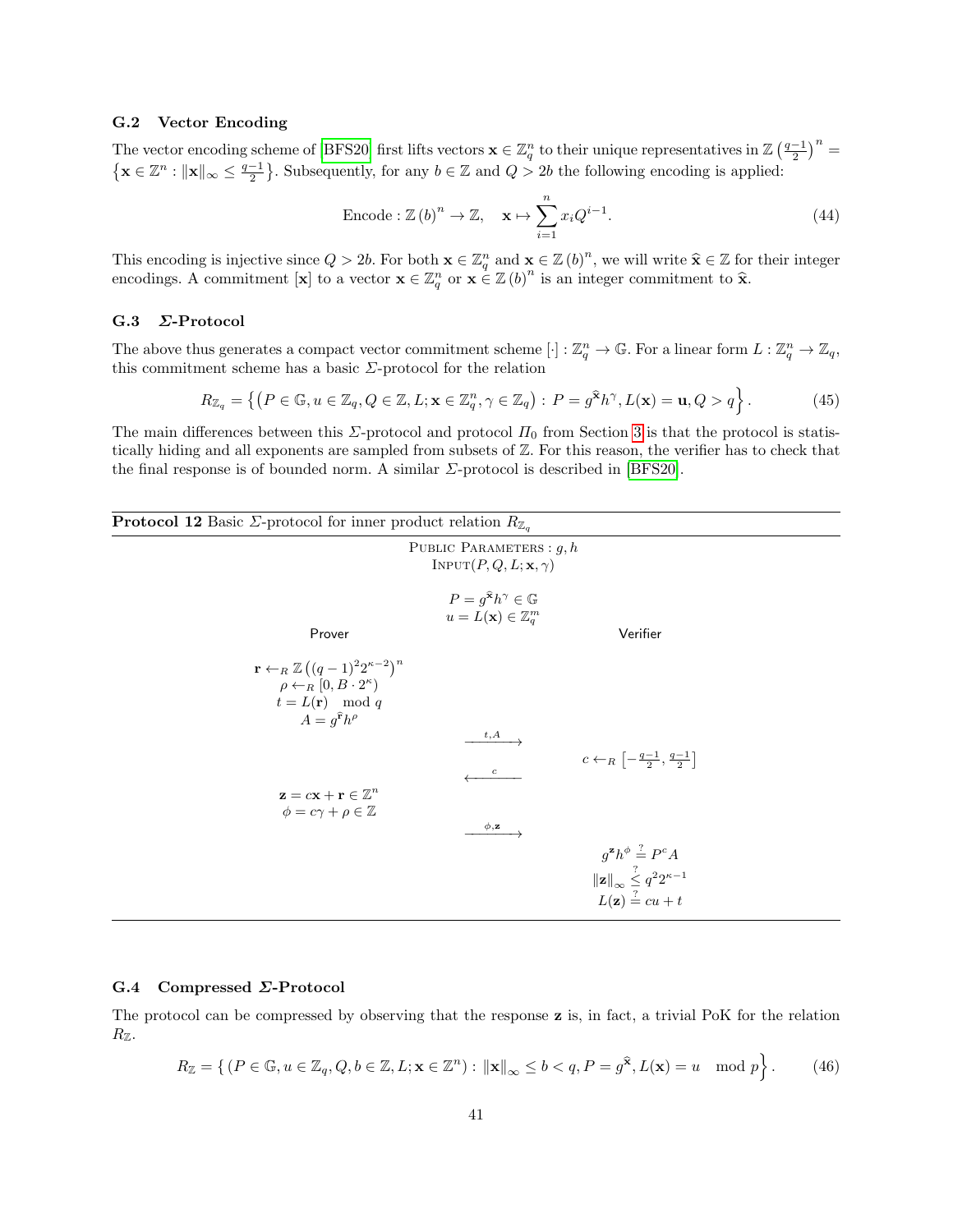### G.2 Vector Encoding

The vector encoding scheme of [BFS20] first lifts vectors $\mathbf{x} \in \mathbb{Z}_q^n$ to their unique representatives in $\mathbb{Z}\left(\frac{q-1}{2}\right)^n = \left\{\mathbf{x} \in \mathbb{Z}^n : \|\mathbf{x}\|_\infty \leq \frac{q-1}{2}\right\}$. Subsequently, for any $b \in \mathbb{Z}$ and $Q > 2b$ the following encoding is applied:

$$\text{Encode} : \mathbb{Z}\left(b\right)^n \to \mathbb{Z}, \quad \mathbf{x} \mapsto \sum_{i=1}^{n} x_i Q^{i-1}. \tag{44}$$

This encoding is injective since $Q > 2b$. For both $\mathbf{x} \in \mathbb{Z}_q^n$ and $\mathbf{x} \in \mathbb{Z}\left(b\right)^n$, we will write $\widehat{\mathbf{x}} \in \mathbb{Z}$ for their integer encodings. A commitment $[\mathbf{x}]$ to a vector $\mathbf{x} \in \mathbb{Z}_q^n$ or $\mathbf{x} \in \mathbb{Z}\left(b\right)^n$ is an integer commitment to $\widehat{\mathbf{x}}$.

### G.3 *Σ*-Protocol

The above thus generates a compact vector commitment scheme $[\cdot] : \mathbb{Z}_q^n \to \mathbb{G}$. For a linear form $L : \mathbb{Z}_q^n \to \mathbb{Z}_q$, this commitment scheme has a basic $\Sigma$-protocol for the relation

$$R_{\mathbb{Z}_q} = \left\{ \left(P \in \mathbb{G}, u \in \mathbb{Z}_q, Q \in \mathbb{Z}, L; \mathbf{x} \in \mathbb{Z}_q^n, \gamma \in \mathbb{Z}_q\right) : P = g^{\widehat{\mathbf{x}}} h^\gamma, L(\mathbf{x}) = \mathbf{u}, Q > q \right\}. \tag{45}$$

The main differences between this $\Sigma$-protocol and protocol $\Pi_0$ from Section 3 is that the protocol is statistically hiding and all exponents are sampled from subsets of $\mathbb{Z}$. For this reason, the verifier has to check that the final response is of bounded norm. A similar $\Sigma$-protocol is described in [BFS20].

**Protocol 12** Basic $\Sigma$-protocol for inner product relation $R_{\mathbb{Z}_q}$

PUBLIC PARAMETERS : $g, h$
INPUT$(P, Q, L; \mathbf{x}, \gamma)$

$P = g^{\widehat{\mathbf{x}}} h^\gamma \in \mathbb{G}$
$u = L(\mathbf{x}) \in \mathbb{Z}_q^m$

| Prover | | Verifier |
|---|---|---|
| $\mathbf{r} \leftarrow_R \mathbb{Z}\left((q-1)^2 2^{\kappa-2}\right)^n$ <br> $\rho \leftarrow_R [0, B \cdot 2^\kappa)$ <br> $t = L(\mathbf{r}) \mod q$ <br> $A = g^{\widehat{\mathbf{r}}} h^\rho$ | | |
| | $\xrightarrow{t, A}$ | |
| | | $c \leftarrow_R \left[-\frac{q-1}{2}, \frac{q-1}{2}\right]$ |
| | $\xleftarrow{c}$ | |
| $\mathbf{z} = c\mathbf{x} + \mathbf{r} \in \mathbb{Z}^n$ <br> $\phi = c\gamma + \rho \in \mathbb{Z}$ | | |
| | $\xrightarrow{\phi, \mathbf{z}}$ | |
| | | $g^{\mathbf{z}} h^\phi \stackrel{?}{=} P^c A$ <br> $\|\mathbf{z}\|_\infty \stackrel{?}{\leq} q^2 2^{\kappa-1}$ <br> $L(\mathbf{z}) \stackrel{?}{=} cu + t$ |

### G.4 Compressed *Σ*-Protocol

The protocol can be compressed by observing that the response $\mathbf{z}$ is, in fact, a trivial PoK for the relation $R_\mathbb{Z}$.

$$R_\mathbb{Z} = \left\{ \left(P \in \mathbb{G}, u \in \mathbb{Z}_q, Q, b \in \mathbb{Z}, L; \mathbf{x} \in \mathbb{Z}^n\right) : \|\mathbf{x}\|_\infty \leq b < q, P = g^{\widehat{\mathbf{x}}}, L(\mathbf{x}) = u \mod p \right\}. \tag{46}$$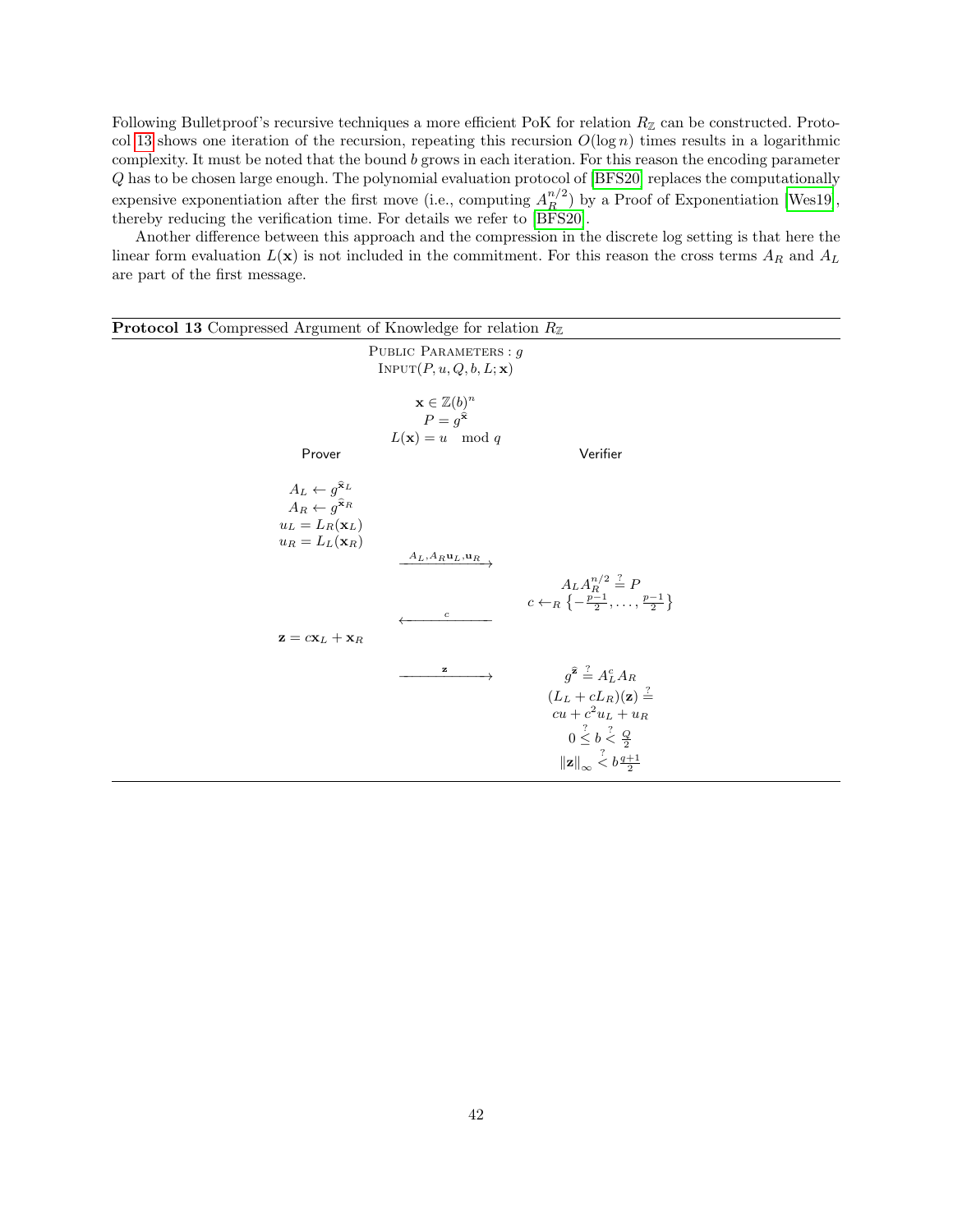Following Bulletproof's recursive techniques a more efficient PoK for relation $R_{\mathbb{Z}}$ can be constructed. Protocol 13 shows one iteration of the recursion, repeating this recursion $O(\log n)$ times results in a logarithmic complexity. It must be noted that the bound $b$ grows in each iteration. For this reason the encoding parameter $Q$ has to be chosen large enough. The polynomial evaluation protocol of [BFS20] replaces the computationally expensive exponentiation after the first move (i.e., computing $A_R^{n/2}$) by a Proof of Exponentiation [Wes19], thereby reducing the verification time. For details we refer to [BFS20].

Another difference between this approach and the compression in the discrete log setting is that here the linear form evaluation $L(\mathbf{x})$ is not included in the commitment. For this reason the cross terms $A_R$ and $A_L$ are part of the first message.

---

**Protocol 13** Compressed Argument of Knowledge for relation $R_{\mathbb{Z}}$

---

Public Parameters : $g$

Input$(P, u, Q, b, L; \mathbf{x})$

$\mathbf{x} \in \mathbb{Z}(b)^n$

$P = g^{\widehat{\mathbf{x}}}$

$L(\mathbf{x}) = u \mod q$

**Prover**

$A_L \leftarrow g^{\widehat{\mathbf{x}}_L}$

$A_R \leftarrow g^{\widehat{\mathbf{x}}_R}$

$u_L = L_R(\mathbf{x}_L)$

$u_R = L_L(\mathbf{x}_R)$

Prover $\xrightarrow{A_L, A_R \mathbf{u}_L, \mathbf{u}_R}$ Verifier

**Verifier**

$A_L A_R^{n/2} \stackrel{?}{=} P$

$c \leftarrow_R \left\{-\frac{p-1}{2}, \dots, \frac{p-1}{2}\right\}$

Verifier $\xrightarrow{c}$ Prover

**Prover**

$\mathbf{z} = c\mathbf{x}_L + \mathbf{x}_R$

Prover $\xrightarrow{\mathbf{z}}$ Verifier

**Verifier**

$g^{\widehat{\mathbf{z}}} \stackrel{?}{=} A_L^c A_R$

$(L_L + cL_R)(\mathbf{z}) \stackrel{?}{=} cu + c^2 u_L + u_R$

$0 \stackrel{?}{\leq} b \stackrel{?}{<} \frac{Q}{2}$

$\|\mathbf{z}\|_\infty \stackrel{?}{<} b\frac{q+1}{2}$

---